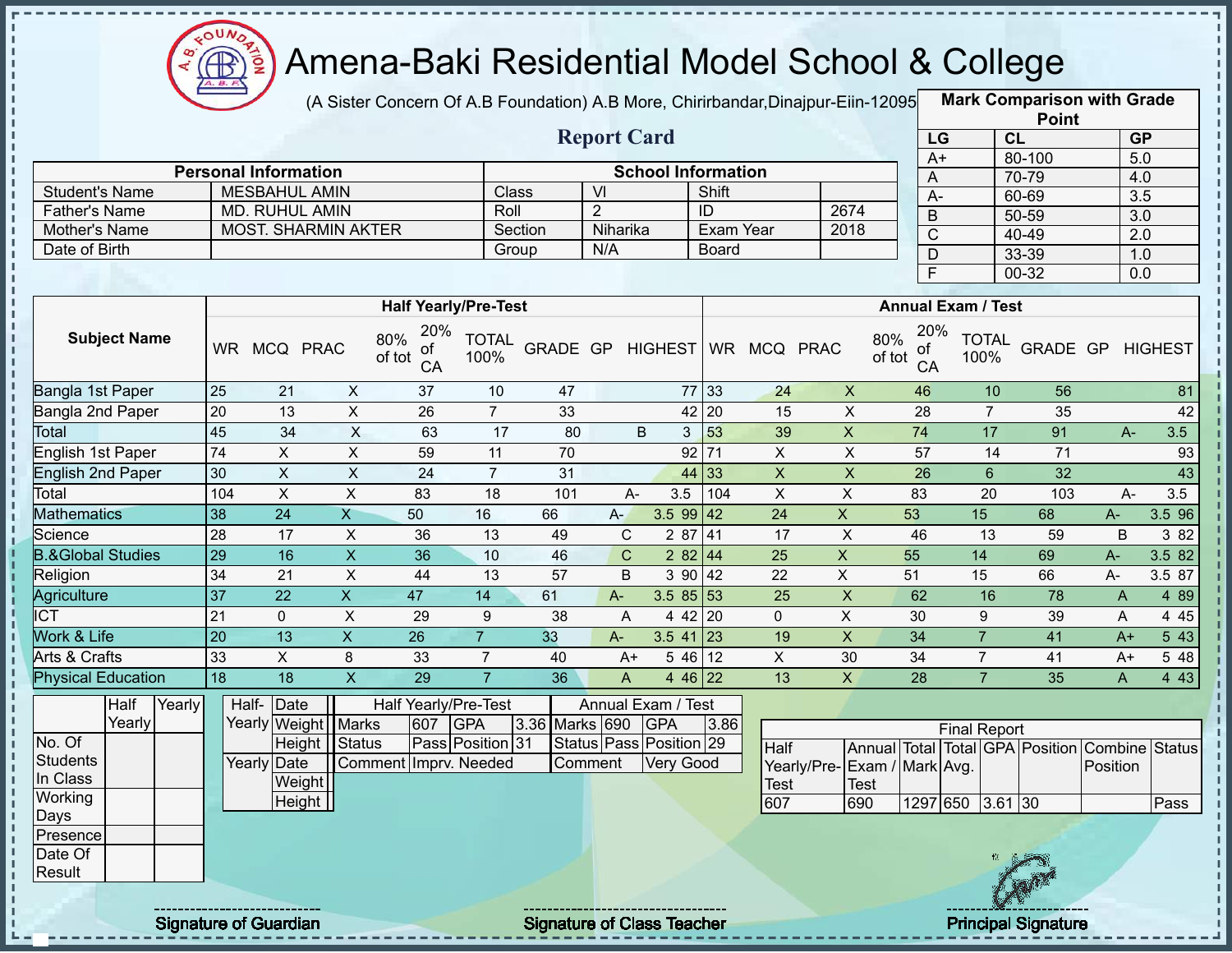# Amena-Baki Residential Model School & College

(A Sister Concern Of A.B Foundation) A.B More, Chirirbandar,Dinajpur-Eiin-120950

## Report Card

| Mark Comparison with Grade Point | | |
|---|---|---|
| LG | CL | GP |
| A+ | 80-100 | 5.0 |
| A | 70-79 | 4.0 |
| A- | 60-69 | 3.5 |
| B | 50-59 | 3.0 |
| C | 40-49 | 2.0 |
| D | 33-39 | 1.0 |
| F | 00-32 | 0.0 |

| Personal Information | | School Information | | | |
|---|---|---|---|---|---|
| Student's Name | MESBAHUL AMIN | Class | VI | Shift | |
| Father's Name | MD. RUHUL AMIN | Roll | 2 | ID | 2674 |
| Mother's Name | MOST. SHARMIN AKTER | Section | Niharika | Exam Year | 2018 |
| Date of Birth | | Group | N/A | Board | |

| Subject Name | Half Yearly/Pre-Test | | | | | | | | | Annual Exam / Test | | | | | | | | |
|---|---|---|---|---|---|---|---|---|---|---|---|---|---|---|---|---|---|---|
| | WR | MCQ | PRAC | 80% of tot | 20% of CA | TOTAL 100% | GRADE | GP | HIGHEST | WR | MCQ | PRAC | 80% of tot | 20% of CA | TOTAL 100% | GRADE | GP | HIGHEST |
| Bangla 1st Paper | 25 | 21 | X | 37 | 10 | 47 | | | 77 | 33 | 24 | X | 46 | 10 | 56 | | | 81 |
| Bangla 2nd Paper | 20 | 13 | X | 26 | 7 | 33 | | | 42 | 20 | 15 | X | 28 | 7 | 35 | | | 42 |
| Total | 45 | 34 | X | 63 | 17 | 80 | B | 3 | | 53 | 39 | X | 74 | 17 | 91 | A- | 3.5 | |
| English 1st Paper | 74 | X | X | 59 | 11 | 70 | | | 92 | 71 | X | X | 57 | 14 | 71 | | | 93 |
| English 2nd Paper | 30 | X | X | 24 | 7 | 31 | | | 44 | 33 | X | X | 26 | 6 | 32 | | | 43 |
| Total | 104 | X | X | 83 | 18 | 101 | A- | 3.5 | | 104 | X | X | 83 | 20 | 103 | A- | 3.5 | |
| Mathematics | 38 | 24 | X | 50 | 16 | 66 | A- | 3.5 | 99 | 42 | 24 | X | 53 | 15 | 68 | A- | 3.5 | 96 |
| Science | 28 | 17 | X | 36 | 13 | 49 | C | 2 | 87 | 41 | 17 | X | 46 | 13 | 59 | B | 3 | 82 |
| B.&Global Studies | 29 | 16 | X | 36 | 10 | 46 | C | 2 | 82 | 44 | 25 | X | 55 | 14 | 69 | A- | 3.5 | 82 |
| Religion | 34 | 21 | X | 44 | 13 | 57 | B | 3 | 90 | 42 | 22 | X | 51 | 15 | 66 | A- | 3.5 | 87 |
| Agriculture | 37 | 22 | X | 47 | 14 | 61 | A- | 3.5 | 85 | 53 | 25 | X | 62 | 16 | 78 | A | 4 | 89 |
| ICT | 21 | 0 | X | 29 | 9 | 38 | A | 4 | 42 | 20 | 0 | X | 30 | 9 | 39 | A | 4 | 45 |
| Work & Life | 20 | 13 | X | 26 | 7 | 33 | A- | 3.5 | 41 | 23 | 19 | X | 34 | 7 | 41 | A+ | 5 | 43 |
| Arts & Crafts | 33 | X | 8 | 33 | 7 | 40 | A+ | 5 | 46 | 12 | X | 30 | 34 | 7 | 41 | A+ | 5 | 48 |
| Physical Education | 18 | 18 | X | 29 | 7 | 36 | A | 4 | 46 | 22 | 13 | X | 28 | 7 | 35 | A | 4 | 43 |

| | Half Yearly | Yearly |
|---|---|---|
| No. Of Students In Class | | |
| Working Days | | |
| Presence | | |
| Date Of Result | | |

| | | |
|---|---|---|
| Half-Yearly | Date | |
| | Weight | |
| | Height | |
| Yearly | Date | |
| | Weight | |
| | Height | |

| Half Yearly/Pre-Test | | | | Annual Exam / Test | | | |
|---|---|---|---|---|---|---|---|
| Marks | 607 | GPA | 3.36 | Marks | 690 | GPA | 3.86 |
| Status | Pass | Position | 31 | Status | Pass | Position | 29 |
| Comment | Imprv. Needed | | | Comment | Very Good | | |

| Final Report | | | | | | | |
|---|---|---|---|---|---|---|---|
| Half Yearly/Pre-Test | Annual Exam / Test | Total Mark | Total Avg. | GPA | Position | Combine Position | Status |
| 607 | 690 | 1297 | 650 | 3.61 | 30 | | Pass |

Signature of Guardian | Signature of Class Teacher | Principal Signature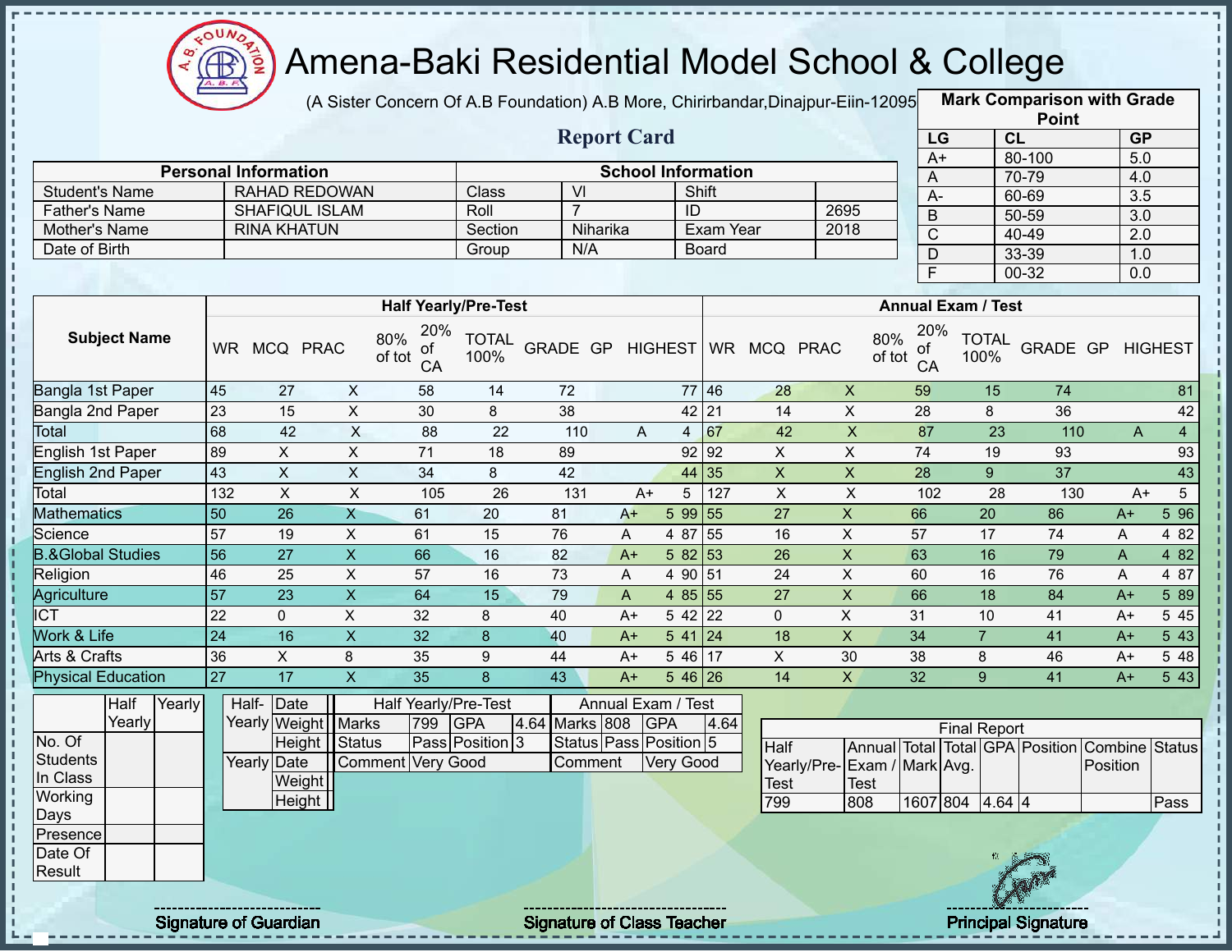# Amena-Baki Residential Model School & College

(A Sister Concern Of A.B Foundation) A.B More, Chirirbandar,Dinajpur-Eiin-12095

## Report Card

| Mark Comparison with Grade Point | | |
|---|---|---|
| LG | CL | GP |
| A+ | 80-100 | 5.0 |
| A | 70-79 | 4.0 |
| A- | 60-69 | 3.5 |
| B | 50-59 | 3.0 |
| C | 40-49 | 2.0 |
| D | 33-39 | 1.0 |
| F | 00-32 | 0.0 |

| Personal Information | | School Information | | | |
|---|---|---|---|---|---|
| Student's Name | RAHAD REDOWAN | Class | VI | Shift | |
| Father's Name | SHAFIQUL ISLAM | Roll | 7 | ID | 2695 |
| Mother's Name | RINA KHATUN | Section | Niharika | Exam Year | 2018 |
| Date of Birth | | Group | N/A | Board | |

| Subject Name | Half Yearly/Pre-Test | | | | | | | | | Annual Exam / Test | | | | | | | | |
|---|---|---|---|---|---|---|---|---|---|---|---|---|---|---|---|---|---|---|
| | WR | MCQ | PRAC | 80% of tot | 20% of CA | TOTAL 100% | GRADE | GP | HIGHEST | WR | MCQ | PRAC | 80% of tot | 20% of CA | TOTAL 100% | GRADE | GP | HIGHEST |
| Bangla 1st Paper | 45 | 27 | X | 58 | 14 | 72 | | | 77 | 46 | 28 | X | 59 | 15 | 74 | | | 81 |
| Bangla 2nd Paper | 23 | 15 | X | 30 | 8 | 38 | | | 42 | 21 | 14 | X | 28 | 8 | 36 | | | 42 |
| Total | 68 | 42 | X | 88 | 22 | 110 | A | 4 | | 67 | 42 | X | 87 | 23 | 110 | A | 4 | |
| English 1st Paper | 89 | X | X | 71 | 18 | 89 | | | 92 | 92 | X | X | 74 | 19 | 93 | | | 93 |
| English 2nd Paper | 43 | X | X | 34 | 8 | 42 | | | 44 | 35 | X | X | 28 | 9 | 37 | | | 43 |
| Total | 132 | X | X | 105 | 26 | 131 | A+ | 5 | | 127 | X | X | 102 | 28 | 130 | A+ | 5 | |
| Mathematics | 50 | 26 | X | 61 | 20 | 81 | A+ | 5 | 99 | 55 | 27 | X | 66 | 20 | 86 | A+ | 5 | 96 |
| Science | 57 | 19 | X | 61 | 15 | 76 | A | 4 | 87 | 55 | 16 | X | 57 | 17 | 74 | A | 4 | 82 |
| B.&Global Studies | 56 | 27 | X | 66 | 16 | 82 | A+ | 5 | 82 | 53 | 26 | X | 63 | 16 | 79 | A | 4 | 82 |
| Religion | 46 | 25 | X | 57 | 16 | 73 | A | 4 | 90 | 51 | 24 | X | 60 | 16 | 76 | A | 4 | 87 |
| Agriculture | 57 | 23 | X | 64 | 15 | 79 | A | 4 | 85 | 55 | 27 | X | 66 | 18 | 84 | A+ | 5 | 89 |
| ICT | 22 | 0 | X | 32 | 8 | 40 | A+ | 5 | 42 | 22 | 0 | X | 31 | 10 | 41 | A+ | 5 | 45 |
| Work & Life | 24 | 16 | X | 32 | 8 | 40 | A+ | 5 | 41 | 24 | 18 | X | 34 | 7 | 41 | A+ | 5 | 43 |
| Arts & Crafts | 36 | X | 8 | 35 | 9 | 44 | A+ | 5 | 46 | 17 | X | 30 | 38 | 8 | 46 | A+ | 5 | 48 |
| Physical Education | 27 | 17 | X | 35 | 8 | 43 | A+ | 5 | 46 | 26 | 14 | X | 32 | 9 | 41 | A+ | 5 | 43 |

| | Half Yearly | Yearly |
|---|---|---|
| No. Of Students In Class | | |
| Working Days | | |
| Presence | | |
| Date Of Result | | |

| | | |
|---|---|---|
| Half-Yearly | Date | |
| | Weight | |
| | Height | |
| Yearly | Date | |
| | Weight | |
| | Height | |

| Half Yearly/Pre-Test | | | | Annual Exam / Test | | | |
|---|---|---|---|---|---|---|---|
| Marks | 799 | GPA | 4.64 | Marks | 808 | GPA | 4.64 |
| Status | Pass | Position | 3 | Status | Pass | Position | 5 |
| Comment | Very Good | | | Comment | Very Good | | |

| Final Report | | | | | | | |
|---|---|---|---|---|---|---|---|
| Half Yearly/Pre-Test | Annual Exam / Test | Total Mark | Total Avg. | GPA | Position | Combine Position | Status |
| 799 | 808 | 1607 | 804 | 4.64 | 4 | | Pass |

Signature of Guardian

Signature of Class Teacher

Principal Signature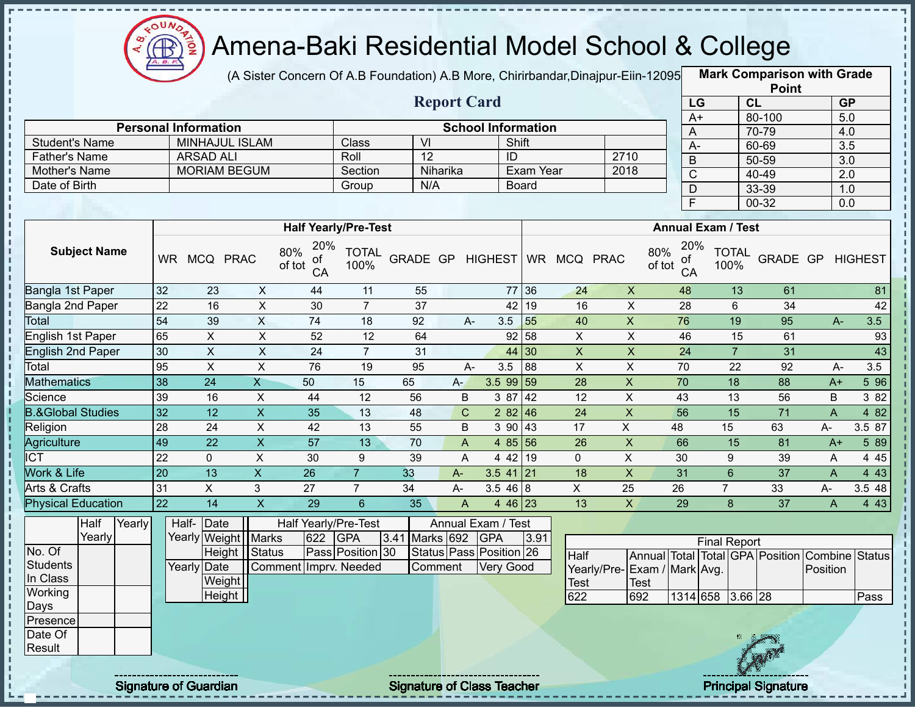# Amena-Baki Residential Model School & College

(A Sister Concern Of A.B Foundation) A.B More, Chirirbandar,Dinajpur-Eiin-120950

## Report Card

| Mark Comparison with Grade Point | | |
|---|---|---|
| LG | CL | GP |
| A+ | 80-100 | 5.0 |
| A | 70-79 | 4.0 |
| A- | 60-69 | 3.5 |
| B | 50-59 | 3.0 |
| C | 40-49 | 2.0 |
| D | 33-39 | 1.0 |
| F | 00-32 | 0.0 |

| Personal Information | | School Information | | | |
|---|---|---|---|---|---|
| Student's Name | MINHAJUL ISLAM | Class | VI | Shift | |
| Father's Name | ARSAD ALI | Roll | 12 | ID | 2710 |
| Mother's Name | MORIAM BEGUM | Section | Niharika | Exam Year | 2018 |
| Date of Birth | | Group | N/A | Board | |

| Subject Name | Half Yearly/Pre-Test | | | | | | | | | Annual Exam / Test | | | | | | | | |
|---|---|---|---|---|---|---|---|---|---|---|---|---|---|---|---|---|---|---|
| | WR | MCQ | PRAC | 80% of tot | 20% of CA | TOTAL 100% | GRADE | GP | HIGHEST | WR | MCQ | PRAC | 80% of tot | 20% of CA | TOTAL 100% | GRADE | GP | HIGHEST |
| Bangla 1st Paper | 32 | 23 | X | 44 | 11 | 55 | | | 77 | 36 | 24 | X | 48 | 13 | 61 | | | 81 |
| Bangla 2nd Paper | 22 | 16 | X | 30 | 7 | 37 | | | 42 | 19 | 16 | X | 28 | 6 | 34 | | | 42 |
| Total | 54 | 39 | X | 74 | 18 | 92 | A- | 3.5 | | 55 | 40 | X | 76 | 19 | 95 | A- | 3.5 | |
| English 1st Paper | 65 | X | X | 52 | 12 | 64 | | | 92 | 58 | X | X | 46 | 15 | 61 | | | 93 |
| English 2nd Paper | 30 | X | X | 24 | 7 | 31 | | | 44 | 30 | X | X | 24 | 7 | 31 | | | 43 |
| Total | 95 | X | X | 76 | 19 | 95 | A- | 3.5 | | 88 | X | X | 70 | 22 | 92 | A- | 3.5 | |
| Mathematics | 38 | 24 | X | 50 | 15 | 65 | A- | 3.5 | 99 | 59 | 28 | X | 70 | 18 | 88 | A+ | 5 | 96 |
| Science | 39 | 16 | X | 44 | 12 | 56 | B | 3 | 87 | 42 | 12 | X | 43 | 13 | 56 | B | 3 | 82 |
| B.&Global Studies | 32 | 12 | X | 35 | 13 | 48 | C | 2 | 82 | 46 | 24 | X | 56 | 15 | 71 | A | 4 | 82 |
| Religion | 28 | 24 | X | 42 | 13 | 55 | B | 3 | 90 | 43 | 17 | X | 48 | 15 | 63 | A- | 3.5 | 87 |
| Agriculture | 49 | 22 | X | 57 | 13 | 70 | A | 4 | 85 | 56 | 26 | X | 66 | 15 | 81 | A+ | 5 | 89 |
| ICT | 22 | 0 | X | 30 | 9 | 39 | A | 4 | 42 | 19 | 0 | X | 30 | 9 | 39 | A | 4 | 45 |
| Work & Life | 20 | 13 | X | 26 | 7 | 33 | A- | 3.5 | 41 | 21 | 18 | X | 31 | 6 | 37 | A | 4 | 43 |
| Arts & Crafts | 31 | X | 3 | 27 | 7 | 34 | A- | 3.5 | 46 | 8 | X | 25 | 26 | 7 | 33 | A- | 3.5 | 48 |
| Physical Education | 22 | 14 | X | 29 | 6 | 35 | A | 4 | 46 | 23 | 13 | X | 29 | 8 | 37 | A | 4 | 43 |

| | Half Yearly | Yearly |
|---|---|---|
| No. Of Students In Class | | |
| Working Days | | |
| Presence | | |
| Date Of Result | | |

| | | |
|---|---|---|
| Half-Yearly | Date | |
| | Weight | |
| | Height | |
| Yearly | Date | |
| | Weight | |
| | Height | |

| Half Yearly/Pre-Test | | | | Annual Exam / Test | | | |
|---|---|---|---|---|---|---|---|
| Marks | 622 | GPA | 3.41 | Marks | 692 | GPA | 3.91 |
| Status | Pass | Position | 30 | Status | Pass | Position | 26 |
| Comment | Imprv. Needed | | | Comment | Very Good | | |

| Final Report | | | | | | | |
|---|---|---|---|---|---|---|---|
| Half Yearly/Pre-Test | Annual Exam / Test | Total Mark | Total Avg. | GPA | Position | Combine Position | Status |
| 622 | 692 | 1314 | 658 | 3.66 | 28 | | Pass |

Signature of Guardian — Signature of Class Teacher — Principal Signature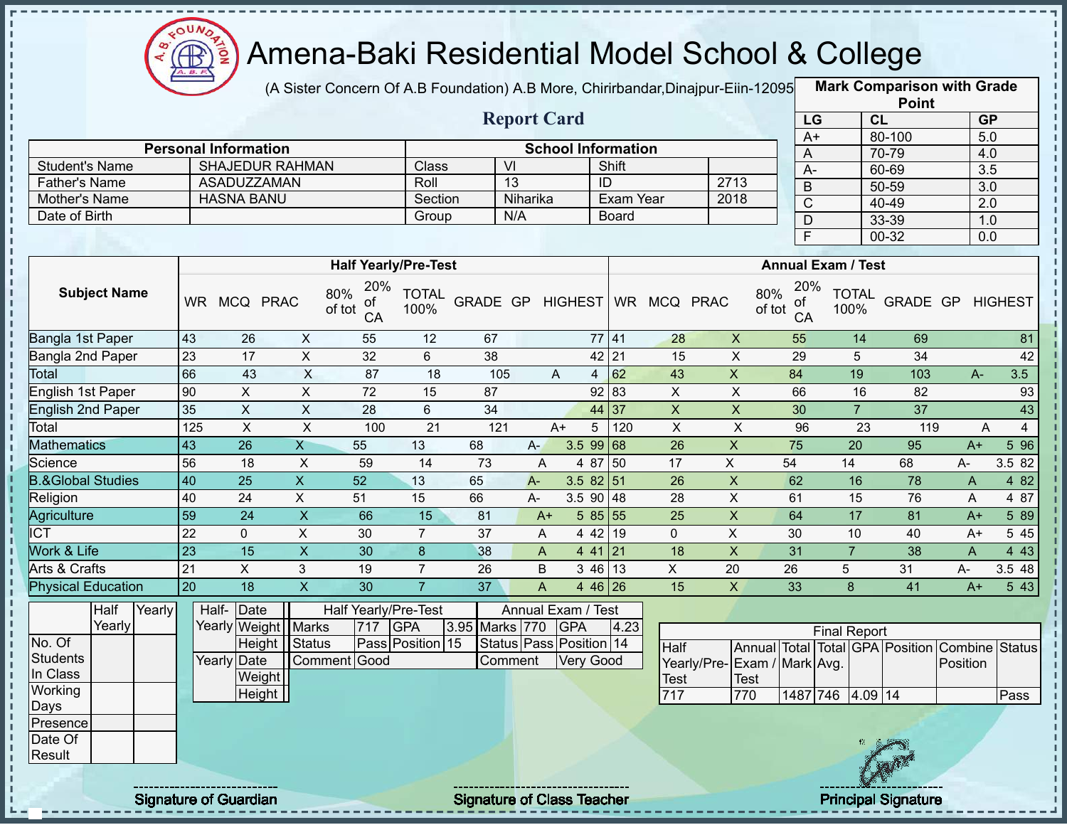# Amena-Baki Residential Model School & College

(A Sister Concern Of A.B Foundation) A.B More, Chirirbandar,Dinajpur-Eiin-120950

## Report Card

| Mark Comparison with Grade Point | | |
|---|---|---|
| LG | CL | GP |
| A+ | 80-100 | 5.0 |
| A | 70-79 | 4.0 |
| A- | 60-69 | 3.5 |
| B | 50-59 | 3.0 |
| C | 40-49 | 2.0 |
| D | 33-39 | 1.0 |
| F | 00-32 | 0.0 |

| Personal Information | | School Information | | | |
|---|---|---|---|---|---|
| Student's Name | SHAJEDUR RAHMAN | Class | VI | Shift | |
| Father's Name | ASADUZZAMAN | Roll | 13 | ID | 2713 |
| Mother's Name | HASNA BANU | Section | Niharika | Exam Year | 2018 |
| Date of Birth | | Group | N/A | Board | |

| Subject Name | Half Yearly/Pre-Test | | | | | | | | | Annual Exam / Test | | | | | | | | |
|---|---|---|---|---|---|---|---|---|---|---|---|---|---|---|---|---|---|---|
| | WR | MCQ | PRAC | 80% of tot | 20% of CA | TOTAL 100% | GRADE | GP | HIGHEST | WR | MCQ | PRAC | 80% of tot | 20% of CA | TOTAL 100% | GRADE | GP | HIGHEST |
| Bangla 1st Paper | 43 | 26 | X | 55 | 12 | 67 | | | 77 | 41 | 28 | X | 55 | 14 | 69 | | | 81 |
| Bangla 2nd Paper | 23 | 17 | X | 32 | 6 | 38 | | | 42 | 21 | 15 | X | 29 | 5 | 34 | | | 42 |
| Total | 66 | 43 | X | 87 | 18 | 105 | A | 4 | | 62 | 43 | X | 84 | 19 | 103 | A- | 3.5 | |
| English 1st Paper | 90 | X | X | 72 | 15 | 87 | | | 92 | 83 | X | X | 66 | 16 | 82 | | | 93 |
| English 2nd Paper | 35 | X | X | 28 | 6 | 34 | | | 44 | 37 | X | X | 30 | 7 | 37 | | | 43 |
| Total | 125 | X | X | 100 | 21 | 121 | A+ | 5 | | 120 | X | X | 96 | 23 | 119 | A | 4 | |
| Mathematics | 43 | 26 | X | 55 | 13 | 68 | A- | 3.5 | 99 | 68 | 26 | X | 75 | 20 | 95 | A+ | 5 | 96 |
| Science | 56 | 18 | X | 59 | 14 | 73 | A | 4 | 87 | 50 | 17 | X | 54 | 14 | 68 | A- | 3.5 | 82 |
| B.&Global Studies | 40 | 25 | X | 52 | 13 | 65 | A- | 3.5 | 82 | 51 | 26 | X | 62 | 16 | 78 | A | 4 | 82 |
| Religion | 40 | 24 | X | 51 | 15 | 66 | A- | 3.5 | 90 | 48 | 28 | X | 61 | 15 | 76 | A | 4 | 87 |
| Agriculture | 59 | 24 | X | 66 | 15 | 81 | A+ | 5 | 85 | 55 | 25 | X | 64 | 17 | 81 | A+ | 5 | 89 |
| ICT | 22 | 0 | X | 30 | 7 | 37 | A | 4 | 42 | 19 | 0 | X | 30 | 10 | 40 | A+ | 5 | 45 |
| Work & Life | 23 | 15 | X | 30 | 8 | 38 | A | 4 | 41 | 21 | 18 | X | 31 | 7 | 38 | A | 4 | 43 |
| Arts & Crafts | 21 | X | 3 | 19 | 7 | 26 | B | 3 | 46 | 13 | X | 20 | 26 | 5 | 31 | A- | 3.5 | 48 |
| Physical Education | 20 | 18 | X | 30 | 7 | 37 | A | 4 | 46 | 26 | 15 | X | 33 | 8 | 41 | A+ | 5 | 43 |

| | Half Yearly | Yearly |
|---|---|---|
| No. Of Students In Class | | |
| Working Days | | |
| Presence | | |
| Date Of Result | | |

| | | |
|---|---|---|
| Half-Yearly | Date | |
| | Weight | |
| | Height | |
| Yearly | Date | |
| | Weight | |
| | Height | |

| Half Yearly/Pre-Test | | | | Annual Exam / Test | | | |
|---|---|---|---|---|---|---|---|
| Marks | 717 | GPA | 3.95 | Marks | 770 | GPA | 4.23 |
| Status | Pass | Position | 15 | Status | Pass | Position | 14 |
| Comment | Good | | | Comment | Very Good | | |

| Final Report | | | | | | | |
|---|---|---|---|---|---|---|---|
| Half Yearly/Pre-Test | Annual Exam / Test | Total Mark | Total Avg. | GPA | Position | Combine Position | Status |
| 717 | 770 | 1487 | 746 | 4.09 | 14 | | Pass |

Signature of Guardian

Signature of Class Teacher

Principal Signature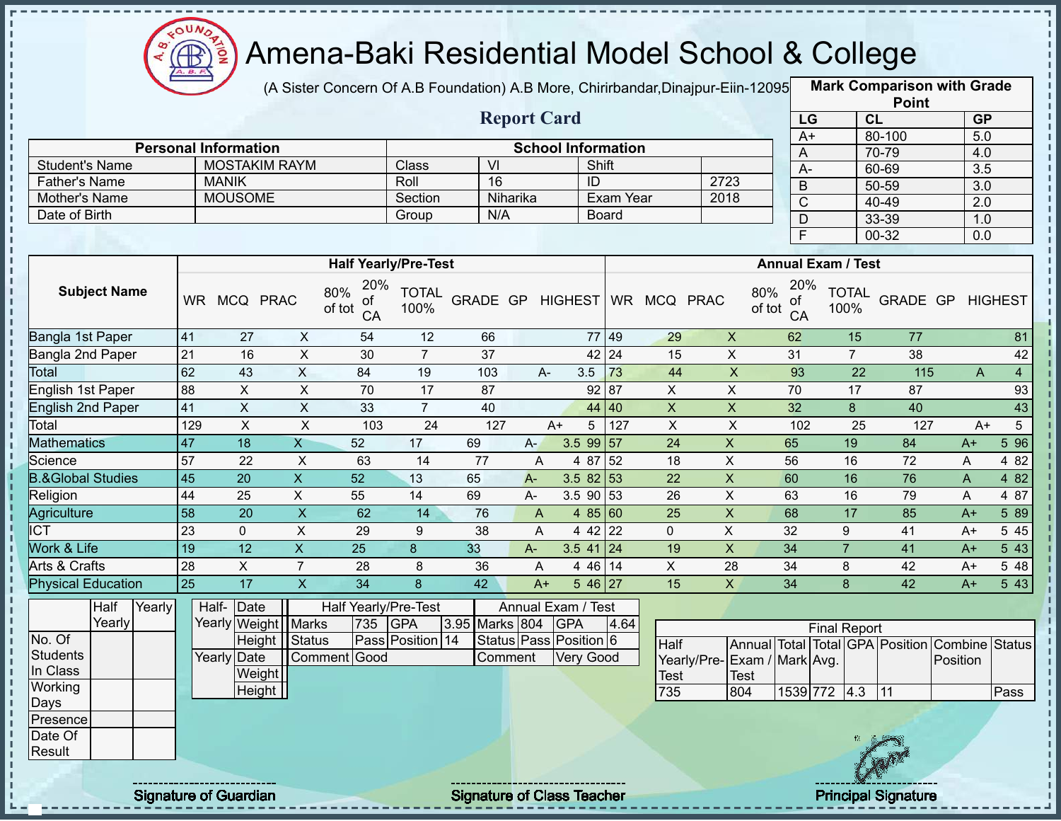# Amena-Baki Residential Model School & College

(A Sister Concern Of A.B Foundation) A.B More, Chirirbandar,Dinajpur-Eiin-120950

## Report Card

| Mark Comparison with Grade Point | | |
|---|---|---|
| LG | CL | GP |
| A+ | 80-100 | 5.0 |
| A | 70-79 | 4.0 |
| A- | 60-69 | 3.5 |
| B | 50-59 | 3.0 |
| C | 40-49 | 2.0 |
| D | 33-39 | 1.0 |
| F | 00-32 | 0.0 |

| Personal Information | | School Information | | | |
|---|---|---|---|---|---|
| Student's Name | MOSTAKIM RAYM | Class | VI | Shift | |
| Father's Name | MANIK | Roll | 16 | ID | 2723 |
| Mother's Name | MOUSOME | Section | Niharika | Exam Year | 2018 |
| Date of Birth | | Group | N/A | Board | |

| Subject Name | Half Yearly/Pre-Test | | | | | | | | | Annual Exam / Test | | | | | | | | |
|---|---|---|---|---|---|---|---|---|---|---|---|---|---|---|---|---|---|---|
| | WR | MCQ | PRAC | 80% of tot | 20% of CA | TOTAL 100% | GRADE | GP | HIGHEST | WR | MCQ | PRAC | 80% of tot | 20% of CA | TOTAL 100% | GRADE | GP | HIGHEST |
| Bangla 1st Paper | 41 | 27 | X | 54 | 12 | 66 | | | 77 | 49 | 29 | X | 62 | 15 | 77 | | | 81 |
| Bangla 2nd Paper | 21 | 16 | X | 30 | 7 | 37 | | | 42 | 24 | 15 | X | 31 | 7 | 38 | | | 42 |
| Total | 62 | 43 | X | 84 | 19 | 103 | A- | 3.5 | | 73 | 44 | X | 93 | 22 | 115 | A | 4 | |
| English 1st Paper | 88 | X | X | 70 | 17 | 87 | | | 92 | 87 | X | X | 70 | 17 | 87 | | | 93 |
| English 2nd Paper | 41 | X | X | 33 | 7 | 40 | | | 44 | 40 | X | X | 32 | 8 | 40 | | | 43 |
| Total | 129 | X | X | 103 | 24 | 127 | A+ | 5 | | 127 | X | X | 102 | 25 | 127 | A+ | 5 | |
| Mathematics | 47 | 18 | X | 52 | 17 | 69 | A- | 3.5 | 99 | 57 | 24 | X | 65 | 19 | 84 | A+ | 5 | 96 |
| Science | 57 | 22 | X | 63 | 14 | 77 | A | 4 | 87 | 52 | 18 | X | 56 | 16 | 72 | A | 4 | 82 |
| B.&Global Studies | 45 | 20 | X | 52 | 13 | 65 | A- | 3.5 | 82 | 53 | 22 | X | 60 | 16 | 76 | A | 4 | 82 |
| Religion | 44 | 25 | X | 55 | 14 | 69 | A- | 3.5 | 90 | 53 | 26 | X | 63 | 16 | 79 | A | 4 | 87 |
| Agriculture | 58 | 20 | X | 62 | 14 | 76 | A | 4 | 85 | 60 | 25 | X | 68 | 17 | 85 | A+ | 5 | 89 |
| ICT | 23 | 0 | X | 29 | 9 | 38 | A | 4 | 42 | 22 | 0 | X | 32 | 9 | 41 | A+ | 5 | 45 |
| Work & Life | 19 | 12 | X | 25 | 8 | 33 | A- | 3.5 | 41 | 24 | 19 | X | 34 | 7 | 41 | A+ | 5 | 43 |
| Arts & Crafts | 28 | X | 7 | 28 | 8 | 36 | A | 4 | 46 | 14 | X | 28 | 34 | 8 | 42 | A+ | 5 | 48 |
| Physical Education | 25 | 17 | X | 34 | 8 | 42 | A+ | 5 | 46 | 27 | 15 | X | 34 | 8 | 42 | A+ | 5 | 43 |

| | Half Yearly | Yearly |
|---|---|---|
| No. Of Students In Class | | |
| Working Days | | |
| Presence | | |
| Date Of Result | | |

| | | |
|---|---|---|
| Half-Yearly | Date | |
| | Weight | |
| | Height | |
| Yearly | Date | |
| | Weight | |
| | Height | |

| Half Yearly/Pre-Test | | | | Annual Exam / Test | | | |
|---|---|---|---|---|---|---|---|
| Marks | 735 | GPA | 3.95 | Marks | 804 | GPA | 4.64 |
| Status | Pass | Position | 14 | Status | Pass | Position | 6 |
| Comment | Good | | | Comment | Very Good | | |

| Final Report | | | | | | | |
|---|---|---|---|---|---|---|---|
| Half Yearly/Pre-Test | Annual Exam / Test | Total Mark | Total Avg. | GPA | Position | Combine Position | Status |
| 735 | 804 | 1539 | 772 | 4.3 | 11 | | Pass |

Signature of Guardian

Signature of Class Teacher

Principal Signature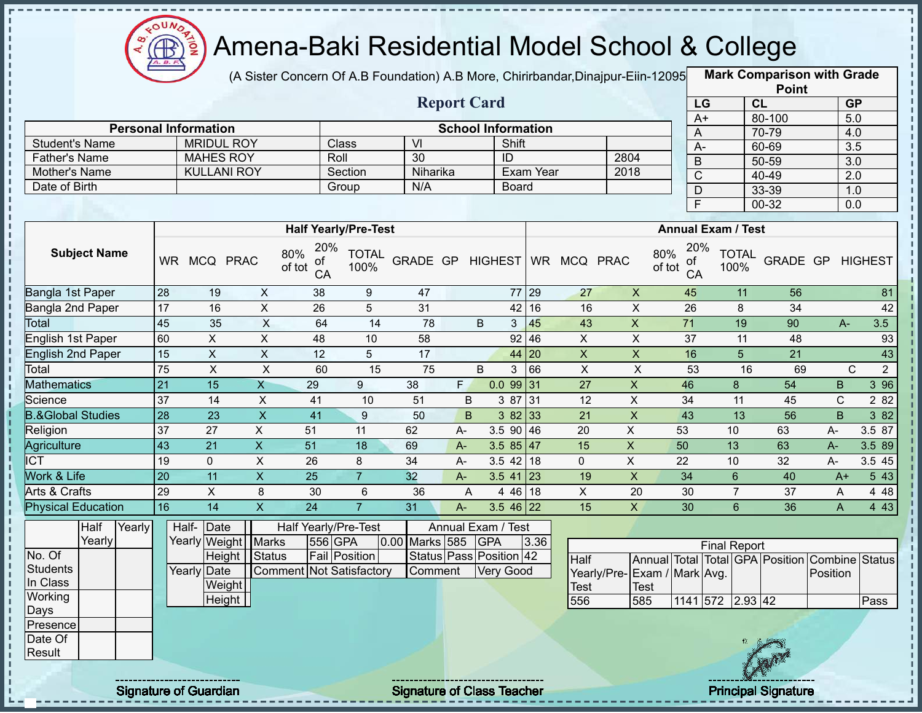# Amena-Baki Residential Model School & College

(A Sister Concern Of A.B Foundation) A.B More, Chirirbandar,Dinajpur-Eiin-120950

## Report Card

| Mark Comparison with Grade Point | | |
|---|---|---|
| LG | CL | GP |
| A+ | 80-100 | 5.0 |
| A | 70-79 | 4.0 |
| A- | 60-69 | 3.5 |
| B | 50-59 | 3.0 |
| C | 40-49 | 2.0 |
| D | 33-39 | 1.0 |
| F | 00-32 | 0.0 |

| Personal Information | | School Information | | | |
|---|---|---|---|---|---|
| Student's Name | MRIDUL ROY | Class | VI | Shift | |
| Father's Name | MAHES ROY | Roll | 30 | ID | 2804 |
| Mother's Name | KULLANI ROY | Section | Niharika | Exam Year | 2018 |
| Date of Birth | | Group | N/A | Board | |

| Subject Name | Half Yearly/Pre-Test | | | | | | | | | Annual Exam / Test | | | | | | | | |
|---|---|---|---|---|---|---|---|---|---|---|---|---|---|---|---|---|---|---|
| | WR | MCQ | PRAC | 80% of tot | 20% of CA | TOTAL 100% | GRADE | GP | HIGHEST | WR | MCQ | PRAC | 80% of tot | 20% of CA | TOTAL 100% | GRADE | GP | HIGHEST |
| Bangla 1st Paper | 28 | 19 | X | 38 | 9 | 47 | | | 77 | 29 | 27 | X | 45 | 11 | 56 | | | 81 |
| Bangla 2nd Paper | 17 | 16 | X | 26 | 5 | 31 | | | 42 | 16 | 16 | X | 26 | 8 | 34 | | | 42 |
| Total | 45 | 35 | X | 64 | 14 | 78 | B | 3 | | 45 | 43 | X | 71 | 19 | 90 | A- | 3.5 | |
| English 1st Paper | 60 | X | X | 48 | 10 | 58 | | | 92 | 46 | X | X | 37 | 11 | 48 | | | 93 |
| English 2nd Paper | 15 | X | X | 12 | 5 | 17 | | | 44 | 20 | X | X | 16 | 5 | 21 | | | 43 |
| Total | 75 | X | X | 60 | 15 | 75 | B | 3 | | 66 | X | X | 53 | 16 | 69 | C | 2 | |
| Mathematics | 21 | 15 | X | 29 | 9 | 38 | F | 0.0 | 99 | 31 | 27 | X | 46 | 8 | 54 | B | 3 | 96 |
| Science | 37 | 14 | X | 41 | 10 | 51 | B | 3 | 87 | 31 | 12 | X | 34 | 11 | 45 | C | 2 | 82 |
| B.&Global Studies | 28 | 23 | X | 41 | 9 | 50 | B | 3 | 82 | 33 | 21 | X | 43 | 13 | 56 | B | 3 | 82 |
| Religion | 37 | 27 | X | 51 | 11 | 62 | A- | 3.5 | 90 | 46 | 20 | X | 53 | 10 | 63 | A- | 3.5 | 87 |
| Agriculture | 43 | 21 | X | 51 | 18 | 69 | A- | 3.5 | 85 | 47 | 15 | X | 50 | 13 | 63 | A- | 3.5 | 89 |
| ICT | 19 | 0 | X | 26 | 8 | 34 | A- | 3.5 | 42 | 18 | 0 | X | 22 | 10 | 32 | A- | 3.5 | 45 |
| Work & Life | 20 | 11 | X | 25 | 7 | 32 | A- | 3.5 | 41 | 23 | 19 | X | 34 | 6 | 40 | A+ | 5 | 43 |
| Arts & Crafts | 29 | X | 8 | 30 | 6 | 36 | A | 4 | 46 | 18 | X | 20 | 30 | 7 | 37 | A | 4 | 48 |
| Physical Education | 16 | 14 | X | 24 | 7 | 31 | A- | 3.5 | 46 | 22 | 15 | X | 30 | 6 | 36 | A | 4 | 43 |

| | Half Yearly | Yearly |
|---|---|---|
| No. Of Students In Class | | |
| Working Days | | |
| Presence | | |
| Date Of Result | | |

| | | |
|---|---|---|
| Half-Yearly | Date | |
| | Weight | |
| | Height | |
| Yearly | Date | |
| | Weight | |
| | Height | |

| Half Yearly/Pre-Test | | | | Annual Exam / Test | | | |
|---|---|---|---|---|---|---|---|
| Marks | 556 | GPA | 0.00 | Marks | 585 | GPA | 3.36 |
| Status | Fail | Position | | Status | Pass | Position | 42 |
| Comment | Not Satisfactory | | | Comment | Very Good | | |

| Final Report | | | | | | | |
|---|---|---|---|---|---|---|---|
| Half Yearly/Pre-Test | Annual Exam / Test | Total Mark | Total Avg. | GPA | Position | Combine Position | Status |
| 556 | 585 | 1141 | 572 | 2.93 | 42 | | Pass |

Signature of Guardian

Signature of Class Teacher

Principal Signature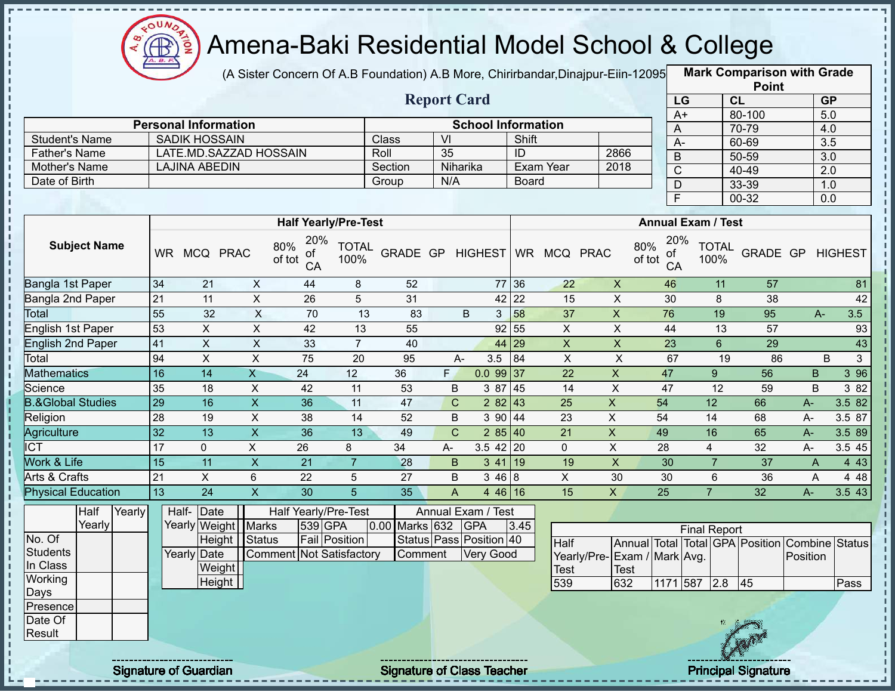# Amena-Baki Residential Model School & College

(A Sister Concern Of A.B Foundation) A.B More, Chirirbandar,Dinajpur-Eiin-120950

## Report Card

| Mark Comparison with Grade Point | | |
|---|---|---|
| LG | CL | GP |
| A+ | 80-100 | 5.0 |
| A | 70-79 | 4.0 |
| A- | 60-69 | 3.5 |
| B | 50-59 | 3.0 |
| C | 40-49 | 2.0 |
| D | 33-39 | 1.0 |
| F | 00-32 | 0.0 |

| Personal Information | | School Information | | | |
|---|---|---|---|---|---|
| Student's Name | SADIK HOSSAIN | Class | VI | Shift | |
| Father's Name | LATE.MD.SAZZAD HOSSAIN | Roll | 35 | ID | 2866 |
| Mother's Name | LAJINA ABEDIN | Section | Niharika | Exam Year | 2018 |
| Date of Birth | | Group | N/A | Board | |

| Subject Name | Half Yearly/Pre-Test | | | | | | | | | Annual Exam / Test | | | | | | | | |
|---|---|---|---|---|---|---|---|---|---|---|---|---|---|---|---|---|---|---|
| | WR | MCQ | PRAC | 80% of tot | 20% of CA | TOTAL 100% | GRADE | GP | HIGHEST | WR | MCQ | PRAC | 80% of tot | 20% of CA | TOTAL 100% | GRADE | GP | HIGHEST |
| Bangla 1st Paper | 34 | 21 | X | 44 | 8 | 52 | | | 77 | 36 | 22 | X | 46 | 11 | 57 | | | 81 |
| Bangla 2nd Paper | 21 | 11 | X | 26 | 5 | 31 | | | 42 | 22 | 15 | X | 30 | 8 | 38 | | | 42 |
| Total | 55 | 32 | X | 70 | 13 | 83 | B | 3 | | 58 | 37 | X | 76 | 19 | 95 | A- | 3.5 | |
| English 1st Paper | 53 | X | X | 42 | 13 | 55 | | | 92 | 55 | X | X | 44 | 13 | 57 | | | 93 |
| English 2nd Paper | 41 | X | X | 33 | 7 | 40 | | | 44 | 29 | X | X | 23 | 6 | 29 | | | 43 |
| Total | 94 | X | X | 75 | 20 | 95 | A- | 3.5 | | 84 | X | X | 67 | 19 | 86 | B | 3 | |
| Mathematics | 16 | 14 | X | 24 | 12 | 36 | F | 0.0 | 99 | 37 | 22 | X | 47 | 9 | 56 | B | 3 | 96 |
| Science | 35 | 18 | X | 42 | 11 | 53 | B | 3 | 87 | 45 | 14 | X | 47 | 12 | 59 | B | 3 | 82 |
| B.&Global Studies | 29 | 16 | X | 36 | 11 | 47 | C | 2 | 82 | 43 | 25 | X | 54 | 12 | 66 | A- | 3.5 | 82 |
| Religion | 28 | 19 | X | 38 | 14 | 52 | B | 3 | 90 | 44 | 23 | X | 54 | 14 | 68 | A- | 3.5 | 87 |
| Agriculture | 32 | 13 | X | 36 | 13 | 49 | C | 2 | 85 | 40 | 21 | X | 49 | 16 | 65 | A- | 3.5 | 89 |
| ICT | 17 | 0 | X | 26 | 8 | 34 | A- | 3.5 | 42 | 20 | 0 | X | 28 | 4 | 32 | A- | 3.5 | 45 |
| Work & Life | 15 | 11 | X | 21 | 7 | 28 | B | 3 | 41 | 19 | 19 | X | 30 | 7 | 37 | A | 4 | 43 |
| Arts & Crafts | 21 | X | 6 | 22 | 5 | 27 | B | 3 | 46 | 8 | X | 30 | 30 | 6 | 36 | A | 4 | 48 |
| Physical Education | 13 | 24 | X | 30 | 5 | 35 | A | 4 | 46 | 16 | 15 | X | 25 | 7 | 32 | A- | 3.5 | 43 |

| | Half Yearly | Yearly |
|---|---|---|
| No. Of Students In Class | | |
| Working Days | | |
| Presence | | |
| Date Of Result | | |

| | | |
|---|---|---|
| Half-Yearly | Date | |
| | Weight | |
| | Height | |
| Yearly | Date | |
| | Weight | |
| | Height | |

| Half Yearly/Pre-Test | | | | Annual Exam / Test | | | |
|---|---|---|---|---|---|---|---|
| Marks | 539 | GPA | 0.00 | Marks | 632 | GPA | 3.45 |
| Status | Fail | Position | | Status | Pass | Position | 40 |
| Comment | Not Satisfactory | | | Comment | | Very Good | |

| Final Report | | | | | | | |
|---|---|---|---|---|---|---|---|
| Half Yearly/Pre-Test | Annual Exam / Test | Total Mark | Total Avg. | GPA | Position | Combine Position | Status |
| 539 | 632 | 1171 | 587 | 2.8 | 45 | | Pass |

Signature of Guardian

Signature of Class Teacher

Principal Signature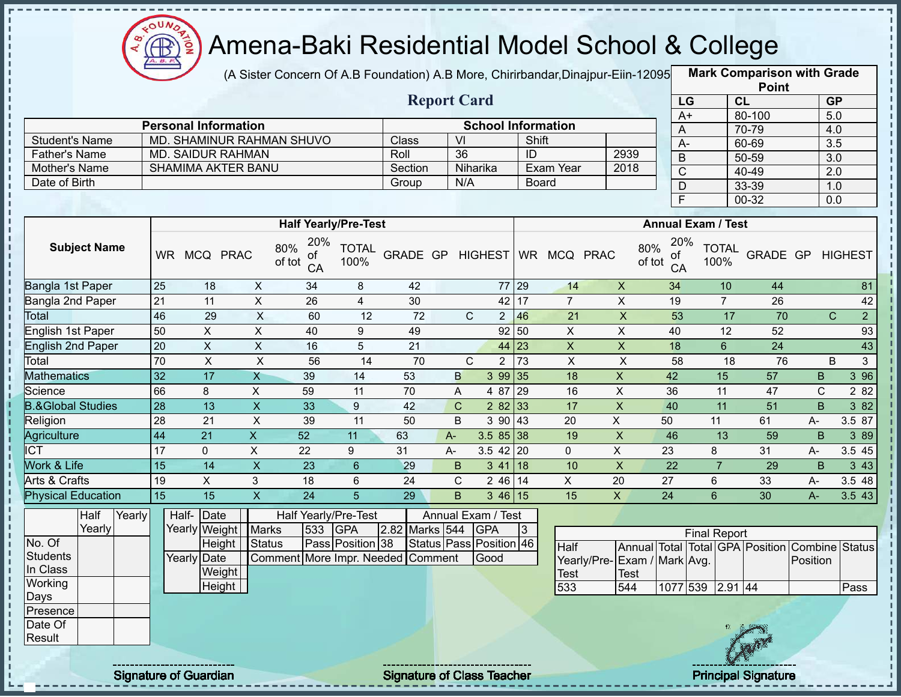# Amena-Baki Residential Model School & College

(A Sister Concern Of A.B Foundation) A.B More, Chirirbandar,Dinajpur-Eiin-120950

## Report Card

| Mark Comparison with Grade Point | | |
|---|---|---|
| LG | CL | GP |
| A+ | 80-100 | 5.0 |
| A | 70-79 | 4.0 |
| A- | 60-69 | 3.5 |
| B | 50-59 | 3.0 |
| C | 40-49 | 2.0 |
| D | 33-39 | 1.0 |
| F | 00-32 | 0.0 |

| Personal Information | | School Information | | | |
|---|---|---|---|---|---|
| Student's Name | MD. SHAMINUR RAHMAN SHUVO | Class | VI | Shift | |
| Father's Name | MD. SAIDUR RAHMAN | Roll | 36 | ID | 2939 |
| Mother's Name | SHAMIMA AKTER BANU | Section | Niharika | Exam Year | 2018 |
| Date of Birth | | Group | N/A | Board | |

| Subject Name | Half Yearly/Pre-Test | | | | | | | | | Annual Exam / Test | | | | | | | | |
|---|---|---|---|---|---|---|---|---|---|---|---|---|---|---|---|---|---|---|
| | WR | MCQ | PRAC | 80% of tot | 20% of CA | TOTAL 100% | GRADE | GP | HIGHEST | WR | MCQ | PRAC | 80% of tot | 20% of CA | TOTAL 100% | GRADE | GP | HIGHEST |
| Bangla 1st Paper | 25 | 18 | X | 34 | 8 | 42 | | | 77 | 29 | 14 | X | 34 | 10 | 44 | | | 81 |
| Bangla 2nd Paper | 21 | 11 | X | 26 | 4 | 30 | | | 42 | 17 | 7 | X | 19 | 7 | 26 | | | 42 |
| Total | 46 | 29 | X | 60 | 12 | 72 | C | 2 | | 46 | 21 | X | 53 | 17 | 70 | C | 2 | |
| English 1st Paper | 50 | X | X | 40 | 9 | 49 | | | 92 | 50 | X | X | 40 | 12 | 52 | | | 93 |
| English 2nd Paper | 20 | X | X | 16 | 5 | 21 | | | 44 | 23 | X | X | 18 | 6 | 24 | | | 43 |
| Total | 70 | X | X | 56 | 14 | 70 | C | 2 | | 73 | X | X | 58 | 18 | 76 | B | 3 | |
| Mathematics | 32 | 17 | X | 39 | 14 | 53 | B | 3 | 99 | 35 | 18 | X | 42 | 15 | 57 | B | 3 | 96 |
| Science | 66 | 8 | X | 59 | 11 | 70 | A | 4 | 87 | 29 | 16 | X | 36 | 11 | 47 | C | 2 | 82 |
| B.&Global Studies | 28 | 13 | X | 33 | 9 | 42 | C | 2 | 82 | 33 | 17 | X | 40 | 11 | 51 | B | 3 | 82 |
| Religion | 28 | 21 | X | 39 | 11 | 50 | B | 3 | 90 | 43 | 20 | X | 50 | 11 | 61 | A- | 3.5 | 87 |
| Agriculture | 44 | 21 | X | 52 | 11 | 63 | A- | 3.5 | 85 | 38 | 19 | X | 46 | 13 | 59 | B | 3 | 89 |
| ICT | 17 | 0 | X | 22 | 9 | 31 | A- | 3.5 | 42 | 20 | 0 | X | 23 | 8 | 31 | A- | 3.5 | 45 |
| Work & Life | 15 | 14 | X | 23 | 6 | 29 | B | 3 | 41 | 18 | 10 | X | 22 | 7 | 29 | B | 3 | 43 |
| Arts & Crafts | 19 | X | 3 | 18 | 6 | 24 | C | 2 | 46 | 14 | X | 20 | 27 | 6 | 33 | A- | 3.5 | 48 |
| Physical Education | 15 | 15 | X | 24 | 5 | 29 | B | 3 | 46 | 15 | 15 | X | 24 | 6 | 30 | A- | 3.5 | 43 |

| | Half Yearly | Yearly |
|---|---|---|
| No. Of Students In Class | | |
| Working Days | | |
| Presence | | |
| Date Of Result | | |

| | | |
|---|---|---|
| Half-Yearly | Date | |
| | Weight | |
| | Height | |
| Yearly | Date | |
| | Weight | |
| | Height | |

| Half Yearly/Pre-Test | | | | Annual Exam / Test | | | |
|---|---|---|---|---|---|---|---|
| Marks | 533 | GPA | 2.82 | Marks | 544 | GPA | 3 |
| Status | Pass | Position | 38 | Status | Pass | Position | 46 |
| Comment | More Impr. Needed | | | Comment | Good | | |

| Final Report | | | | | | | |
|---|---|---|---|---|---|---|---|
| Half Yearly/Pre-Test | Annual Exam / Test | Total Mark | Total Avg. | GPA | Position | Combine Position | Status |
| 533 | 544 | 1077 | 539 | 2.91 | 44 | | Pass |

Signature of Guardian

Signature of Class Teacher

Principal Signature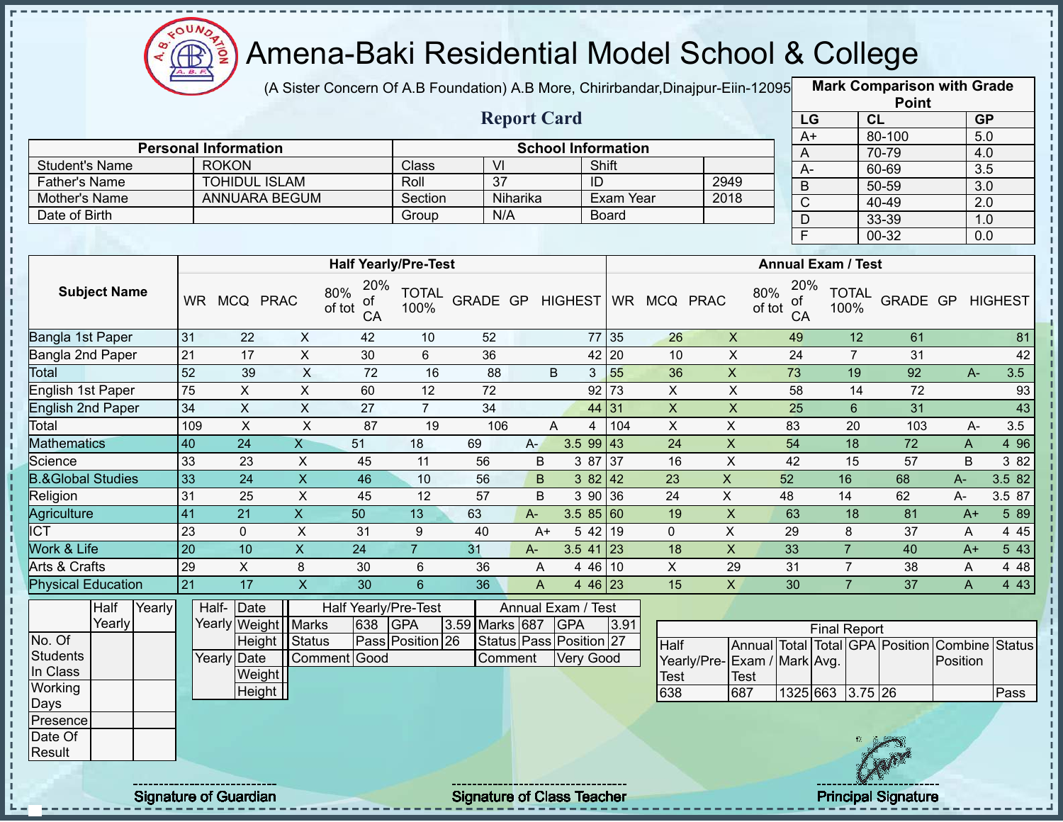# Amena-Baki Residential Model School & College

(A Sister Concern Of A.B Foundation) A.B More, Chirirbandar,Dinajpur-Eiin-120950

## Report Card

| Mark Comparison with Grade Point | | |
|---|---|---|
| LG | CL | GP |
| A+ | 80-100 | 5.0 |
| A | 70-79 | 4.0 |
| A- | 60-69 | 3.5 |
| B | 50-59 | 3.0 |
| C | 40-49 | 2.0 |
| D | 33-39 | 1.0 |
| F | 00-32 | 0.0 |

| Personal Information | | School Information | | | |
|---|---|---|---|---|---|
| Student's Name | ROKON | Class | VI | Shift | |
| Father's Name | TOHIDUL ISLAM | Roll | 37 | ID | 2949 |
| Mother's Name | ANNUARA BEGUM | Section | Niharika | Exam Year | 2018 |
| Date of Birth | | Group | N/A | Board | |

| Subject Name | Half Yearly/Pre-Test | | | | | | | | | Annual Exam / Test | | | | | | | | |
|---|---|---|---|---|---|---|---|---|---|---|---|---|---|---|---|---|---|---|
| | WR | MCQ | PRAC | 80% of tot | 20% of CA | TOTAL 100% | GRADE | GP | HIGHEST | WR | MCQ | PRAC | 80% of tot | 20% of CA | TOTAL 100% | GRADE | GP | HIGHEST |
| Bangla 1st Paper | 31 | 22 | X | 42 | 10 | 52 | | | 77 | 35 | 26 | X | 49 | 12 | 61 | | | 81 |
| Bangla 2nd Paper | 21 | 17 | X | 30 | 6 | 36 | | | 42 | 20 | 10 | X | 24 | 7 | 31 | | | 42 |
| Total | 52 | 39 | X | 72 | 16 | 88 | B | 3 | | 55 | 36 | X | 73 | 19 | 92 | A- | 3.5 | |
| English 1st Paper | 75 | X | X | 60 | 12 | 72 | | | 92 | 73 | X | X | 58 | 14 | 72 | | | 93 |
| English 2nd Paper | 34 | X | X | 27 | 7 | 34 | | | 44 | 31 | X | X | 25 | 6 | 31 | | | 43 |
| Total | 109 | X | X | 87 | 19 | 106 | A | 4 | | 104 | X | X | 83 | 20 | 103 | A- | 3.5 | |
| Mathematics | 40 | 24 | X | 51 | 18 | 69 | A- | 3.5 | 99 | 43 | 24 | X | 54 | 18 | 72 | A | 4 | 96 |
| Science | 33 | 23 | X | 45 | 11 | 56 | B | 3 | 87 | 37 | 16 | X | 42 | 15 | 57 | B | 3 | 82 |
| B.&Global Studies | 33 | 24 | X | 46 | 10 | 56 | B | 3 | 82 | 42 | 23 | X | 52 | 16 | 68 | A- | 3.5 | 82 |
| Religion | 31 | 25 | X | 45 | 12 | 57 | B | 3 | 90 | 36 | 24 | X | 48 | 14 | 62 | A- | 3.5 | 87 |
| Agriculture | 41 | 21 | X | 50 | 13 | 63 | A- | 3.5 | 85 | 60 | 19 | X | 63 | 18 | 81 | A+ | 5 | 89 |
| ICT | 23 | 0 | X | 31 | 9 | 40 | A+ | 5 | 42 | 19 | 0 | X | 29 | 8 | 37 | A | 4 | 45 |
| Work & Life | 20 | 10 | X | 24 | 7 | 31 | A- | 3.5 | 41 | 23 | 18 | X | 33 | 7 | 40 | A+ | 5 | 43 |
| Arts & Crafts | 29 | X | 8 | 30 | 6 | 36 | A | 4 | 46 | 10 | X | 29 | 31 | 7 | 38 | A | 4 | 48 |
| Physical Education | 21 | 17 | X | 30 | 6 | 36 | A | 4 | 46 | 23 | 15 | X | 30 | 7 | 37 | A | 4 | 43 |

| | Half Yearly | Yearly |
|---|---|---|
| No. Of Students In Class | | |
| Working Days | | |
| Presence | | |
| Date Of Result | | |

| | | |
|---|---|---|
| Half-Yearly | Date | |
| | Weight | |
| | Height | |
| Yearly | Date | |
| | Weight | |
| | Height | |

| Half Yearly/Pre-Test | | | | Annual Exam / Test | | | |
|---|---|---|---|---|---|---|---|
| Marks | 638 | GPA | 3.59 | Marks | 687 | GPA | 3.91 |
| Status | Pass | Position | 26 | Status | Pass | Position | 27 |
| Comment | Good | | | Comment | Very Good | | |

| Final Report | | | | | | | |
|---|---|---|---|---|---|---|---|
| Half Yearly/Pre-Test | Annual Exam / Test | Total Mark | Total Avg. | GPA | Position | Combine Position | Status |
| 638 | 687 | 1325 | 663 | 3.75 | 26 | | Pass |

Signature of Guardian

Signature of Class Teacher

Principal Signature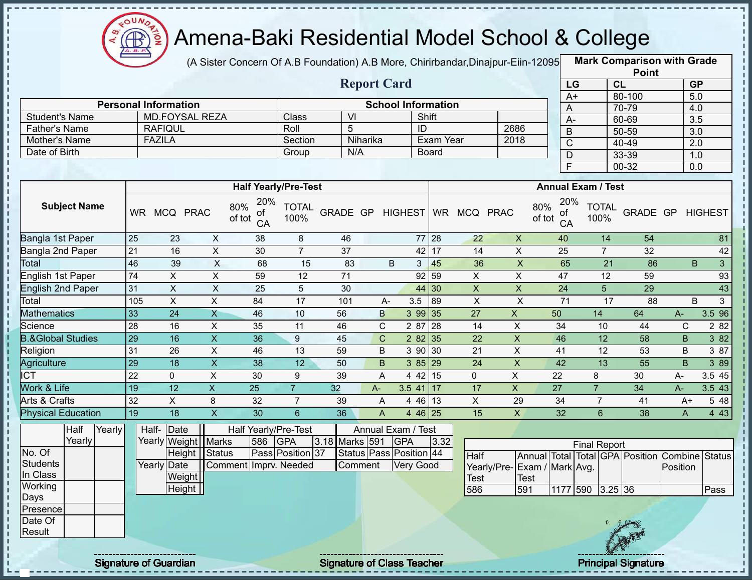# Amena-Baki Residential Model School & College

(A Sister Concern Of A.B Foundation) A.B More, Chirirbandar,Dinajpur-Eiin-120950

## Report Card

| Mark Comparison with Grade Point | | |
|---|---|---|
| LG | CL | GP |
| A+ | 80-100 | 5.0 |
| A | 70-79 | 4.0 |
| A- | 60-69 | 3.5 |
| B | 50-59 | 3.0 |
| C | 40-49 | 2.0 |
| D | 33-39 | 1.0 |
| F | 00-32 | 0.0 |

| Personal Information | | School Information | | | |
|---|---|---|---|---|---|
| Student's Name | MD.FOYSAL REZA | Class | VI | Shift | |
| Father's Name | RAFIQUL | Roll | 5 | ID | 2686 |
| Mother's Name | FAZILA | Section | Niharika | Exam Year | 2018 |
| Date of Birth | | Group | N/A | Board | |

| Subject Name | Half Yearly/Pre-Test | | | | | | | | | Annual Exam / Test | | | | | | | | |
|---|---|---|---|---|---|---|---|---|---|---|---|---|---|---|---|---|---|---|
| | WR | MCQ | PRAC | 80% of tot | 20% of CA | TOTAL 100% | GRADE | GP | HIGHEST | WR | MCQ | PRAC | 80% of tot | 20% of CA | TOTAL 100% | GRADE | GP | HIGHEST |
| Bangla 1st Paper | 25 | 23 | X | 38 | 8 | 46 | | | 77 | 28 | 22 | X | 40 | 14 | 54 | | | 81 |
| Bangla 2nd Paper | 21 | 16 | X | 30 | 7 | 37 | | | 42 | 17 | 14 | X | 25 | 7 | 32 | | | 42 |
| Total | 46 | 39 | X | 68 | 15 | 83 | B | 3 | | 45 | 36 | X | 65 | 21 | 86 | B | 3 | |
| English 1st Paper | 74 | X | X | 59 | 12 | 71 | | | 92 | 59 | X | X | 47 | 12 | 59 | | | 93 |
| English 2nd Paper | 31 | X | X | 25 | 5 | 30 | | | 44 | 30 | X | X | 24 | 5 | 29 | | | 43 |
| Total | 105 | X | X | 84 | 17 | 101 | A- | 3.5 | | 89 | X | X | 71 | 17 | 88 | B | 3 | |
| Mathematics | 33 | 24 | X | 46 | 10 | 56 | B | 3 | 99 | 35 | 27 | X | 50 | 14 | 64 | A- | 3.5 | 96 |
| Science | 28 | 16 | X | 35 | 11 | 46 | C | 2 | 87 | 28 | 14 | X | 34 | 10 | 44 | C | 2 | 82 |
| B.&Global Studies | 29 | 16 | X | 36 | 9 | 45 | C | 2 | 82 | 35 | 22 | X | 46 | 12 | 58 | B | 3 | 82 |
| Religion | 31 | 26 | X | 46 | 13 | 59 | B | 3 | 90 | 30 | 21 | X | 41 | 12 | 53 | B | 3 | 87 |
| Agriculture | 29 | 18 | X | 38 | 12 | 50 | B | 3 | 85 | 29 | 24 | X | 42 | 13 | 55 | B | 3 | 89 |
| ICT | 22 | 0 | X | 30 | 9 | 39 | A | 4 | 42 | 15 | 0 | X | 22 | 8 | 30 | A- | 3.5 | 45 |
| Work & Life | 19 | 12 | X | 25 | 7 | 32 | A- | 3.5 | 41 | 17 | 17 | X | 27 | 7 | 34 | A- | 3.5 | 43 |
| Arts & Crafts | 32 | X | 8 | 32 | 7 | 39 | A | 4 | 46 | 13 | X | 29 | 34 | 7 | 41 | A+ | 5 | 48 |
| Physical Education | 19 | 18 | X | 30 | 6 | 36 | A | 4 | 46 | 25 | 15 | X | 32 | 6 | 38 | A | 4 | 43 |

| | Half Yearly | Yearly |
|---|---|---|
| No. Of Students In Class | | |
| Working Days | | |
| Presence | | |
| Date Of Result | | |

| Half-Yearly | Date | |
|---|---|---|
| | Weight | |
| | Height | |
| Yearly | Date | |
| | Weight | |
| | Height | |

| Half Yearly/Pre-Test | | | | Annual Exam / Test | | | |
|---|---|---|---|---|---|---|---|
| Marks | 586 | GPA | 3.18 | Marks | 591 | GPA | 3.32 |
| Status | Pass | Position | 37 | Status | Pass | Position | 44 |
| Comment | Imprv. Needed | | | Comment | Very Good | | |

| Final Report | | | | | | | |
|---|---|---|---|---|---|---|---|
| Half Yearly/Pre-Test | Annual Exam / Test | Total Mark | Total Avg. | GPA | Position | Combine Position | Status |
| 586 | 591 | 1177 | 590 | 3.25 | 36 | | Pass |

Signature of Guardian

Signature of Class Teacher

Principal Signature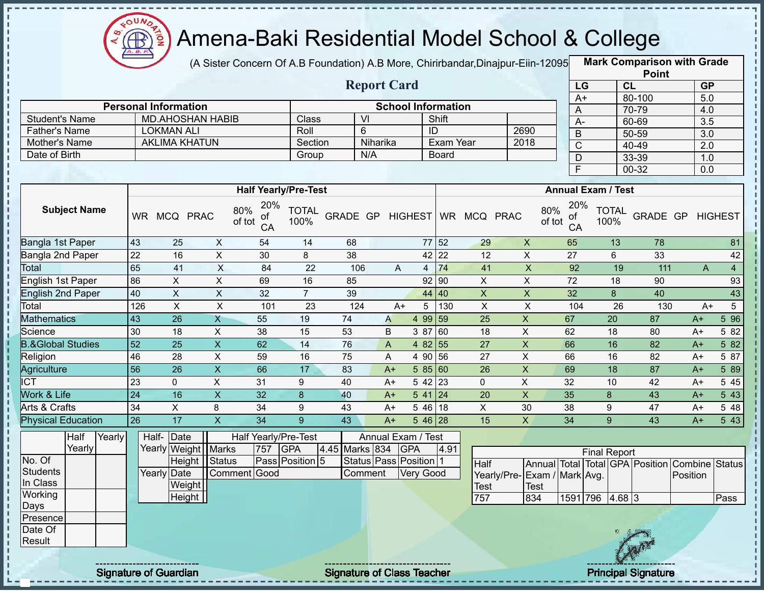# Amena-Baki Residential Model School & College

(A Sister Concern Of A.B Foundation) A.B More, Chirirbandar,Dinajpur-Eiin-120950

## Report Card

| Mark Comparison with Grade Point | | |
|---|---|---|
| LG | CL | GP |
| A+ | 80-100 | 5.0 |
| A | 70-79 | 4.0 |
| A- | 60-69 | 3.5 |
| B | 50-59 | 3.0 |
| C | 40-49 | 2.0 |
| D | 33-39 | 1.0 |
| F | 00-32 | 0.0 |

| Personal Information | | School Information | | | |
|---|---|---|---|---|---|
| Student's Name | MD.AHOSHAN HABIB | Class | VI | Shift | |
| Father's Name | LOKMAN ALI | Roll | 6 | ID | 2690 |
| Mother's Name | AKLIMA KHATUN | Section | Niharika | Exam Year | 2018 |
| Date of Birth | | Group | N/A | Board | |

| Subject Name | Half Yearly/Pre-Test | | | | | | | | | Annual Exam / Test | | | | | | | | |
|---|---|---|---|---|---|---|---|---|---|---|---|---|---|---|---|---|---|---|
| | WR | MCQ | PRAC | 80% of tot | 20% of CA | TOTAL 100% | GRADE | GP | HIGHEST | WR | MCQ | PRAC | 80% of tot | 20% of CA | TOTAL 100% | GRADE | GP | HIGHEST |
| Bangla 1st Paper | 43 | 25 | X | 54 | 14 | 68 | | | 77 | 52 | 29 | X | 65 | 13 | 78 | | | 81 |
| Bangla 2nd Paper | 22 | 16 | X | 30 | 8 | 38 | | | 42 | 22 | 12 | X | 27 | 6 | 33 | | | 42 |
| Total | 65 | 41 | X | 84 | 22 | 106 | A | 4 | | 74 | 41 | X | 92 | 19 | 111 | A | 4 | |
| English 1st Paper | 86 | X | X | 69 | 16 | 85 | | | 92 | 90 | X | X | 72 | 18 | 90 | | | 93 |
| English 2nd Paper | 40 | X | X | 32 | 7 | 39 | | | 44 | 40 | X | X | 32 | 8 | 40 | | | 43 |
| Total | 126 | X | X | 101 | 23 | 124 | A+ | 5 | | 130 | X | X | 104 | 26 | 130 | A+ | 5 | |
| Mathematics | 43 | 26 | X | 55 | 19 | 74 | A | 4 | 99 | 59 | 25 | X | 67 | 20 | 87 | A+ | 5 | 96 |
| Science | 30 | 18 | X | 38 | 15 | 53 | B | 3 | 87 | 60 | 18 | X | 62 | 18 | 80 | A+ | 5 | 82 |
| B.&Global Studies | 52 | 25 | X | 62 | 14 | 76 | A | 4 | 82 | 55 | 27 | X | 66 | 16 | 82 | A+ | 5 | 82 |
| Religion | 46 | 28 | X | 59 | 16 | 75 | A | 4 | 90 | 56 | 27 | X | 66 | 16 | 82 | A+ | 5 | 87 |
| Agriculture | 56 | 26 | X | 66 | 17 | 83 | A+ | 5 | 85 | 60 | 26 | X | 69 | 18 | 87 | A+ | 5 | 89 |
| ICT | 23 | 0 | X | 31 | 9 | 40 | A+ | 5 | 42 | 23 | 0 | X | 32 | 10 | 42 | A+ | 5 | 45 |
| Work & Life | 24 | 16 | X | 32 | 8 | 40 | A+ | 5 | 41 | 24 | 20 | X | 35 | 8 | 43 | A+ | 5 | 43 |
| Arts & Crafts | 34 | X | 8 | 34 | 9 | 43 | A+ | 5 | 46 | 18 | X | 30 | 38 | 9 | 47 | A+ | 5 | 48 |
| Physical Education | 26 | 17 | X | 34 | 9 | 43 | A+ | 5 | 46 | 28 | 15 | X | 34 | 9 | 43 | A+ | 5 | 43 |

| | Half Yearly | Yearly |
|---|---|---|
| No. Of Students In Class | | |
| Working Days | | |
| Presence | | |
| Date Of Result | | |

| | | |
|---|---|---|
| Half-Yearly | Date | |
| | Weight | |
| | Height | |
| Yearly | Date | |
| | Weight | |
| | Height | |

| Half Yearly/Pre-Test | | | | Annual Exam / Test | | | |
|---|---|---|---|---|---|---|---|
| Marks | 757 | GPA | 4.45 | Marks | 834 | GPA | 4.91 |
| Status | Pass | Position | 5 | Status | Pass | Position | 1 |
| Comment | Good | | | Comment | Very Good | | |

| Final Report | | | | | | | |
|---|---|---|---|---|---|---|---|
| Half Yearly/Pre-Test | Annual Exam / Test | Total Mark | Total Avg. | GPA | Position | Combine Position | Status |
| 757 | 834 | 1591 | 796 | 4.68 | 3 | | Pass |

Signature of Guardian

Signature of Class Teacher

Principal Signature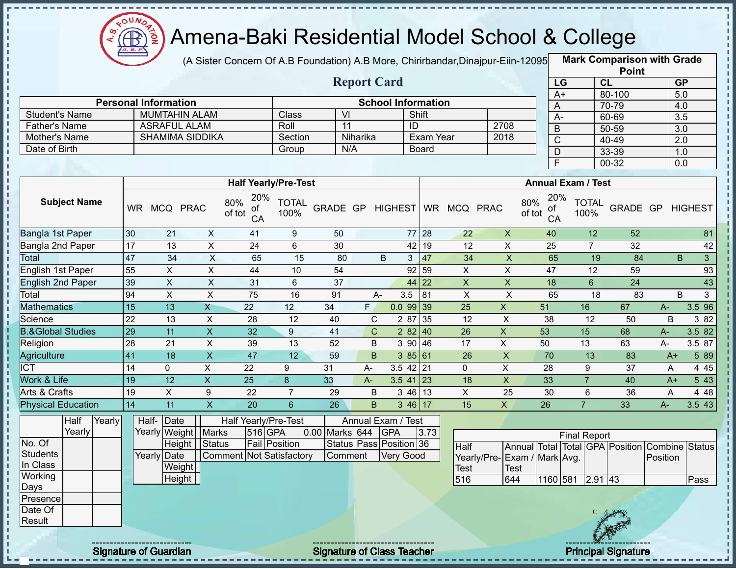# Amena-Baki Residential Model School & College

(A Sister Concern Of A.B Foundation) A.B More, Chirirbandar,Dinajpur-Eiin-120950

## Report Card

| Personal Information | | School Information | | | |
|---|---|---|---|---|---|
| Student's Name | MUMTAHIN ALAM | Class | VI | Shift | |
| Father's Name | ASRAFUL ALAM | Roll | 11 | ID | 2708 |
| Mother's Name | SHAMIMA SIDDIKA | Section | Niharika | Exam Year | 2018 |
| Date of Birth | | Group | N/A | Board | |

| Mark Comparison with Grade Point | | |
|---|---|---|
| LG | CL | GP |
| A+ | 80-100 | 5.0 |
| A | 70-79 | 4.0 |
| A- | 60-69 | 3.5 |
| B | 50-59 | 3.0 |
| C | 40-49 | 2.0 |
| D | 33-39 | 1.0 |
| F | 00-32 | 0.0 |

| Subject Name | Half Yearly/Pre-Test | | | | | | | | | Annual Exam / Test | | | | | | | | |
|---|---|---|---|---|---|---|---|---|---|---|---|---|---|---|---|---|---|---|
| | WR | MCQ | PRAC | 80% of tot | 20% of CA | TOTAL 100% | GRADE | GP | HIGHEST | WR | MCQ | PRAC | 80% of tot | 20% of CA | TOTAL 100% | GRADE | GP | HIGHEST |
| Bangla 1st Paper | 30 | 21 | X | 41 | 9 | 50 | | | 77 | 28 | 22 | X | 40 | 12 | 52 | | | 81 |
| Bangla 2nd Paper | 17 | 13 | X | 24 | 6 | 30 | | | 42 | 19 | 12 | X | 25 | 7 | 32 | | | 42 |
| Total | 47 | 34 | X | 65 | 15 | 80 | B | 3 | | 47 | 34 | X | 65 | 19 | 84 | B | 3 | |
| English 1st Paper | 55 | X | X | 44 | 10 | 54 | | | 92 | 59 | X | X | 47 | 12 | 59 | | | 93 |
| English 2nd Paper | 39 | X | X | 31 | 6 | 37 | | | 44 | 22 | X | X | 18 | 6 | 24 | | | 43 |
| Total | 94 | X | X | 75 | 16 | 91 | A- | 3.5 | | 81 | X | X | 65 | 18 | 83 | B | 3 | |
| Mathematics | 15 | 13 | X | 22 | 12 | 34 | F | 0.0 | 99 | 39 | 25 | X | 51 | 16 | 67 | A- | 3.5 | 96 |
| Science | 22 | 13 | X | 28 | 12 | 40 | C | 2 | 87 | 35 | 12 | X | 38 | 12 | 50 | B | 3 | 82 |
| B.&Global Studies | 29 | 11 | X | 32 | 9 | 41 | C | 2 | 82 | 40 | 26 | X | 53 | 15 | 68 | A- | 3.5 | 82 |
| Religion | 28 | 21 | X | 39 | 13 | 52 | B | 3 | 90 | 46 | 17 | X | 50 | 13 | 63 | A- | 3.5 | 87 |
| Agriculture | 41 | 18 | X | 47 | 12 | 59 | B | 3 | 85 | 61 | 26 | X | 70 | 13 | 83 | A+ | 5 | 89 |
| ICT | 14 | 0 | X | 22 | 9 | 31 | A- | 3.5 | 42 | 21 | 0 | X | 28 | 9 | 37 | A | 4 | 45 |
| Work & Life | 19 | 12 | X | 25 | 8 | 33 | A- | 3.5 | 41 | 23 | 18 | X | 33 | 7 | 40 | A+ | 5 | 43 |
| Arts & Crafts | 19 | X | 9 | 22 | 7 | 29 | B | 3 | 46 | 13 | X | 25 | 30 | 6 | 36 | A | 4 | 48 |
| Physical Education | 14 | 11 | X | 20 | 6 | 26 | B | 3 | 46 | 17 | 15 | X | 26 | 7 | 33 | A- | 3.5 | 43 |

| | Half Yearly | Yearly |
|---|---|---|
| No. Of Students In Class | | |
| Working Days | | |
| Presence | | |
| Date Of Result | | |

| | | |
|---|---|---|
| Half-Yearly | Date | |
| | Weight | |
| | Height | |
| Yearly | Date | |
| | Weight | |
| | Height | |

| Half Yearly/Pre-Test | | | | Annual Exam / Test | | | |
|---|---|---|---|---|---|---|---|
| Marks | 516 | GPA | 0.00 | Marks | 644 | GPA | 3.73 |
| Status | Fail | Position | | Status | Pass | Position | 36 |
| Comment | Not Satisfactory | | | Comment | Very Good | | |

| Final Report | | | | | | | |
|---|---|---|---|---|---|---|---|
| Half Yearly/Pre-Test | Annual Exam / Test | Total Mark | Total Avg. | GPA | Position | Combine Position | Status |
| 516 | 644 | 1160 | 581 | 2.91 | 43 | | Pass |

Signature of Guardian — Signature of Class Teacher — Principal Signature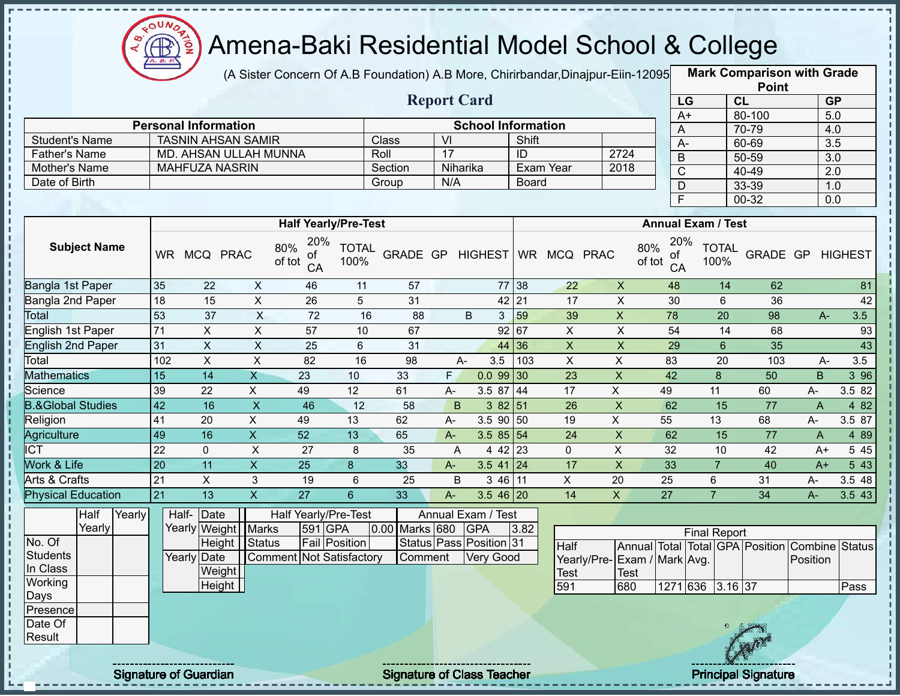# Amena-Baki Residential Model School & College

(A Sister Concern Of A.B Foundation) A.B More, Chirirbandar,Dinajpur-Eiin-120950

## Report Card

| Mark Comparison with Grade Point | | |
|---|---|---|
| LG | CL | GP |
| A+ | 80-100 | 5.0 |
| A | 70-79 | 4.0 |
| A- | 60-69 | 3.5 |
| B | 50-59 | 3.0 |
| C | 40-49 | 2.0 |
| D | 33-39 | 1.0 |
| F | 00-32 | 0.0 |

| Personal Information | | School Information | | | |
|---|---|---|---|---|---|
| Student's Name | TASNIN AHSAN SAMIR | Class | VI | Shift | |
| Father's Name | MD. AHSAN ULLAH MUNNA | Roll | 17 | ID | 2724 |
| Mother's Name | MAHFUZA NASRIN | Section | Niharika | Exam Year | 2018 |
| Date of Birth | | Group | N/A | Board | |

| Subject Name | Half Yearly/Pre-Test | | | | | | | | | Annual Exam / Test | | | | | | | | |
|---|---|---|---|---|---|---|---|---|---|---|---|---|---|---|---|---|---|---|
| | WR | MCQ | PRAC | 80% of tot | 20% of CA | TOTAL 100% | GRADE | GP | HIGHEST | WR | MCQ | PRAC | 80% of tot | 20% of CA | TOTAL 100% | GRADE | GP | HIGHEST |
| Bangla 1st Paper | 35 | 22 | X | 46 | 11 | 57 | | | 77 | 38 | 22 | X | 48 | 14 | 62 | | | 81 |
| Bangla 2nd Paper | 18 | 15 | X | 26 | 5 | 31 | | | 42 | 21 | 17 | X | 30 | 6 | 36 | | | 42 |
| Total | 53 | 37 | X | 72 | 16 | 88 | B | 3 | | 59 | 39 | X | 78 | 20 | 98 | A- | 3.5 | |
| English 1st Paper | 71 | X | X | 57 | 10 | 67 | | | 92 | 67 | X | X | 54 | 14 | 68 | | | 93 |
| English 2nd Paper | 31 | X | X | 25 | 6 | 31 | | | 44 | 36 | X | X | 29 | 6 | 35 | | | 43 |
| Total | 102 | X | X | 82 | 16 | 98 | A- | 3.5 | | 103 | X | X | 83 | 20 | 103 | A- | 3.5 | |
| Mathematics | 15 | 14 | X | 23 | 10 | 33 | F | 0.0 | 99 | 30 | 23 | X | 42 | 8 | 50 | B | 3 | 96 |
| Science | 39 | 22 | X | 49 | 12 | 61 | A- | 3.5 | 87 | 44 | 17 | X | 49 | 11 | 60 | A- | 3.5 | 82 |
| B.&Global Studies | 42 | 16 | X | 46 | 12 | 58 | B | 3 | 82 | 51 | 26 | X | 62 | 15 | 77 | A | 4 | 82 |
| Religion | 41 | 20 | X | 49 | 13 | 62 | A- | 3.5 | 90 | 50 | 19 | X | 55 | 13 | 68 | A- | 3.5 | 87 |
| Agriculture | 49 | 16 | X | 52 | 13 | 65 | A- | 3.5 | 85 | 54 | 24 | X | 62 | 15 | 77 | A | 4 | 89 |
| ICT | 22 | 0 | X | 27 | 8 | 35 | A | 4 | 42 | 23 | 0 | X | 32 | 10 | 42 | A+ | 5 | 45 |
| Work & Life | 20 | 11 | X | 25 | 8 | 33 | A- | 3.5 | 41 | 24 | 17 | X | 33 | 7 | 40 | A+ | 5 | 43 |
| Arts & Crafts | 21 | X | 3 | 19 | 6 | 25 | B | 3 | 46 | 11 | X | 20 | 25 | 6 | 31 | A- | 3.5 | 48 |
| Physical Education | 21 | 13 | X | 27 | 6 | 33 | A- | 3.5 | 46 | 20 | 14 | X | 27 | 7 | 34 | A- | 3.5 | 43 |

| | Half Yearly | Yearly |
|---|---|---|
| No. Of Students In Class | | |
| Working Days | | |
| Presence | | |
| Date Of Result | | |

| | | |
|---|---|---|
| Half-Yearly | Date | |
| | Weight | |
| | Height | |
| Yearly | Date | |
| | Weight | |
| | Height | |

| Half Yearly/Pre-Test | | | | Annual Exam / Test | | | |
|---|---|---|---|---|---|---|---|
| Marks | 591 | GPA | 0.00 | Marks | 680 | GPA | 3.82 |
| Status | Fail | Position | | Status | Pass | Position | 31 |
| Comment | Not Satisfactory | | | Comment | Very Good | | |

| Final Report | | | | | | | |
|---|---|---|---|---|---|---|---|
| Half Yearly/Pre-Test | Annual Exam / Test | Total Mark | Total Avg. | GPA | Position | Combine Position | Status |
| 591 | 680 | 1271 | 636 | 3.16 | 37 | | Pass |

Signature of Guardian | Signature of Class Teacher | Principal Signature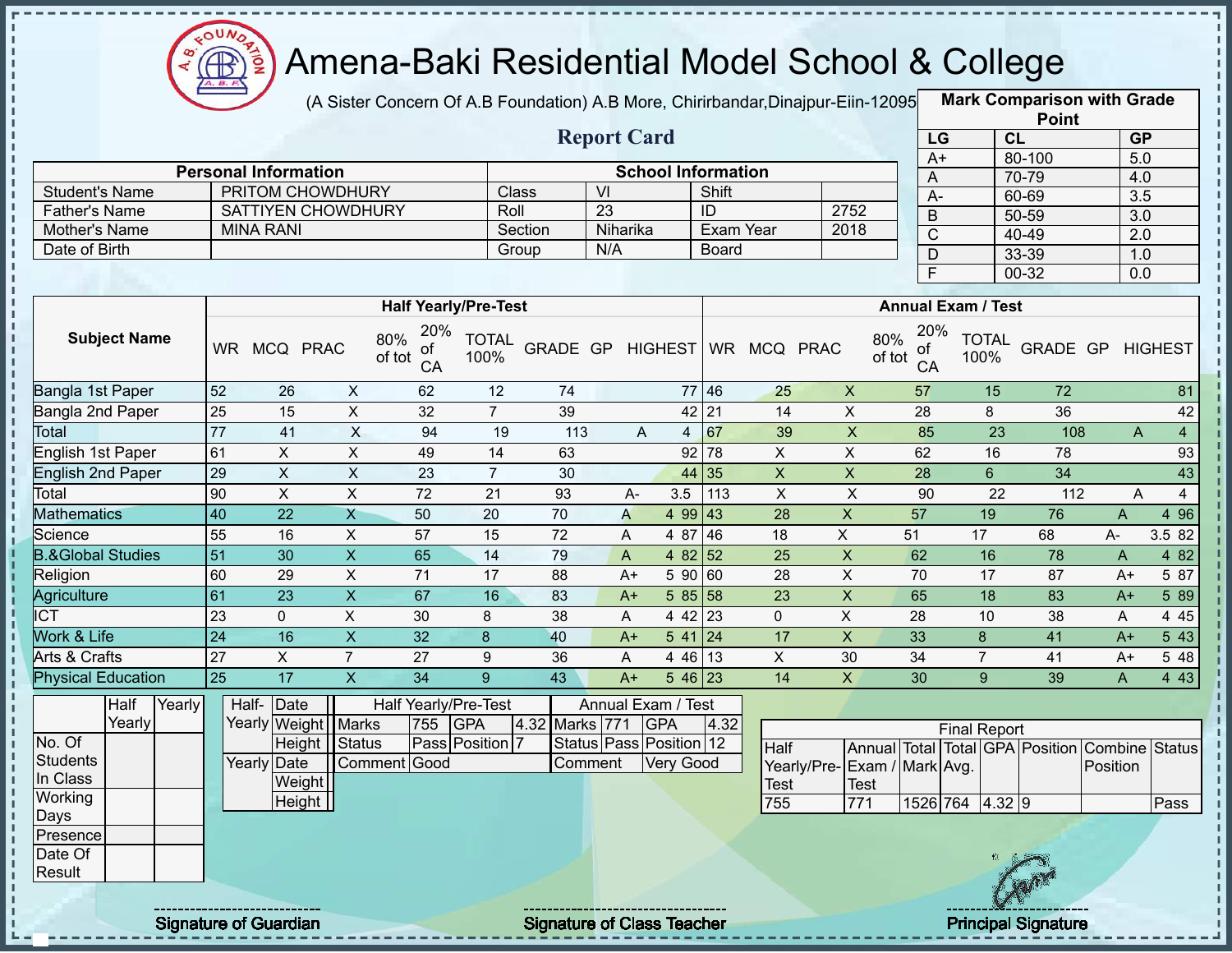# Amena-Baki Residential Model School & College

(A Sister Concern Of A.B Foundation) A.B More, Chirirbandar,Dinajpur-Eiin-120950

## Report Card

| Mark Comparison with Grade Point | | |
|---|---|---|
| LG | CL | GP |
| A+ | 80-100 | 5.0 |
| A | 70-79 | 4.0 |
| A- | 60-69 | 3.5 |
| B | 50-59 | 3.0 |
| C | 40-49 | 2.0 |
| D | 33-39 | 1.0 |
| F | 00-32 | 0.0 |

| Personal Information | | School Information | | | |
|---|---|---|---|---|---|
| Student's Name | PRITOM CHOWDHURY | Class | VI | Shift | |
| Father's Name | SATTIYEN CHOWDHURY | Roll | 23 | ID | 2752 |
| Mother's Name | MINA RANI | Section | Niharika | Exam Year | 2018 |
| Date of Birth | | Group | N/A | Board | |

| Subject Name | Half Yearly/Pre-Test | | | | | | | | | Annual Exam / Test | | | | | | | | |
|---|---|---|---|---|---|---|---|---|---|---|---|---|---|---|---|---|---|---|
| | WR | MCQ | PRAC | 80% of tot | 20% of CA | TOTAL 100% | GRADE | GP | HIGHEST | WR | MCQ | PRAC | 80% of tot | 20% of CA | TOTAL 100% | GRADE | GP | HIGHEST |
| Bangla 1st Paper | 52 | 26 | X | 62 | 12 | 74 | | | 77 | 46 | 25 | X | 57 | 15 | 72 | | | 81 |
| Bangla 2nd Paper | 25 | 15 | X | 32 | 7 | 39 | | | 42 | 21 | 14 | X | 28 | 8 | 36 | | | 42 |
| Total | 77 | 41 | X | 94 | 19 | 113 | A | 4 | | 67 | 39 | X | 85 | 23 | 108 | A | 4 | |
| English 1st Paper | 61 | X | X | 49 | 14 | 63 | | | 92 | 78 | X | X | 62 | 16 | 78 | | | 93 |
| English 2nd Paper | 29 | X | X | 23 | 7 | 30 | | | 44 | 35 | X | X | 28 | 6 | 34 | | | 43 |
| Total | 90 | X | X | 72 | 21 | 93 | A- | 3.5 | | 113 | X | X | 90 | 22 | 112 | A | 4 | |
| Mathematics | 40 | 22 | X | 50 | 20 | 70 | A | 4 | 99 | 43 | 28 | X | 57 | 19 | 76 | A | 4 | 96 |
| Science | 55 | 16 | X | 57 | 15 | 72 | A | 4 | 87 | 46 | 18 | X | 51 | 17 | 68 | A- | 3.5 | 82 |
| B.&Global Studies | 51 | 30 | X | 65 | 14 | 79 | A | 4 | 82 | 52 | 25 | X | 62 | 16 | 78 | A | 4 | 82 |
| Religion | 60 | 29 | X | 71 | 17 | 88 | A+ | 5 | 90 | 60 | 28 | X | 70 | 17 | 87 | A+ | 5 | 87 |
| Agriculture | 61 | 23 | X | 67 | 16 | 83 | A+ | 5 | 85 | 58 | 23 | X | 65 | 18 | 83 | A+ | 5 | 89 |
| ICT | 23 | 0 | X | 30 | 8 | 38 | A | 4 | 42 | 23 | 0 | X | 28 | 10 | 38 | A | 4 | 45 |
| Work & Life | 24 | 16 | X | 32 | 8 | 40 | A+ | 5 | 41 | 24 | 17 | X | 33 | 8 | 41 | A+ | 5 | 43 |
| Arts & Crafts | 27 | X | 7 | 27 | 9 | 36 | A | 4 | 46 | 13 | X | 30 | 34 | 7 | 41 | A+ | 5 | 48 |
| Physical Education | 25 | 17 | X | 34 | 9 | 43 | A+ | 5 | 46 | 23 | 14 | X | 30 | 9 | 39 | A | 4 | 43 |

| | Half Yearly | Yearly |
|---|---|---|
| No. Of Students In Class | | |
| Working Days | | |
| Presence | | |
| Date Of Result | | |

| | | |
|---|---|---|
| Half-Yearly | Date | |
| | Weight | |
| | Height | |
| Yearly | Date | |
| | Weight | |
| | Height | |

| Half Yearly/Pre-Test | | | | Annual Exam / Test | | | |
|---|---|---|---|---|---|---|---|
| Marks | 755 | GPA | 4.32 | Marks | 771 | GPA | 4.32 |
| Status | Pass | Position | 7 | Status | Pass | Position | 12 |
| Comment | Good | | | Comment | Very Good | | |

| Final Report | | | | | | | |
|---|---|---|---|---|---|---|---|
| Half Yearly/Pre-Test | Annual Exam / Test | Total Mark | Total Avg. | GPA | Position | Combine Position | Status |
| 755 | 771 | 1526 | 764 | 4.32 | 9 | | Pass |

Signature of Guardian

Signature of Class Teacher

Principal Signature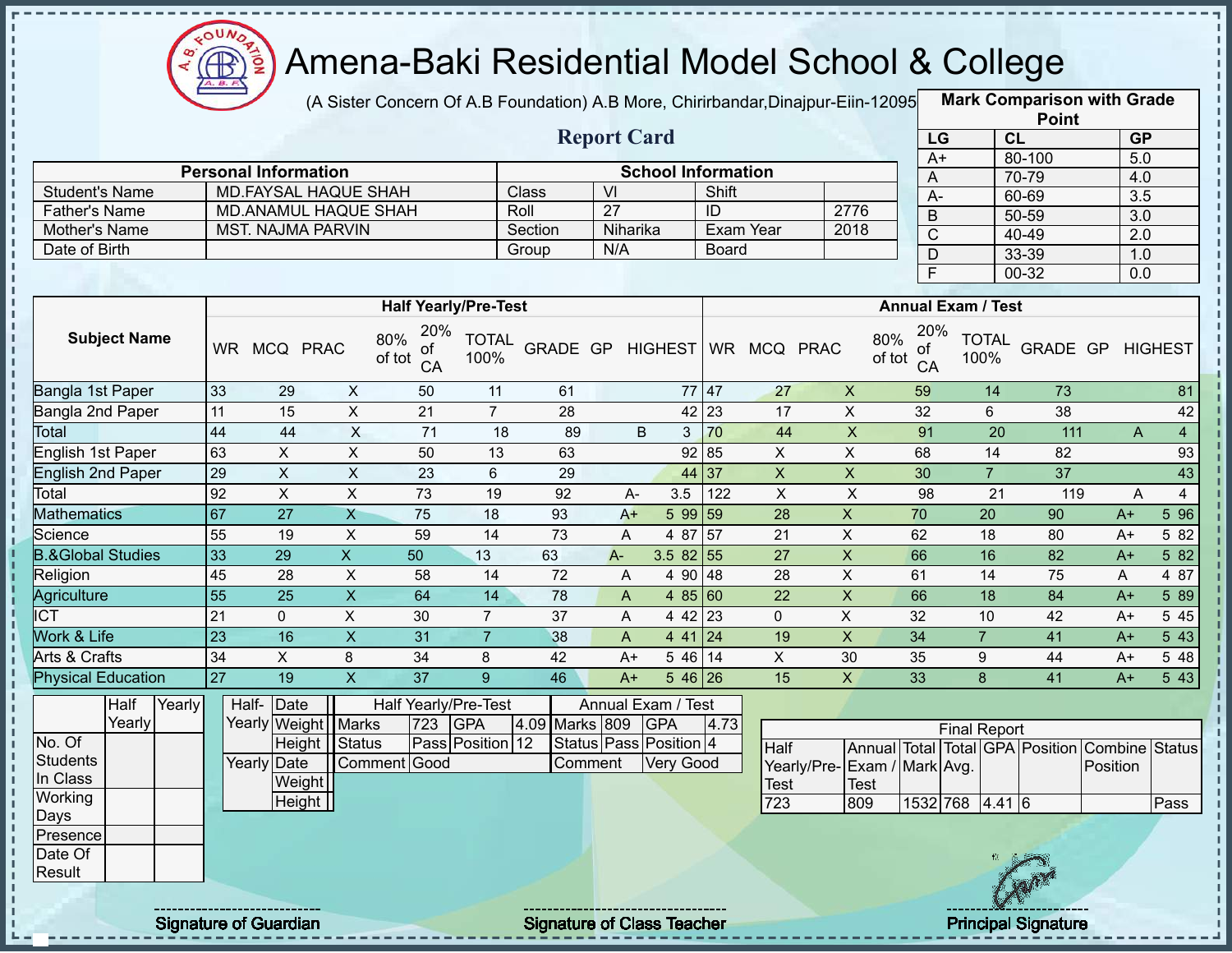# Amena-Baki Residential Model School & College

(A Sister Concern Of A.B Foundation) A.B More, Chirirbandar,Dinajpur-Eiin-120950

## Report Card

| Mark Comparison with Grade Point | | |
|---|---|---|
| LG | CL | GP |
| A+ | 80-100 | 5.0 |
| A | 70-79 | 4.0 |
| A- | 60-69 | 3.5 |
| B | 50-59 | 3.0 |
| C | 40-49 | 2.0 |
| D | 33-39 | 1.0 |
| F | 00-32 | 0.0 |

| Personal Information | | School Information | | | |
|---|---|---|---|---|---|
| Student's Name | MD.FAYSAL HAQUE SHAH | Class | VI | Shift | |
| Father's Name | MD.ANAMUL HAQUE SHAH | Roll | 27 | ID | 2776 |
| Mother's Name | MST. NAJMA PARVIN | Section | Niharika | Exam Year | 2018 |
| Date of Birth | | Group | N/A | Board | |

| Subject Name | Half Yearly/Pre-Test | | | | | | | | | Annual Exam / Test | | | | | | | | |
|---|---|---|---|---|---|---|---|---|---|---|---|---|---|---|---|---|---|---|
| | WR | MCQ | PRAC | 80% of tot | 20% of CA | TOTAL 100% | GRADE | GP | HIGHEST | WR | MCQ | PRAC | 80% of tot | 20% of CA | TOTAL 100% | GRADE | GP | HIGHEST |
| Bangla 1st Paper | 33 | 29 | X | 50 | 11 | 61 | | | 77 | 47 | 27 | X | 59 | 14 | 73 | | | 81 |
| Bangla 2nd Paper | 11 | 15 | X | 21 | 7 | 28 | | | 42 | 23 | 17 | X | 32 | 6 | 38 | | | 42 |
| Total | 44 | 44 | X | 71 | 18 | 89 | B | 3 | | 70 | 44 | X | 91 | 20 | 111 | A | 4 | |
| English 1st Paper | 63 | X | X | 50 | 13 | 63 | | | 92 | 85 | X | X | 68 | 14 | 82 | | | 93 |
| English 2nd Paper | 29 | X | X | 23 | 6 | 29 | | | 44 | 37 | X | X | 30 | 7 | 37 | | | 43 |
| Total | 92 | X | X | 73 | 19 | 92 | A- | 3.5 | | 122 | X | X | 98 | 21 | 119 | A | 4 | |
| Mathematics | 67 | 27 | X | 75 | 18 | 93 | A+ | 5 | 99 | 59 | 28 | X | 70 | 20 | 90 | A+ | 5 | 96 |
| Science | 55 | 19 | X | 59 | 14 | 73 | A | 4 | 87 | 57 | 21 | X | 62 | 18 | 80 | A+ | 5 | 82 |
| B.&Global Studies | 33 | 29 | X | 50 | 13 | 63 | A- | 3.5 | 82 | 55 | 27 | X | 66 | 16 | 82 | A+ | 5 | 82 |
| Religion | 45 | 28 | X | 58 | 14 | 72 | A | 4 | 90 | 48 | 28 | X | 61 | 14 | 75 | A | 4 | 87 |
| Agriculture | 55 | 25 | X | 64 | 14 | 78 | A | 4 | 85 | 60 | 22 | X | 66 | 18 | 84 | A+ | 5 | 89 |
| ICT | 21 | 0 | X | 30 | 7 | 37 | A | 4 | 42 | 23 | 0 | X | 32 | 10 | 42 | A+ | 5 | 45 |
| Work & Life | 23 | 16 | X | 31 | 7 | 38 | A | 4 | 41 | 24 | 19 | X | 34 | 7 | 41 | A+ | 5 | 43 |
| Arts & Crafts | 34 | X | 8 | 34 | 8 | 42 | A+ | 5 | 46 | 14 | X | 30 | 35 | 9 | 44 | A+ | 5 | 48 |
| Physical Education | 27 | 19 | X | 37 | 9 | 46 | A+ | 5 | 46 | 26 | 15 | X | 33 | 8 | 41 | A+ | 5 | 43 |

| | Half Yearly | Yearly |
|---|---|---|
| No. Of Students In Class | | |
| Working Days | | |
| Presence | | |
| Date Of Result | | |

| | | |
|---|---|---|
| Half-Yearly | Date | |
| | Weight | |
| | Height | |
| Yearly | Date | |
| | Weight | |
| | Height | |

| Half Yearly/Pre-Test | | | | Annual Exam / Test | | | |
|---|---|---|---|---|---|---|---|
| Marks | 723 | GPA | 4.09 | Marks | 809 | GPA | 4.73 |
| Status | Pass | Position | 12 | Status | Pass | Position | 4 |
| Comment | Good | | | Comment | Very Good | | |

| Final Report | | | | | | | |
|---|---|---|---|---|---|---|---|
| Half Yearly/Pre-Test | Annual Exam / Test | Total Mark | Total Avg. | GPA | Position | Combine Position | Status |
| 723 | 809 | 1532 | 768 | 4.41 | 6 | | Pass |

Signature of Guardian

Signature of Class Teacher

Principal Signature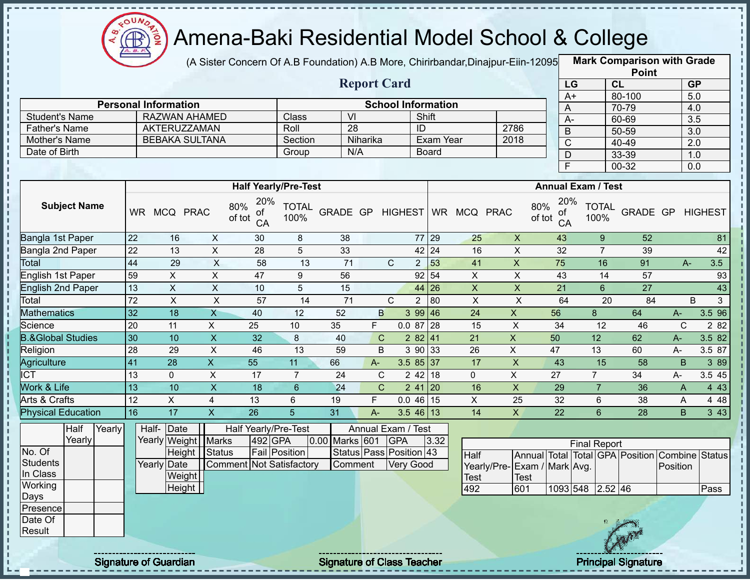# Amena-Baki Residential Model School & College

(A Sister Concern Of A.B Foundation) A.B More, Chirirbandar,Dinajpur-Eiin-120950

**Report Card**

| Mark Comparison with Grade Point | | |
|---|---|---|
| LG | CL | GP |
| A+ | 80-100 | 5.0 |
| A | 70-79 | 4.0 |
| A- | 60-69 | 3.5 |
| B | 50-59 | 3.0 |
| C | 40-49 | 2.0 |
| D | 33-39 | 1.0 |
| F | 00-32 | 0.0 |

| Personal Information | | School Information | | | |
|---|---|---|---|---|---|
| Student's Name | RAZWAN AHAMED | Class | VI | Shift | |
| Father's Name | AKTERUZZAMAN | Roll | 28 | ID | 2786 |
| Mother's Name | BEBAKA SULTANA | Section | Niharika | Exam Year | 2018 |
| Date of Birth | | Group | N/A | Board | |

| Subject Name | Half Yearly/Pre-Test | | | | | | | | | Annual Exam / Test | | | | | | | | |
|---|---|---|---|---|---|---|---|---|---|---|---|---|---|---|---|---|---|---|
| | WR | MCQ | PRAC | 80% of tot | 20% of CA | TOTAL 100% | GRADE | GP | HIGHEST | WR | MCQ | PRAC | 80% of tot | 20% of CA | TOTAL 100% | GRADE | GP | HIGHEST |
| Bangla 1st Paper | 22 | 16 | X | 30 | 8 | 38 | | | 77 | 29 | 25 | X | 43 | 9 | 52 | | | 81 |
| Bangla 2nd Paper | 22 | 13 | X | 28 | 5 | 33 | | | 42 | 24 | 16 | X | 32 | 7 | 39 | | | 42 |
| Total | 44 | 29 | X | 58 | 13 | 71 | C | 2 | | 53 | 41 | X | 75 | 16 | 91 | A- | 3.5 | |
| English 1st Paper | 59 | X | X | 47 | 9 | 56 | | | 92 | 54 | X | X | 43 | 14 | 57 | | | 93 |
| English 2nd Paper | 13 | X | X | 10 | 5 | 15 | | | 44 | 26 | X | X | 21 | 6 | 27 | | | 43 |
| Total | 72 | X | X | 57 | 14 | 71 | C | 2 | | 80 | X | X | 64 | 20 | 84 | B | 3 | |
| Mathematics | 32 | 18 | X | 40 | 12 | 52 | B | 3 | 99 | 46 | 24 | X | 56 | 8 | 64 | A- | 3.5 | 96 |
| Science | 20 | 11 | X | 25 | 10 | 35 | F | 0.0 | 87 | 28 | 15 | X | 34 | 12 | 46 | C | 2 | 82 |
| B.&Global Studies | 30 | 10 | X | 32 | 8 | 40 | C | 2 | 82 | 41 | 21 | X | 50 | 12 | 62 | A- | 3.5 | 82 |
| Religion | 28 | 29 | X | 46 | 13 | 59 | B | 3 | 90 | 33 | 26 | X | 47 | 13 | 60 | A- | 3.5 | 87 |
| Agriculture | 41 | 28 | X | 55 | 11 | 66 | A- | 3.5 | 85 | 37 | 17 | X | 43 | 15 | 58 | B | 3 | 89 |
| ICT | 13 | 0 | X | 17 | 7 | 24 | C | 2 | 42 | 18 | 0 | X | 27 | 7 | 34 | A- | 3.5 | 45 |
| Work & Life | 13 | 10 | X | 18 | 6 | 24 | C | 2 | 41 | 20 | 16 | X | 29 | 7 | 36 | A | 4 | 43 |
| Arts & Crafts | 12 | X | 4 | 13 | 6 | 19 | F | 0.0 | 46 | 15 | X | 25 | 32 | 6 | 38 | A | 4 | 48 |
| Physical Education | 16 | 17 | X | 26 | 5 | 31 | A- | 3.5 | 46 | 13 | 14 | X | 22 | 6 | 28 | B | 3 | 43 |

| | Half Yearly | Yearly |
|---|---|---|
| No. Of Students In Class | | |
| Working Days | | |
| Presence | | |
| Date Of Result | | |

| Half-Yearly | Date | |
|---|---|---|
| | Weight | |
| | Height | |
| Yearly | Date | |
| | Weight | |
| | Height | |

| Half Yearly/Pre-Test | | | | Annual Exam / Test | | | |
|---|---|---|---|---|---|---|---|
| Marks | 492 | GPA | 0.00 | Marks | 601 | GPA | 3.32 |
| Status | Fail | Position | | Status | Pass | Position | 43 |
| Comment | Not Satisfactory | | | Comment | Very Good | | |

| Final Report | | | | | | | |
|---|---|---|---|---|---|---|---|
| Half Yearly/Pre-Test | Annual Exam / Test | Total Mark | Total Avg. | GPA | Position | Combine Position | Status |
| 492 | 601 | 1093 | 548 | 2.52 | 46 | | Pass |

Signature of Guardian | Signature of Class Teacher | Principal Signature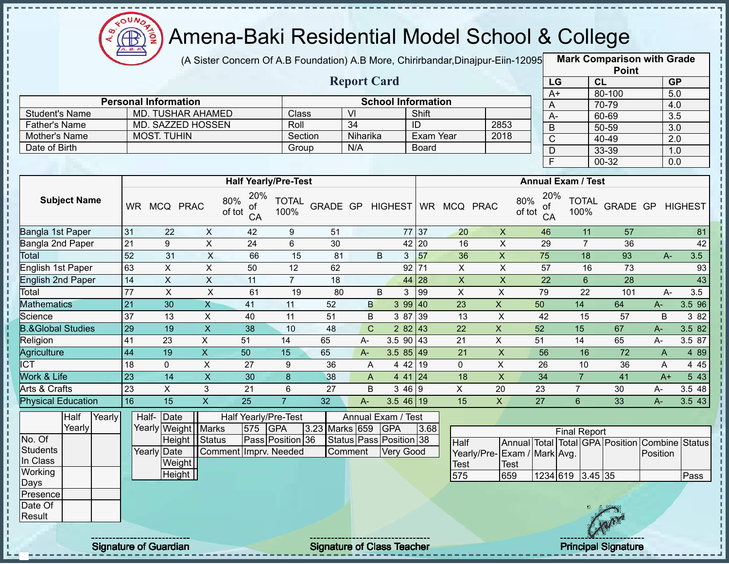# Amena-Baki Residential Model School & College

(A Sister Concern Of A.B Foundation) A.B More, Chirirbandar,Dinajpur-Eiin-120950

## Report Card

| Mark Comparison with Grade Point | | |
|---|---|---|
| LG | CL | GP |
| A+ | 80-100 | 5.0 |
| A | 70-79 | 4.0 |
| A- | 60-69 | 3.5 |
| B | 50-59 | 3.0 |
| C | 40-49 | 2.0 |
| D | 33-39 | 1.0 |
| F | 00-32 | 0.0 |

| Personal Information | | School Information | | | |
|---|---|---|---|---|---|
| Student's Name | MD. TUSHAR AHAMED | Class | VI | Shift | |
| Father's Name | MD. SAZZED HOSSEN | Roll | 34 | ID | 2853 |
| Mother's Name | MOST. TUHIN | Section | Niharika | Exam Year | 2018 |
| Date of Birth | | Group | N/A | Board | |

| Subject Name | Half Yearly/Pre-Test | | | | | | | | | Annual Exam / Test | | | | | | | | |
|---|---|---|---|---|---|---|---|---|---|---|---|---|---|---|---|---|---|---|
| | WR | MCQ | PRAC | 80% of tot | 20% of CA | TOTAL 100% | GRADE | GP | HIGHEST | WR | MCQ | PRAC | 80% of tot | 20% of CA | TOTAL 100% | GRADE | GP | HIGHEST |
| Bangla 1st Paper | 31 | 22 | X | 42 | 9 | 51 | | | 77 | 37 | 20 | X | 46 | 11 | 57 | | | 81 |
| Bangla 2nd Paper | 21 | 9 | X | 24 | 6 | 30 | | | 42 | 20 | 16 | X | 29 | 7 | 36 | | | 42 |
| Total | 52 | 31 | X | 66 | 15 | 81 | B | 3 | | 57 | 36 | X | 75 | 18 | 93 | A- | 3.5 | |
| English 1st Paper | 63 | X | X | 50 | 12 | 62 | | | 92 | 71 | X | X | 57 | 16 | 73 | | | 93 |
| English 2nd Paper | 14 | X | X | 11 | 7 | 18 | | | 44 | 28 | X | X | 22 | 6 | 28 | | | 43 |
| Total | 77 | X | X | 61 | 19 | 80 | B | 3 | | 99 | X | X | 79 | 22 | 101 | A- | 3.5 | |
| Mathematics | 21 | 30 | X | 41 | 11 | 52 | B | 3 | 99 | 40 | 23 | X | 50 | 14 | 64 | A- | 3.5 | 96 |
| Science | 37 | 13 | X | 40 | 11 | 51 | B | 3 | 87 | 39 | 13 | X | 42 | 15 | 57 | B | 3 | 82 |
| B.&Global Studies | 29 | 19 | X | 38 | 10 | 48 | C | 2 | 82 | 43 | 22 | X | 52 | 15 | 67 | A- | 3.5 | 82 |
| Religion | 41 | 23 | X | 51 | 14 | 65 | A- | 3.5 | 90 | 43 | 21 | X | 51 | 14 | 65 | A- | 3.5 | 87 |
| Agriculture | 44 | 19 | X | 50 | 15 | 65 | A- | 3.5 | 85 | 49 | 21 | X | 56 | 16 | 72 | A | 4 | 89 |
| ICT | 18 | 0 | X | 27 | 9 | 36 | A | 4 | 42 | 19 | 0 | X | 26 | 10 | 36 | A | 4 | 45 |
| Work & Life | 23 | 14 | X | 30 | 8 | 38 | A | 4 | 41 | 24 | 18 | X | 34 | 7 | 41 | A+ | 5 | 43 |
| Arts & Crafts | 23 | X | 3 | 21 | 6 | 27 | B | 3 | 46 | 9 | X | 20 | 23 | 7 | 30 | A- | 3.5 | 48 |
| Physical Education | 16 | 15 | X | 25 | 7 | 32 | A- | 3.5 | 46 | 19 | 15 | X | 27 | 6 | 33 | A- | 3.5 | 43 |

| | Half Yearly | Yearly |
|---|---|---|
| No. Of Students In Class | | |
| Working Days | | |
| Presence | | |
| Date Of Result | | |

| | | |
|---|---|---|
| Half-Yearly | Date | |
| | Weight | |
| | Height | |
| Yearly | Date | |
| | Weight | |
| | Height | |

| Half Yearly/Pre-Test | | | | Annual Exam / Test | | | |
|---|---|---|---|---|---|---|---|
| Marks | 575 | GPA | 3.23 | Marks | 659 | GPA | 3.68 |
| Status | Pass | Position | 36 | Status | Pass | Position | 38 |
| Comment | Imprv. Needed | | | Comment | Very Good | | |

| Final Report | | | | | | | |
|---|---|---|---|---|---|---|---|
| Half Yearly/Pre-Test | Annual Exam / Test | Total Mark | Total Avg. | GPA | Position | Combine Position | Status |
| 575 | 659 | 1234 | 619 | 3.45 | 35 | | Pass |

Signature of Guardian

Signature of Class Teacher

Principal Signature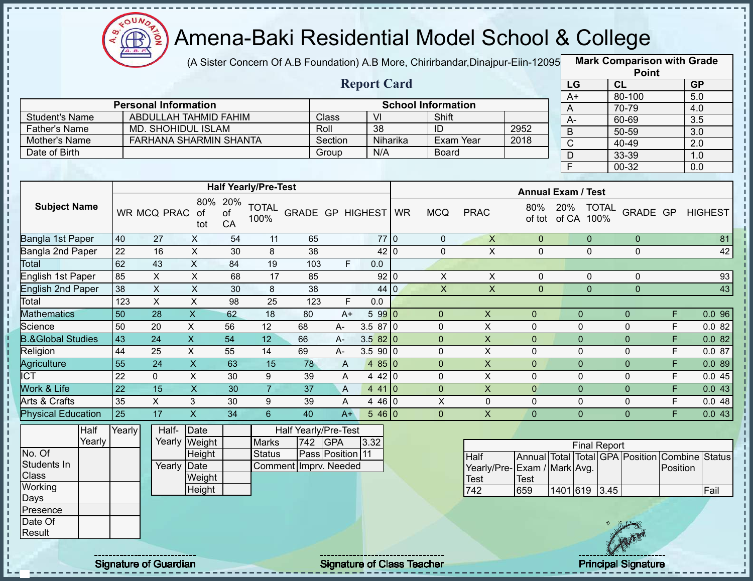# Amena-Baki Residential Model School & College

(A Sister Concern Of A.B Foundation) A.B More, Chirirbandar,Dinajpur-Eiin-120950

## Report Card

| Mark Comparison with Grade Point | | |
|---|---|---|
| LG | CL | GP |
| A+ | 80-100 | 5.0 |
| A | 70-79 | 4.0 |
| A- | 60-69 | 3.5 |
| B | 50-59 | 3.0 |
| C | 40-49 | 2.0 |
| D | 33-39 | 1.0 |
| F | 00-32 | 0.0 |

| Personal Information | | School Information | | | |
|---|---|---|---|---|---|
| Student's Name | ABDULLAH TAHMID FAHIM | Class | VI | Shift | |
| Father's Name | MD. SHOHIDUL ISLAM | Roll | 38 | ID | 2952 |
| Mother's Name | FARHANA SHARMIN SHANTA | Section | Niharika | Exam Year | 2018 |
| Date of Birth | | Group | N/A | Board | |

| Subject Name | Half Yearly/Pre-Test | | | | | | | | | Annual Exam / Test | | | | | | | | |
|---|---|---|---|---|---|---|---|---|---|---|---|---|---|---|---|---|---|---|
| | WR | MCQ | PRAC | 80% of tot | 20% of CA | TOTAL 100% | GRADE | GP | HIGHEST | WR | MCQ | PRAC | 80% of tot | 20% of CA | TOTAL 100% | GRADE | GP | HIGHEST |
| Bangla 1st Paper | 40 | 27 | X | 54 | 11 | 65 | | | 77 | 0 | 0 | X | 0 | 0 | 0 | | | 81 |
| Bangla 2nd Paper | 22 | 16 | X | 30 | 8 | 38 | | | 42 | 0 | 0 | X | 0 | 0 | 0 | | | 42 |
| Total | 62 | 43 | X | 84 | 19 | 103 | F | 0.0 | | | | | | | | | | |
| English 1st Paper | 85 | X | X | 68 | 17 | 85 | | | 92 | 0 | X | X | 0 | 0 | 0 | | | 93 |
| English 2nd Paper | 38 | X | X | 30 | 8 | 38 | | | 44 | 0 | X | X | 0 | 0 | 0 | | | 43 |
| Total | 123 | X | X | 98 | 25 | 123 | F | 0.0 | | | | | | | | | | |
| Mathematics | 50 | 28 | X | 62 | 18 | 80 | A+ | 5 | 99 | 0 | 0 | X | 0 | 0 | 0 | F | 0.0 | 96 |
| Science | 50 | 20 | X | 56 | 12 | 68 | A- | 3.5 | 87 | 0 | 0 | X | 0 | 0 | 0 | F | 0.0 | 82 |
| B.&Global Studies | 43 | 24 | X | 54 | 12 | 66 | A- | 3.5 | 82 | 0 | 0 | X | 0 | 0 | 0 | F | 0.0 | 82 |
| Religion | 44 | 25 | X | 55 | 14 | 69 | A- | 3.5 | 90 | 0 | 0 | X | 0 | 0 | 0 | F | 0.0 | 87 |
| Agriculture | 55 | 24 | X | 63 | 15 | 78 | A | 4 | 85 | 0 | 0 | X | 0 | 0 | 0 | F | 0.0 | 89 |
| ICT | 22 | 0 | X | 30 | 9 | 39 | A | 4 | 42 | 0 | 0 | X | 0 | 0 | 0 | F | 0.0 | 45 |
| Work & Life | 22 | 15 | X | 30 | 7 | 37 | A | 4 | 41 | 0 | 0 | X | 0 | 0 | 0 | F | 0.0 | 43 |
| Arts & Crafts | 35 | X | 3 | 30 | 9 | 39 | A | 4 | 46 | 0 | X | 0 | 0 | 0 | 0 | F | 0.0 | 48 |
| Physical Education | 25 | 17 | X | 34 | 6 | 40 | A+ | 5 | 46 | 0 | 0 | X | 0 | 0 | 0 | F | 0.0 | 43 |

| | Half Yearly | Yearly |
|---|---|---|
| No. Of Students In Class | | |
| Working Days | | |
| Presence | | |
| Date Of Result | | |

| Half-Yearly | Date | |
|---|---|---|
| | Weight | |
| | Height | |
| Yearly | Date | |
| | Weight | |
| | Height | |

| Half Yearly/Pre-Test | | | |
|---|---|---|---|
| Marks | 742 | GPA | 3.32 |
| Status | Pass | Position | 11 |
| Comment | Imprv. Needed | | |

| Final Report | | | | | | | |
|---|---|---|---|---|---|---|---|
| Half Yearly/Pre-Test | Annual Exam / Test | Total Mark | Total Avg. | GPA | Position | Combine Position | Status |
| 742 | 659 | 1401 | 619 | 3.45 | | | Fail |

Signature of Guardian

Signature of Class Teacher

Principal Signature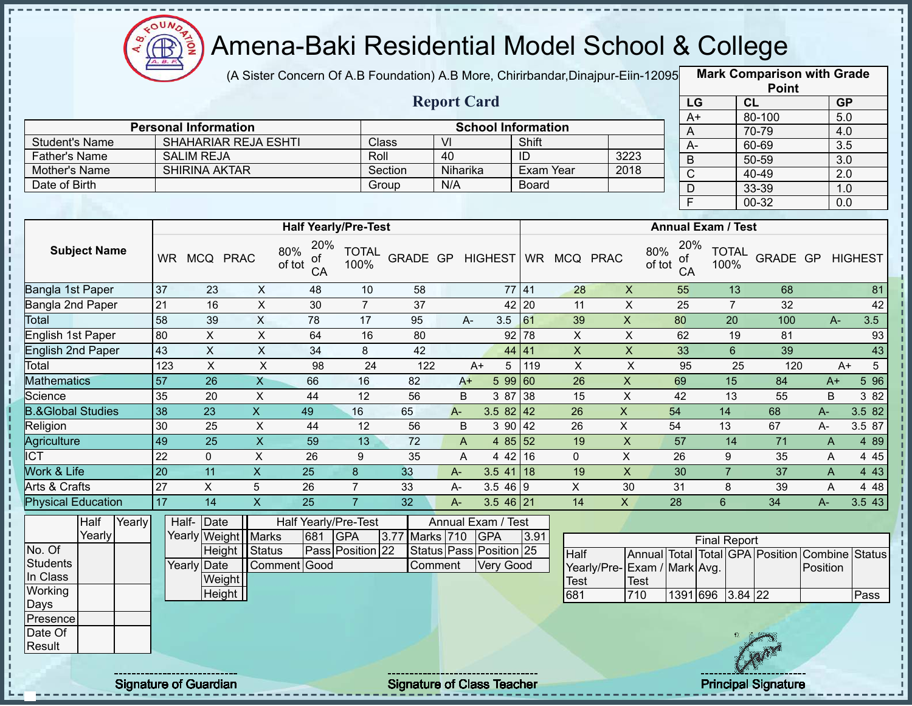# Amena-Baki Residential Model School & College

(A Sister Concern Of A.B Foundation) A.B More, Chirirbandar,Dinajpur-Eiin-120950

## Report Card

| Mark Comparison with Grade Point | | |
|---|---|---|
| LG | CL | GP |
| A+ | 80-100 | 5.0 |
| A | 70-79 | 4.0 |
| A- | 60-69 | 3.5 |
| B | 50-59 | 3.0 |
| C | 40-49 | 2.0 |
| D | 33-39 | 1.0 |
| F | 00-32 | 0.0 |

| Personal Information | | School Information | | | |
|---|---|---|---|---|---|
| Student's Name | SHAHARIAR REJA ESHTI | Class | VI | Shift | |
| Father's Name | SALIM REJA | Roll | 40 | ID | 3223 |
| Mother's Name | SHIRINA AKTAR | Section | Niharika | Exam Year | 2018 |
| Date of Birth | | Group | N/A | Board | |

| Subject Name | Half Yearly/Pre-Test | | | | | | | | | Annual Exam / Test | | | | | | | | |
|---|---|---|---|---|---|---|---|---|---|---|---|---|---|---|---|---|---|---|
| | WR | MCQ | PRAC | 80% of tot | 20% of CA | TOTAL 100% | GRADE | GP | HIGHEST | WR | MCQ | PRAC | 80% of tot | 20% of CA | TOTAL 100% | GRADE | GP | HIGHEST |
| Bangla 1st Paper | 37 | 23 | X | 48 | 10 | 58 | | | 77 | 41 | 28 | X | 55 | 13 | 68 | | | 81 |
| Bangla 2nd Paper | 21 | 16 | X | 30 | 7 | 37 | | | 42 | 20 | 11 | X | 25 | 7 | 32 | | | 42 |
| Total | 58 | 39 | X | 78 | 17 | 95 | A- | 3.5 | | 61 | 39 | X | 80 | 20 | 100 | A- | 3.5 | |
| English 1st Paper | 80 | X | X | 64 | 16 | 80 | | | 92 | 78 | X | X | 62 | 19 | 81 | | | 93 |
| English 2nd Paper | 43 | X | X | 34 | 8 | 42 | | | 44 | 41 | X | X | 33 | 6 | 39 | | | 43 |
| Total | 123 | X | X | 98 | 24 | 122 | A+ | 5 | | 119 | X | X | 95 | 25 | 120 | A+ | 5 | |
| Mathematics | 57 | 26 | X | 66 | 16 | 82 | A+ | 5 | 99 | 60 | 26 | X | 69 | 15 | 84 | A+ | 5 | 96 |
| Science | 35 | 20 | X | 44 | 12 | 56 | B | 3 | 87 | 38 | 15 | X | 42 | 13 | 55 | B | 3 | 82 |
| B.&Global Studies | 38 | 23 | X | 49 | 16 | 65 | A- | 3.5 | 82 | 42 | 26 | X | 54 | 14 | 68 | A- | 3.5 | 82 |
| Religion | 30 | 25 | X | 44 | 12 | 56 | B | 3 | 90 | 42 | 26 | X | 54 | 13 | 67 | A- | 3.5 | 87 |
| Agriculture | 49 | 25 | X | 59 | 13 | 72 | A | 4 | 85 | 52 | 19 | X | 57 | 14 | 71 | A | 4 | 89 |
| ICT | 22 | 0 | X | 26 | 9 | 35 | A | 4 | 42 | 16 | 0 | X | 26 | 9 | 35 | A | 4 | 45 |
| Work & Life | 20 | 11 | X | 25 | 8 | 33 | A- | 3.5 | 41 | 18 | 19 | X | 30 | 7 | 37 | A | 4 | 43 |
| Arts & Crafts | 27 | X | 5 | 26 | 7 | 33 | A- | 3.5 | 46 | 9 | X | 30 | 31 | 8 | 39 | A | 4 | 48 |
| Physical Education | 17 | 14 | X | 25 | 7 | 32 | A- | 3.5 | 46 | 21 | 14 | X | 28 | 6 | 34 | A- | 3.5 | 43 |

| | Half Yearly | Yearly |
|---|---|---|
| No. Of Students In Class | | |
| Working Days | | |
| Presence | | |
| Date Of Result | | |

| | | |
|---|---|---|
| Half-Yearly | Date | |
| | Weight | |
| | Height | |
| Yearly | Date | |
| | Weight | |
| | Height | |

| Half Yearly/Pre-Test | | | | Annual Exam / Test | | | |
|---|---|---|---|---|---|---|---|
| Marks | 681 | GPA | 3.77 | Marks | 710 | GPA | 3.91 |
| Status | Pass | Position | 22 | Status | Pass | Position | 25 |
| Comment | Good | | | Comment | Very Good | | |

| Final Report | | | | | | | |
|---|---|---|---|---|---|---|---|
| Half Yearly/Pre-Test | Annual Exam / Test | Total Mark | Total Avg. | GPA | Position | Combine Position | Status |
| 681 | 710 | 1391 | 696 | 3.84 | 22 | | Pass |

Signature of Guardian — Signature of Class Teacher — Principal Signature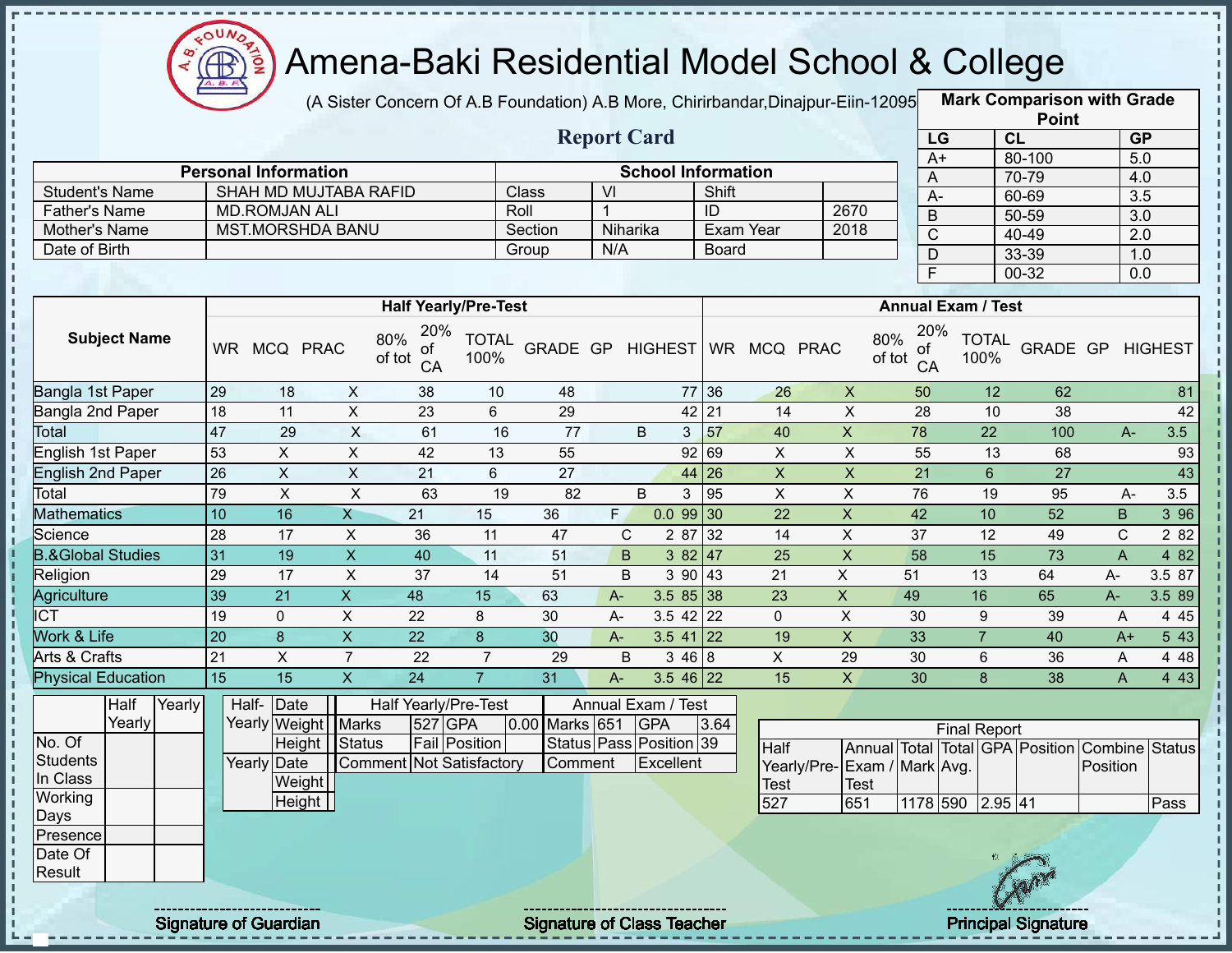# Amena-Baki Residential Model School & College

(A Sister Concern Of A.B Foundation) A.B More, Chirirbandar,Dinajpur-Eiin-120950

## Report Card

| Mark Comparison with Grade Point | | |
|---|---|---|
| LG | CL | GP |
| A+ | 80-100 | 5.0 |
| A | 70-79 | 4.0 |
| A- | 60-69 | 3.5 |
| B | 50-59 | 3.0 |
| C | 40-49 | 2.0 |
| D | 33-39 | 1.0 |
| F | 00-32 | 0.0 |

| Personal Information | | School Information | | | |
|---|---|---|---|---|---|
| Student's Name | SHAH MD MUJTABA RAFID | Class | VI | Shift | |
| Father's Name | MD.ROMJAN ALI | Roll | 1 | ID | 2670 |
| Mother's Name | MST.MORSHDA BANU | Section | Niharika | Exam Year | 2018 |
| Date of Birth | | Group | N/A | Board | |

| Subject Name | Half Yearly/Pre-Test | | | | | | | | | Annual Exam / Test | | | | | | | | |
|---|---|---|---|---|---|---|---|---|---|---|---|---|---|---|---|---|---|---|
| | WR | MCQ | PRAC | 80% of tot | 20% of CA | TOTAL 100% | GRADE | GP | HIGHEST | WR | MCQ | PRAC | 80% of tot | 20% of CA | TOTAL 100% | GRADE | GP | HIGHEST |
| Bangla 1st Paper | 29 | 18 | X | 38 | 10 | 48 | | | 77 | 36 | 26 | X | 50 | 12 | 62 | | | 81 |
| Bangla 2nd Paper | 18 | 11 | X | 23 | 6 | 29 | | | 42 | 21 | 14 | X | 28 | 10 | 38 | | | 42 |
| Total | 47 | 29 | X | 61 | 16 | 77 | B | 3 | | 57 | 40 | X | 78 | 22 | 100 | A- | 3.5 | |
| English 1st Paper | 53 | X | X | 42 | 13 | 55 | | | 92 | 69 | X | X | 55 | 13 | 68 | | | 93 |
| English 2nd Paper | 26 | X | X | 21 | 6 | 27 | | | 44 | 26 | X | X | 21 | 6 | 27 | | | 43 |
| Total | 79 | X | X | 63 | 19 | 82 | B | 3 | | 95 | X | X | 76 | 19 | 95 | A- | 3.5 | |
| Mathematics | 10 | 16 | X | 21 | 15 | 36 | F | 0.0 | 99 | 30 | 22 | X | 42 | 10 | 52 | B | 3 | 96 |
| Science | 28 | 17 | X | 36 | 11 | 47 | C | 2 | 87 | 32 | 14 | X | 37 | 12 | 49 | C | 2 | 82 |
| B.&Global Studies | 31 | 19 | X | 40 | 11 | 51 | B | 3 | 82 | 47 | 25 | X | 58 | 15 | 73 | A | 4 | 82 |
| Religion | 29 | 17 | X | 37 | 14 | 51 | B | 3 | 90 | 43 | 21 | X | 51 | 13 | 64 | A- | 3.5 | 87 |
| Agriculture | 39 | 21 | X | 48 | 15 | 63 | A- | 3.5 | 85 | 38 | 23 | X | 49 | 16 | 65 | A- | 3.5 | 89 |
| ICT | 19 | 0 | X | 22 | 8 | 30 | A- | 3.5 | 42 | 22 | 0 | X | 30 | 9 | 39 | A | 4 | 45 |
| Work & Life | 20 | 8 | X | 22 | 8 | 30 | A- | 3.5 | 41 | 22 | 19 | X | 33 | 7 | 40 | A+ | 5 | 43 |
| Arts & Crafts | 21 | X | 7 | 22 | 7 | 29 | B | 3 | 46 | 8 | X | 29 | 30 | 6 | 36 | A | 4 | 48 |
| Physical Education | 15 | 15 | X | 24 | 7 | 31 | A- | 3.5 | 46 | 22 | 15 | X | 30 | 8 | 38 | A | 4 | 43 |

| | Half Yearly | Yearly |
|---|---|---|
| No. Of Students In Class | | |
| Working Days | | |
| Presence | | |
| Date Of Result | | |

| | | |
|---|---|---|
| Half-Yearly | Date | |
| | Weight | |
| | Height | |
| Yearly | Date | |
| | Weight | |
| | Height | |

| Half Yearly/Pre-Test | | | | Annual Exam / Test | | | |
|---|---|---|---|---|---|---|---|
| Marks | 527 | GPA | 0.00 | Marks | 651 | GPA | 3.64 |
| Status | Fail | Position | | Status | Pass | Position | 39 |
| Comment | Not Satisfactory | | | Comment | Excellent | | |

| Final Report | | | | | | | |
|---|---|---|---|---|---|---|---|
| Half Yearly/Pre-Test | Annual Exam / Test | Total Mark | Total Avg. | GPA | Position | Combine Position | Status |
| 527 | 651 | 1178 | 590 | 2.95 | 41 | | Pass |

Signature of Guardian    Signature of Class Teacher    Principal Signature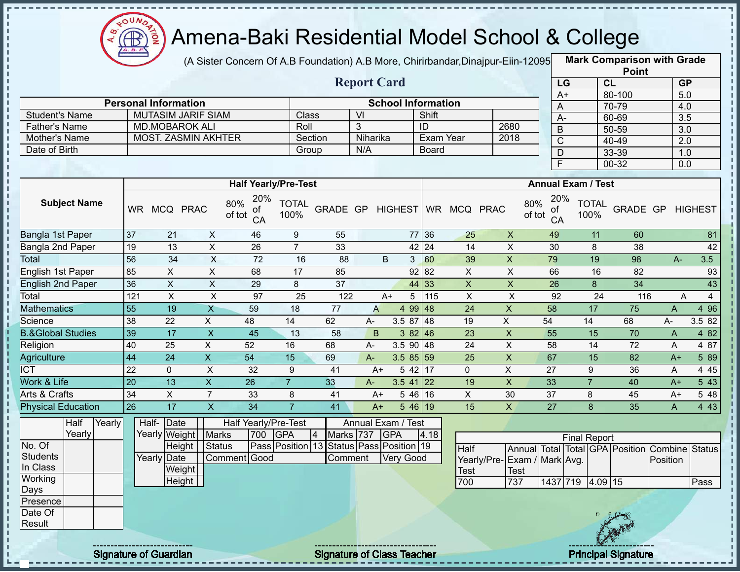# Amena-Baki Residential Model School & College

(A Sister Concern Of A.B Foundation) A.B More, Chirirbandar,Dinajpur-Eiin-120950

**Report Card**

| Mark Comparison with Grade Point | | |
|---|---|---|
| LG | CL | GP |
| A+ | 80-100 | 5.0 |
| A | 70-79 | 4.0 |
| A- | 60-69 | 3.5 |
| B | 50-59 | 3.0 |
| C | 40-49 | 2.0 |
| D | 33-39 | 1.0 |
| F | 00-32 | 0.0 |

| Personal Information | | School Information | | | |
|---|---|---|---|---|---|
| Student's Name | MUTASIM JARIF SIAM | Class | VI | Shift | |
| Father's Name | MD.MOBAROK ALI | Roll | 3 | ID | 2680 |
| Mother's Name | MOST. ZASMIN AKHTER | Section | Niharika | Exam Year | 2018 |
| Date of Birth | | Group | N/A | Board | |

| Subject Name | Half Yearly/Pre-Test | | | | | | | | | Annual Exam / Test | | | | | | | | |
|---|---|---|---|---|---|---|---|---|---|---|---|---|---|---|---|---|---|---|
| | WR | MCQ | PRAC | 80% of tot | 20% of CA | TOTAL 100% | GRADE | GP | HIGHEST | WR | MCQ | PRAC | 80% of tot | 20% of CA | TOTAL 100% | GRADE | GP | HIGHEST |
| Bangla 1st Paper | 37 | 21 | X | 46 | 9 | 55 | | | 77 | 36 | 25 | X | 49 | 11 | 60 | | | 81 |
| Bangla 2nd Paper | 19 | 13 | X | 26 | 7 | 33 | | | 42 | 24 | 14 | X | 30 | 8 | 38 | | | 42 |
| Total | 56 | 34 | X | 72 | 16 | 88 | B | 3 | | 60 | 39 | X | 79 | 19 | 98 | A- | 3.5 | |
| English 1st Paper | 85 | X | X | 68 | 17 | 85 | | | 92 | 82 | X | X | 66 | 16 | 82 | | | 93 |
| English 2nd Paper | 36 | X | X | 29 | 8 | 37 | | | 44 | 33 | X | X | 26 | 8 | 34 | | | 43 |
| Total | 121 | X | X | 97 | 25 | 122 | A+ | 5 | | 115 | X | X | 92 | 24 | 116 | A | 4 | |
| Mathematics | 55 | 19 | X | 59 | 18 | 77 | A | 4 | 99 | 48 | 24 | X | 58 | 17 | 75 | A | 4 | 96 |
| Science | 38 | 22 | X | 48 | 14 | 62 | A- | 3.5 | 87 | 48 | 19 | X | 54 | 14 | 68 | A- | 3.5 | 82 |
| B.&Global Studies | 39 | 17 | X | 45 | 13 | 58 | B | 3 | 82 | 46 | 23 | X | 55 | 15 | 70 | A | 4 | 82 |
| Religion | 40 | 25 | X | 52 | 16 | 68 | A- | 3.5 | 90 | 48 | 24 | X | 58 | 14 | 72 | A | 4 | 87 |
| Agriculture | 44 | 24 | X | 54 | 15 | 69 | A- | 3.5 | 85 | 59 | 25 | X | 67 | 15 | 82 | A+ | 5 | 89 |
| ICT | 22 | 0 | X | 32 | 9 | 41 | A+ | 5 | 42 | 17 | 0 | X | 27 | 9 | 36 | A | 4 | 45 |
| Work & Life | 20 | 13 | X | 26 | 7 | 33 | A- | 3.5 | 41 | 22 | 19 | X | 33 | 7 | 40 | A+ | 5 | 43 |
| Arts & Crafts | 34 | X | 7 | 33 | 8 | 41 | A+ | 5 | 46 | 16 | X | 30 | 37 | 8 | 45 | A+ | 5 | 48 |
| Physical Education | 26 | 17 | X | 34 | 7 | 41 | A+ | 5 | 46 | 19 | 15 | X | 27 | 8 | 35 | A | 4 | 43 |

| | Half Yearly | Yearly |
|---|---|---|
| No. Of Students In Class | | |
| Working Days | | |
| Presence | | |
| Date Of Result | | |

| | | |
|---|---|---|
| Half-Yearly | Date | |
| | Weight | |
| | Height | |
| Yearly | Date | |
| | Weight | |
| | Height | |

| Half Yearly/Pre-Test | | | | Annual Exam / Test | | | |
|---|---|---|---|---|---|---|---|
| Marks | 700 | GPA | 4 | Marks | 737 | GPA | 4.18 |
| Status | Pass | Position | 13 | Status | Pass | Position | 19 |
| Comment | Good | | | Comment | Very Good | | |

| Final Report | | | | | | | |
|---|---|---|---|---|---|---|---|
| Half Yearly/Pre-Test | Annual Exam / Test | Total Mark | Total Avg. | GPA | Position | Combine Position | Status |
| 700 | 737 | 1437 | 719 | 4.09 | 15 | | Pass |

Signature of Guardian | Signature of Class Teacher | Principal Signature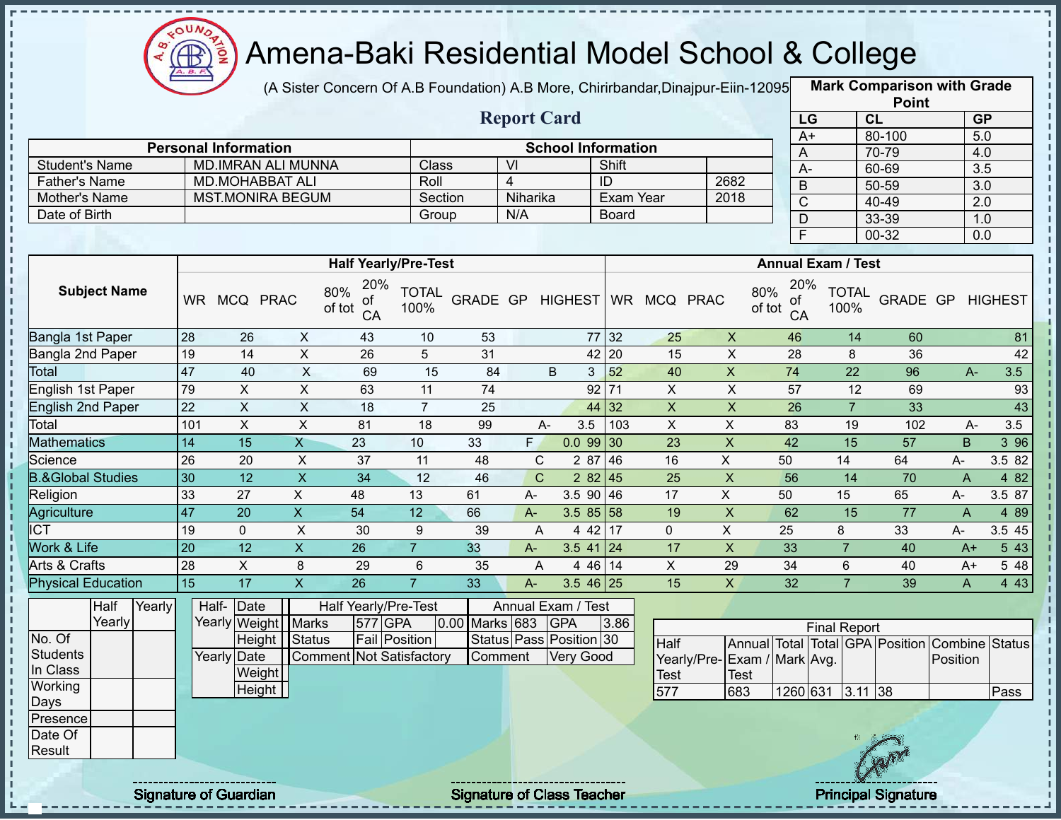# Amena-Baki Residential Model School & College

(A Sister Concern Of A.B Foundation) A.B More, Chirirbandar,Dinajpur-Eiin-120950

## Report Card

| Mark Comparison with Grade Point | | |
|---|---|---|
| LG | CL | GP |
| A+ | 80-100 | 5.0 |
| A | 70-79 | 4.0 |
| A- | 60-69 | 3.5 |
| B | 50-59 | 3.0 |
| C | 40-49 | 2.0 |
| D | 33-39 | 1.0 |
| F | 00-32 | 0.0 |

| Personal Information | | School Information | | | |
|---|---|---|---|---|---|
| Student's Name | MD.IMRAN ALI MUNNA | Class | VI | Shift | |
| Father's Name | MD.MOHABBAT ALI | Roll | 4 | ID | 2682 |
| Mother's Name | MST.MONIRA BEGUM | Section | Niharika | Exam Year | 2018 |
| Date of Birth | | Group | N/A | Board | |

| Subject Name | Half Yearly/Pre-Test | | | | | | | | | Annual Exam / Test | | | | | | | | |
|---|---|---|---|---|---|---|---|---|---|---|---|---|---|---|---|---|---|---|
| | WR | MCQ | PRAC | 80% of tot | 20% of CA | TOTAL 100% | GRADE | GP | HIGHEST | WR | MCQ | PRAC | 80% of tot | 20% of CA | TOTAL 100% | GRADE | GP | HIGHEST |
| Bangla 1st Paper | 28 | 26 | X | 43 | 10 | 53 | | | 77 | 32 | 25 | X | 46 | 14 | 60 | | | 81 |
| Bangla 2nd Paper | 19 | 14 | X | 26 | 5 | 31 | | | 42 | 20 | 15 | X | 28 | 8 | 36 | | | 42 |
| Total | 47 | 40 | X | 69 | 15 | 84 | B | 3 | | 52 | 40 | X | 74 | 22 | 96 | A- | 3.5 | |
| English 1st Paper | 79 | X | X | 63 | 11 | 74 | | | 92 | 71 | X | X | 57 | 12 | 69 | | | 93 |
| English 2nd Paper | 22 | X | X | 18 | 7 | 25 | | | 44 | 32 | X | X | 26 | 7 | 33 | | | 43 |
| Total | 101 | X | X | 81 | 18 | 99 | A- | 3.5 | | 103 | X | X | 83 | 19 | 102 | A- | 3.5 | |
| Mathematics | 14 | 15 | X | 23 | 10 | 33 | F | 0.0 | 99 | 30 | 23 | X | 42 | 15 | 57 | B | 3 | 96 |
| Science | 26 | 20 | X | 37 | 11 | 48 | C | 2 | 87 | 46 | 16 | X | 50 | 14 | 64 | A- | 3.5 | 82 |
| B.&Global Studies | 30 | 12 | X | 34 | 12 | 46 | C | 2 | 82 | 45 | 25 | X | 56 | 14 | 70 | A | 4 | 82 |
| Religion | 33 | 27 | X | 48 | 13 | 61 | A- | 3.5 | 90 | 46 | 17 | X | 50 | 15 | 65 | A- | 3.5 | 87 |
| Agriculture | 47 | 20 | X | 54 | 12 | 66 | A- | 3.5 | 85 | 58 | 19 | X | 62 | 15 | 77 | A | 4 | 89 |
| ICT | 19 | 0 | X | 30 | 9 | 39 | A | 4 | 42 | 17 | 0 | X | 25 | 8 | 33 | A- | 3.5 | 45 |
| Work & Life | 20 | 12 | X | 26 | 7 | 33 | A- | 3.5 | 41 | 24 | 17 | X | 33 | 7 | 40 | A+ | 5 | 43 |
| Arts & Crafts | 28 | X | 8 | 29 | 6 | 35 | A | 4 | 46 | 14 | X | 29 | 34 | 6 | 40 | A+ | 5 | 48 |
| Physical Education | 15 | 17 | X | 26 | 7 | 33 | A- | 3.5 | 46 | 25 | 15 | X | 32 | 7 | 39 | A | 4 | 43 |

| | Half Yearly | Yearly |
|---|---|---|
| No. Of Students In Class | | |
| Working Days | | |
| Presence | | |
| Date Of Result | | |

| | | |
|---|---|---|
| Half-Yearly | Date | |
| | Weight | |
| | Height | |
| Yearly | Date | |
| | Weight | |
| | Height | |

| Half Yearly/Pre-Test | | | | Annual Exam / Test | | | |
|---|---|---|---|---|---|---|---|
| Marks | 577 | GPA | 0.00 | Marks | 683 | GPA | 3.86 |
| Status | Fail | Position | | Status | Pass | Position | 30 |
| Comment | Not Satisfactory | | | Comment | Very Good | | |

| Final Report | | | | | | | |
|---|---|---|---|---|---|---|---|
| Half Yearly/Pre-Test | Annual Exam / Test | Total Mark | Total Avg. | GPA | Position | Combine Position | Status |
| 577 | 683 | 1260 | 631 | 3.11 | 38 | | Pass |

Signature of Guardian

Signature of Class Teacher

Principal Signature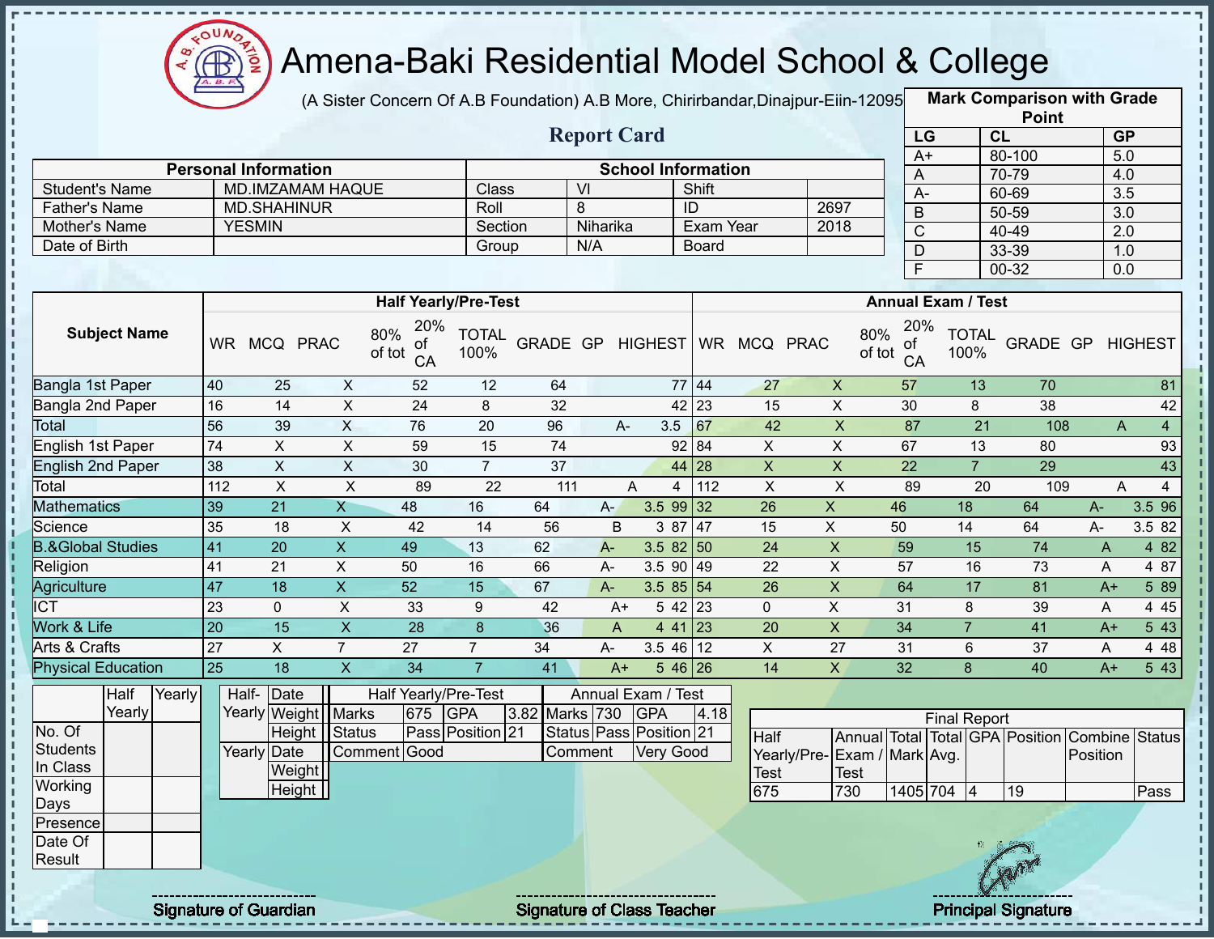# Amena-Baki Residential Model School & College

(A Sister Concern Of A.B Foundation) A.B More, Chirirbandar,Dinajpur-Eiin-120950

## Report Card

| Mark Comparison with Grade Point | | |
|---|---|---|
| LG | CL | GP |
| A+ | 80-100 | 5.0 |
| A | 70-79 | 4.0 |
| A- | 60-69 | 3.5 |
| B | 50-59 | 3.0 |
| C | 40-49 | 2.0 |
| D | 33-39 | 1.0 |
| F | 00-32 | 0.0 |

| Personal Information | | School Information | | | |
|---|---|---|---|---|---|
| Student's Name | MD.IMZAMAM HAQUE | Class | VI | Shift | |
| Father's Name | MD.SHAHINUR | Roll | 8 | ID | 2697 |
| Mother's Name | YESMIN | Section | Niharika | Exam Year | 2018 |
| Date of Birth | | Group | N/A | Board | |

| Subject Name | Half Yearly/Pre-Test | | | | | | | | | Annual Exam / Test | | | | | | | | |
|---|---|---|---|---|---|---|---|---|---|---|---|---|---|---|---|---|---|---|
| | WR | MCQ | PRAC | 80% of tot | 20% of CA | TOTAL 100% | GRADE | GP | HIGHEST | WR | MCQ | PRAC | 80% of tot | 20% of CA | TOTAL 100% | GRADE | GP | HIGHEST |
| Bangla 1st Paper | 40 | 25 | X | 52 | 12 | 64 | | | 77 | 44 | 27 | X | 57 | 13 | 70 | | | 81 |
| Bangla 2nd Paper | 16 | 14 | X | 24 | 8 | 32 | | | 42 | 23 | 15 | X | 30 | 8 | 38 | | | 42 |
| Total | 56 | 39 | X | 76 | 20 | 96 | A- | 3.5 | | 67 | 42 | X | 87 | 21 | 108 | A | 4 | |
| English 1st Paper | 74 | X | X | 59 | 15 | 74 | | | 92 | 84 | X | X | 67 | 13 | 80 | | | 93 |
| English 2nd Paper | 38 | X | X | 30 | 7 | 37 | | | 44 | 28 | X | X | 22 | 7 | 29 | | | 43 |
| Total | 112 | X | X | 89 | 22 | 111 | A | 4 | | 112 | X | X | 89 | 20 | 109 | A | 4 | |
| Mathematics | 39 | 21 | X | 48 | 16 | 64 | A- | 3.5 | 99 | 32 | 26 | X | 46 | 18 | 64 | A- | 3.5 | 96 |
| Science | 35 | 18 | X | 42 | 14 | 56 | B | 3 | 87 | 47 | 15 | X | 50 | 14 | 64 | A- | 3.5 | 82 |
| B.&Global Studies | 41 | 20 | X | 49 | 13 | 62 | A- | 3.5 | 82 | 50 | 24 | X | 59 | 15 | 74 | A | 4 | 82 |
| Religion | 41 | 21 | X | 50 | 16 | 66 | A- | 3.5 | 90 | 49 | 22 | X | 57 | 16 | 73 | A | 4 | 87 |
| Agriculture | 47 | 18 | X | 52 | 15 | 67 | A- | 3.5 | 85 | 54 | 26 | X | 64 | 17 | 81 | A+ | 5 | 89 |
| ICT | 23 | 0 | X | 33 | 9 | 42 | A+ | 5 | 42 | 23 | 0 | X | 31 | 8 | 39 | A | 4 | 45 |
| Work & Life | 20 | 15 | X | 28 | 8 | 36 | A | 4 | 41 | 23 | 20 | X | 34 | 7 | 41 | A+ | 5 | 43 |
| Arts & Crafts | 27 | X | 7 | 27 | 7 | 34 | A- | 3.5 | 46 | 12 | X | 27 | 31 | 6 | 37 | A | 4 | 48 |
| Physical Education | 25 | 18 | X | 34 | 7 | 41 | A+ | 5 | 46 | 26 | 14 | X | 32 | 8 | 40 | A+ | 5 | 43 |

| | Half Yearly | Yearly |
|---|---|---|
| No. Of Students In Class | | |
| Working Days | | |
| Presence | | |
| Date Of Result | | |

| | | |
|---|---|---|
| Half-Yearly | Date | |
| | Weight | |
| | Height | |
| Yearly | Date | |
| | Weight | |
| | Height | |

| Half Yearly/Pre-Test | | | | Annual Exam / Test | | | |
|---|---|---|---|---|---|---|---|
| Marks | 675 | GPA | 3.82 | Marks | 730 | GPA | 4.18 |
| Status | Pass | Position | 21 | Status | Pass | Position | 21 |
| Comment | Good | | | Comment | Very Good | | |

| Final Report | | | | | | | |
|---|---|---|---|---|---|---|---|
| Half Yearly/Pre-Test | Annual Exam / Test | Total Mark | Total Avg. | GPA | Position | Combine Position | Status |
| 675 | 730 | 1405 | 704 | 4 | 19 | | Pass |

Signature of Guardian — Signature of Class Teacher — Principal Signature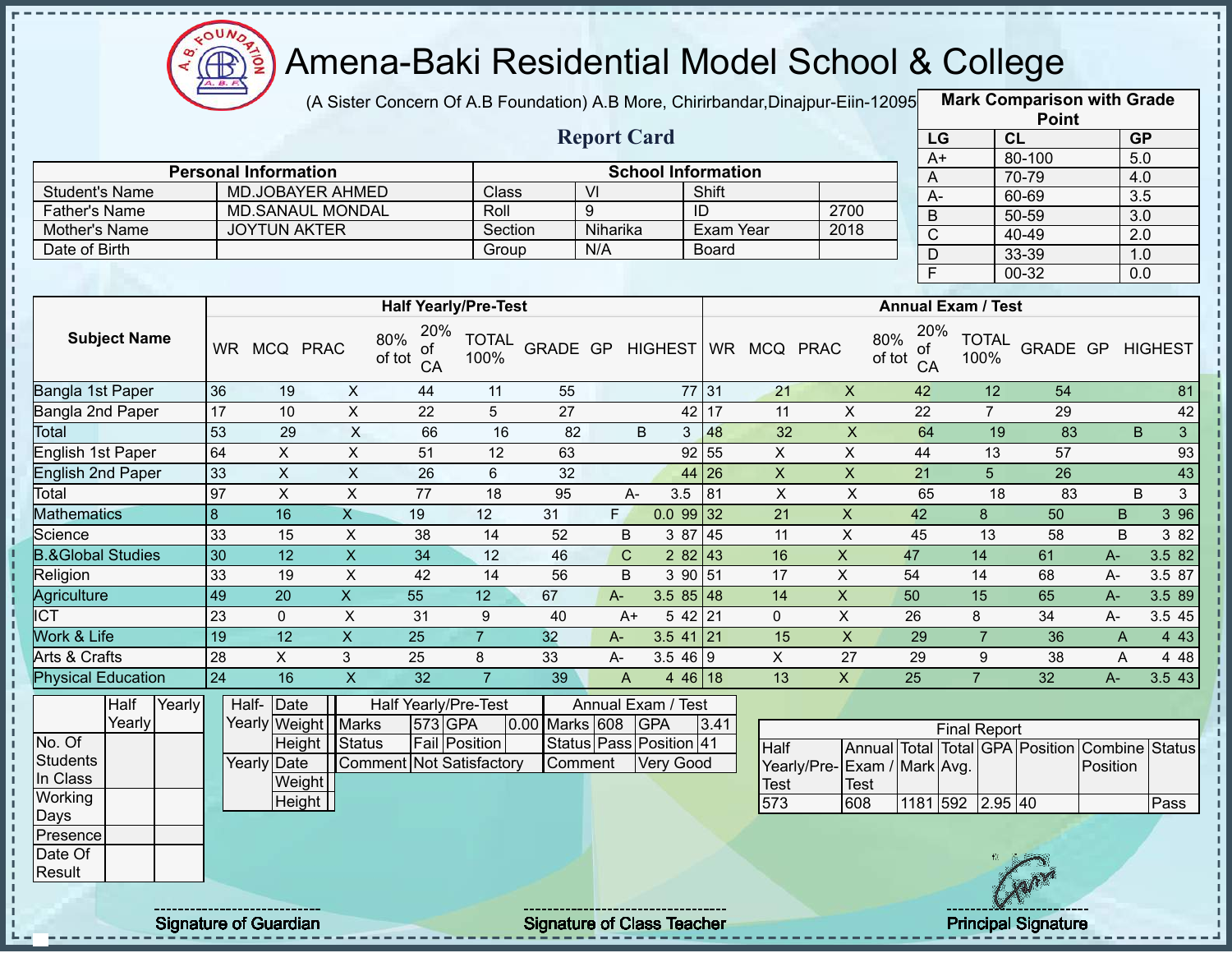# Amena-Baki Residential Model School & College

(A Sister Concern Of A.B Foundation) A.B More, Chirirbandar,Dinajpur-Eiin-120950

## Report Card

| Mark Comparison with Grade Point | | |
|---|---|---|
| LG | CL | GP |
| A+ | 80-100 | 5.0 |
| A | 70-79 | 4.0 |
| A- | 60-69 | 3.5 |
| B | 50-59 | 3.0 |
| C | 40-49 | 2.0 |
| D | 33-39 | 1.0 |
| F | 00-32 | 0.0 |

| Personal Information | | School Information | | | |
|---|---|---|---|---|---|
| Student's Name | MD.JOBAYER AHMED | Class | VI | Shift | |
| Father's Name | MD.SANAUL MONDAL | Roll | 9 | ID | 2700 |
| Mother's Name | JOYTUN AKTER | Section | Niharika | Exam Year | 2018 |
| Date of Birth | | Group | N/A | Board | |

| Subject Name | Half Yearly/Pre-Test | | | | | | | | | Annual Exam / Test | | | | | | | | |
|---|---|---|---|---|---|---|---|---|---|---|---|---|---|---|---|---|---|---|
| | WR | MCQ | PRAC | 80% of tot | 20% of CA | TOTAL 100% | GRADE | GP | HIGHEST | WR | MCQ | PRAC | 80% of tot | 20% of CA | TOTAL 100% | GRADE | GP | HIGHEST |
| Bangla 1st Paper | 36 | 19 | X | 44 | 11 | 55 | | | 77 | 31 | 21 | X | 42 | 12 | 54 | | | 81 |
| Bangla 2nd Paper | 17 | 10 | X | 22 | 5 | 27 | | | 42 | 17 | 11 | X | 22 | 7 | 29 | | | 42 |
| Total | 53 | 29 | X | 66 | 16 | 82 | B | 3 | | 48 | 32 | X | 64 | 19 | 83 | B | 3 | |
| English 1st Paper | 64 | X | X | 51 | 12 | 63 | | | 92 | 55 | X | X | 44 | 13 | 57 | | | 93 |
| English 2nd Paper | 33 | X | X | 26 | 6 | 32 | | | 44 | 26 | X | X | 21 | 5 | 26 | | | 43 |
| Total | 97 | X | X | 77 | 18 | 95 | A- | 3.5 | | 81 | X | X | 65 | 18 | 83 | B | 3 | |
| Mathematics | 8 | 16 | X | 19 | 12 | 31 | F | 0.0 | 99 | 32 | 21 | X | 42 | 8 | 50 | B | 3 | 96 |
| Science | 33 | 15 | X | 38 | 14 | 52 | B | 3 | 87 | 45 | 11 | X | 45 | 13 | 58 | B | 3 | 82 |
| B.&Global Studies | 30 | 12 | X | 34 | 12 | 46 | C | 2 | 82 | 43 | 16 | X | 47 | 14 | 61 | A- | 3.5 | 82 |
| Religion | 33 | 19 | X | 42 | 14 | 56 | B | 3 | 90 | 51 | 17 | X | 54 | 14 | 68 | A- | 3.5 | 87 |
| Agriculture | 49 | 20 | X | 55 | 12 | 67 | A- | 3.5 | 85 | 48 | 14 | X | 50 | 15 | 65 | A- | 3.5 | 89 |
| ICT | 23 | 0 | X | 31 | 9 | 40 | A+ | 5 | 42 | 21 | 0 | X | 26 | 8 | 34 | A- | 3.5 | 45 |
| Work & Life | 19 | 12 | X | 25 | 7 | 32 | A- | 3.5 | 41 | 21 | 15 | X | 29 | 7 | 36 | A | 4 | 43 |
| Arts & Crafts | 28 | X | 3 | 25 | 8 | 33 | A- | 3.5 | 46 | 9 | X | 27 | 29 | 9 | 38 | A | 4 | 48 |
| Physical Education | 24 | 16 | X | 32 | 7 | 39 | A | 4 | 46 | 18 | 13 | X | 25 | 7 | 32 | A- | 3.5 | 43 |

| | Half Yearly | Yearly |
|---|---|---|
| No. Of Students In Class | | |
| Working Days | | |
| Presence | | |
| Date Of Result | | |

| | | |
|---|---|---|
| Half-Yearly | Date | |
| | Weight | |
| | Height | |
| Yearly | Date | |
| | Weight | |
| | Height | |

| Half Yearly/Pre-Test | | | | Annual Exam / Test | | | |
|---|---|---|---|---|---|---|---|
| Marks | 573 | GPA | 0.00 | Marks | 608 | GPA | 3.41 |
| Status | Fail | Position | | Status | Pass | Position | 41 |
| Comment | Not Satisfactory | | | Comment | Very Good | | |

| Final Report | | | | | | | |
|---|---|---|---|---|---|---|---|
| Half Yearly/Pre-Test | Annual Exam / Test | Total Mark | Total Avg. | GPA | Position | Combine Position | Status |
| 573 | 608 | 1181 | 592 | 2.95 | 40 | | Pass |

Signature of Guardian

Signature of Class Teacher

Principal Signature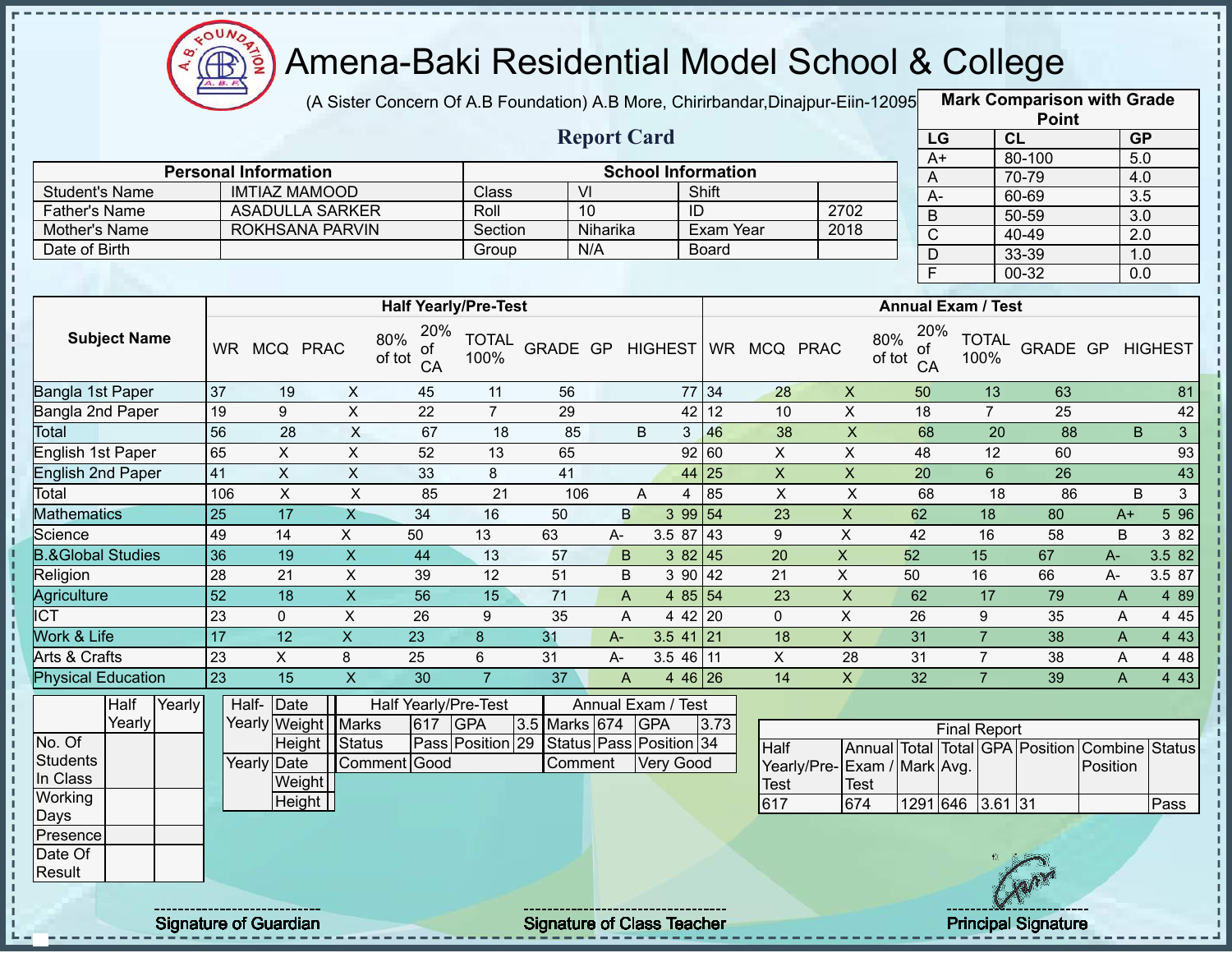# Amena-Baki Residential Model School & College

(A Sister Concern Of A.B Foundation) A.B More, Chirirbandar,Dinajpur-Eiin-120950

## Report Card

| Mark Comparison with Grade Point | | |
|---|---|---|
| LG | CL | GP |
| A+ | 80-100 | 5.0 |
| A | 70-79 | 4.0 |
| A- | 60-69 | 3.5 |
| B | 50-59 | 3.0 |
| C | 40-49 | 2.0 |
| D | 33-39 | 1.0 |
| F | 00-32 | 0.0 |

| Personal Information | | School Information | | | |
|---|---|---|---|---|---|
| Student's Name | IMTIAZ MAMOOD | Class | VI | Shift | |
| Father's Name | ASADULLA SARKER | Roll | 10 | ID | 2702 |
| Mother's Name | ROKHSANA PARVIN | Section | Niharika | Exam Year | 2018 |
| Date of Birth | | Group | N/A | Board | |

| Subject Name | Half Yearly/Pre-Test | | | | | | | | | Annual Exam / Test | | | | | | | | |
|---|---|---|---|---|---|---|---|---|---|---|---|---|---|---|---|---|---|---|
| | WR | MCQ | PRAC | 80% of tot | 20% of CA | TOTAL 100% | GRADE | GP | HIGHEST | WR | MCQ | PRAC | 80% of tot | 20% of CA | TOTAL 100% | GRADE | GP | HIGHEST |
| Bangla 1st Paper | 37 | 19 | X | 45 | 11 | 56 | | | 77 | 34 | 28 | X | 50 | 13 | 63 | | | 81 |
| Bangla 2nd Paper | 19 | 9 | X | 22 | 7 | 29 | | | 42 | 12 | 10 | X | 18 | 7 | 25 | | | 42 |
| Total | 56 | 28 | X | 67 | 18 | 85 | B | 3 | | 46 | 38 | X | 68 | 20 | 88 | B | 3 | |
| English 1st Paper | 65 | X | X | 52 | 13 | 65 | | | 92 | 60 | X | X | 48 | 12 | 60 | | | 93 |
| English 2nd Paper | 41 | X | X | 33 | 8 | 41 | | | 44 | 25 | X | X | 20 | 6 | 26 | | | 43 |
| Total | 106 | X | X | 85 | 21 | 106 | A | 4 | | 85 | X | X | 68 | 18 | 86 | B | 3 | |
| Mathematics | 25 | 17 | X | 34 | 16 | 50 | B | 3 | 99 | 54 | 23 | X | 62 | 18 | 80 | A+ | 5 | 96 |
| Science | 49 | 14 | X | 50 | 13 | 63 | A- | 3.5 | 87 | 43 | 9 | X | 42 | 16 | 58 | B | 3 | 82 |
| B.&Global Studies | 36 | 19 | X | 44 | 13 | 57 | B | 3 | 82 | 45 | 20 | X | 52 | 15 | 67 | A- | 3.5 | 82 |
| Religion | 28 | 21 | X | 39 | 12 | 51 | B | 3 | 90 | 42 | 21 | X | 50 | 16 | 66 | A- | 3.5 | 87 |
| Agriculture | 52 | 18 | X | 56 | 15 | 71 | A | 4 | 85 | 54 | 23 | X | 62 | 17 | 79 | A | 4 | 89 |
| ICT | 23 | 0 | X | 26 | 9 | 35 | A | 4 | 42 | 20 | 0 | X | 26 | 9 | 35 | A | 4 | 45 |
| Work & Life | 17 | 12 | X | 23 | 8 | 31 | A- | 3.5 | 41 | 21 | 18 | X | 31 | 7 | 38 | A | 4 | 43 |
| Arts & Crafts | 23 | X | 8 | 25 | 6 | 31 | A- | 3.5 | 46 | 11 | X | 28 | 31 | 7 | 38 | A | 4 | 48 |
| Physical Education | 23 | 15 | X | 30 | 7 | 37 | A | 4 | 46 | 26 | 14 | X | 32 | 7 | 39 | A | 4 | 43 |

| | Half Yearly | Yearly |
|---|---|---|
| No. Of Students In Class | | |
| Working Days | | |
| Presence | | |
| Date Of Result | | |

| | | |
|---|---|---|
| Half-Yearly | Date | |
| | Weight | |
| | Height | |
| Yearly | Date | |
| | Weight | |
| | Height | |

| Half Yearly/Pre-Test | | | | Annual Exam / Test | | | |
|---|---|---|---|---|---|---|---|
| Marks | 617 | GPA | 3.5 | Marks | 674 | GPA | 3.73 |
| Status | Pass | Position | 29 | Status | Pass | Position | 34 |
| Comment | Good | | | Comment | Very Good | | |

| Final Report | | | | | | | |
|---|---|---|---|---|---|---|---|
| Half Yearly/Pre-Test | Annual Exam / Test | Total Mark | Total Avg. | GPA | Position | Combine Position | Status |
| 617 | 674 | 1291 | 646 | 3.61 | 31 | | Pass |

Signature of Guardian | Signature of Class Teacher | Principal Signature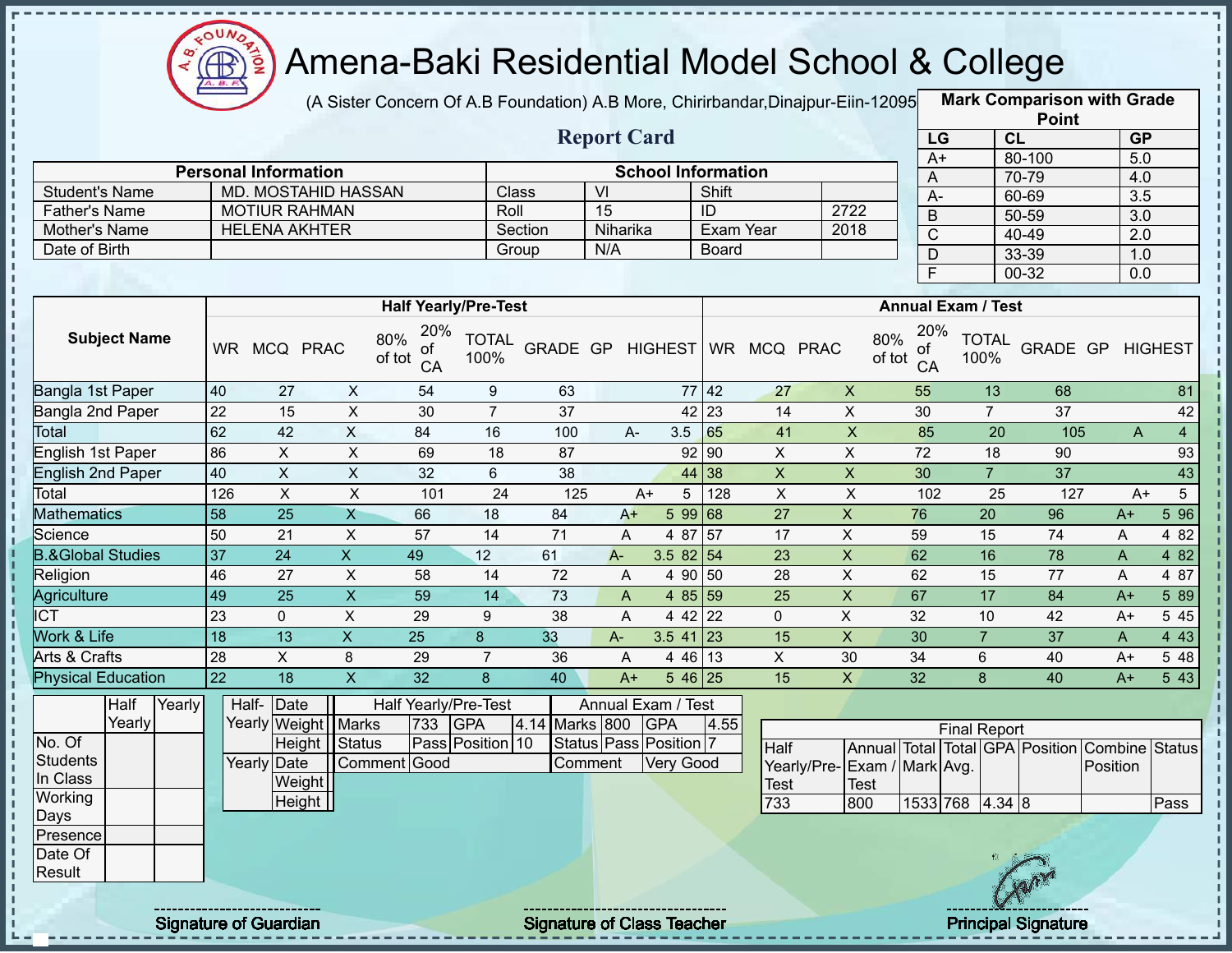# Amena-Baki Residential Model School & College

(A Sister Concern Of A.B Foundation) A.B More, Chirirbandar,Dinajpur-Eiin-120950

## Report Card

| Mark Comparison with Grade Point | | |
|---|---|---|
| LG | CL | GP |
| A+ | 80-100 | 5.0 |
| A | 70-79 | 4.0 |
| A- | 60-69 | 3.5 |
| B | 50-59 | 3.0 |
| C | 40-49 | 2.0 |
| D | 33-39 | 1.0 |
| F | 00-32 | 0.0 |

| Personal Information | | School Information | | | |
|---|---|---|---|---|---|
| Student's Name | MD. MOSTAHID HASSAN | Class | VI | Shift | |
| Father's Name | MOTIUR RAHMAN | Roll | 15 | ID | 2722 |
| Mother's Name | HELENA AKHTER | Section | Niharika | Exam Year | 2018 |
| Date of Birth | | Group | N/A | Board | |

| Subject Name | Half Yearly/Pre-Test | | | | | | | | | Annual Exam / Test | | | | | | | | |
|---|---|---|---|---|---|---|---|---|---|---|---|---|---|---|---|---|---|---|
| | WR | MCQ | PRAC | 80% of tot | 20% of CA | TOTAL 100% | GRADE | GP | HIGHEST | WR | MCQ | PRAC | 80% of tot | 20% of CA | TOTAL 100% | GRADE | GP | HIGHEST |
| Bangla 1st Paper | 40 | 27 | X | 54 | 9 | 63 | | | 77 | 42 | 27 | X | 55 | 13 | 68 | | | 81 |
| Bangla 2nd Paper | 22 | 15 | X | 30 | 7 | 37 | | | 42 | 23 | 14 | X | 30 | 7 | 37 | | | 42 |
| Total | 62 | 42 | X | 84 | 16 | 100 | A- | 3.5 | | 65 | 41 | X | 85 | 20 | 105 | A | 4 | |
| English 1st Paper | 86 | X | X | 69 | 18 | 87 | | | 92 | 90 | X | X | 72 | 18 | 90 | | | 93 |
| English 2nd Paper | 40 | X | X | 32 | 6 | 38 | | | 44 | 38 | X | X | 30 | 7 | 37 | | | 43 |
| Total | 126 | X | X | 101 | 24 | 125 | A+ | 5 | | 128 | X | X | 102 | 25 | 127 | A+ | 5 | |
| Mathematics | 58 | 25 | X | 66 | 18 | 84 | A+ | 5 | 99 | 68 | 27 | X | 76 | 20 | 96 | A+ | 5 | 96 |
| Science | 50 | 21 | X | 57 | 14 | 71 | A | 4 | 87 | 57 | 17 | X | 59 | 15 | 74 | A | 4 | 82 |
| B.&Global Studies | 37 | 24 | X | 49 | 12 | 61 | A- | 3.5 | 82 | 54 | 23 | X | 62 | 16 | 78 | A | 4 | 82 |
| Religion | 46 | 27 | X | 58 | 14 | 72 | A | 4 | 90 | 50 | 28 | X | 62 | 15 | 77 | A | 4 | 87 |
| Agriculture | 49 | 25 | X | 59 | 14 | 73 | A | 4 | 85 | 59 | 25 | X | 67 | 17 | 84 | A+ | 5 | 89 |
| ICT | 23 | 0 | X | 29 | 9 | 38 | A | 4 | 42 | 22 | 0 | X | 32 | 10 | 42 | A+ | 5 | 45 |
| Work & Life | 18 | 13 | X | 25 | 8 | 33 | A- | 3.5 | 41 | 23 | 15 | X | 30 | 7 | 37 | A | 4 | 43 |
| Arts & Crafts | 28 | X | 8 | 29 | 7 | 36 | A | 4 | 46 | 13 | X | 30 | 34 | 6 | 40 | A+ | 5 | 48 |
| Physical Education | 22 | 18 | X | 32 | 8 | 40 | A+ | 5 | 46 | 25 | 15 | X | 32 | 8 | 40 | A+ | 5 | 43 |

| | Half Yearly | Yearly |
|---|---|---|
| No. Of Students In Class | | |
| Working Days | | |
| Presence | | |
| Date Of Result | | |

| | | |
|---|---|---|
| Half-Yearly | Date | |
| | Weight | |
| | Height | |
| Yearly | Date | |
| | Weight | |
| | Height | |

| Half Yearly/Pre-Test | | | | Annual Exam / Test | | | |
|---|---|---|---|---|---|---|---|
| Marks | 733 | GPA | 4.14 | Marks | 800 | GPA | 4.55 |
| Status | Pass | Position | 10 | Status | Pass | Position | 7 |
| Comment | Good | | | Comment | Very Good | | |

| Final Report | | | | | | | |
|---|---|---|---|---|---|---|---|
| Half Yearly/Pre-Test | Annual Exam / Test | Total Mark | Total Avg. | GPA | Position | Combine Position | Status |
| 733 | 800 | 1533 | 768 | 4.34 | 8 | | Pass |

Signature of Guardian

Signature of Class Teacher

Principal Signature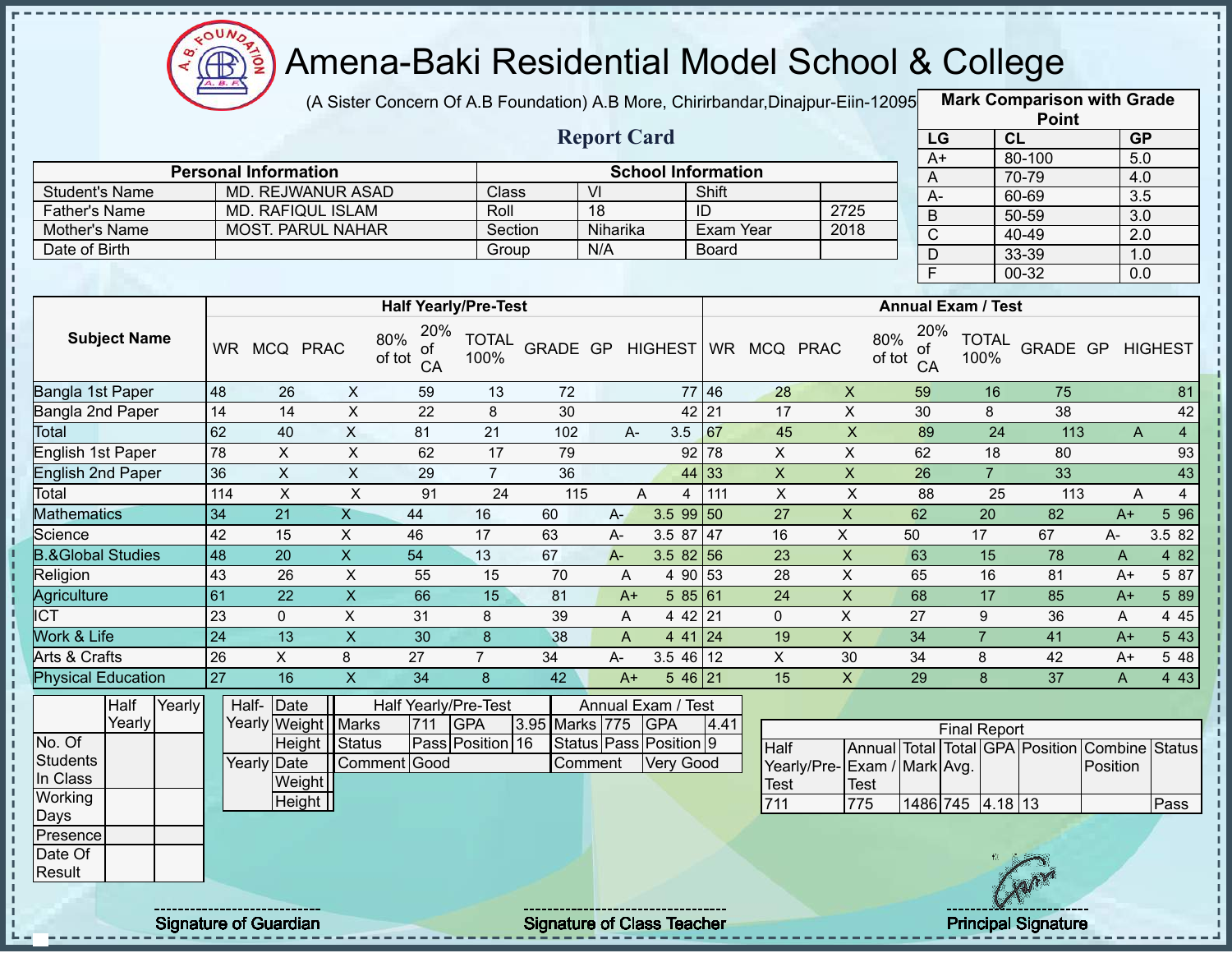# Amena-Baki Residential Model School & College

(A Sister Concern Of A.B Foundation) A.B More, Chirirbandar,Dinajpur-Eiin-120950

## Report Card

| Personal Information | | School Information | | | |
|---|---|---|---|---|---|
| Student's Name | MD. REJWANUR ASAD | Class | VI | Shift | |
| Father's Name | MD. RAFIQUL ISLAM | Roll | 18 | ID | 2725 |
| Mother's Name | MOST. PARUL NAHAR | Section | Niharika | Exam Year | 2018 |
| Date of Birth | | Group | N/A | Board | |

**Mark Comparison with Grade Point**

| LG | CL | GP |
|---|---|---|
| A+ | 80-100 | 5.0 |
| A | 70-79 | 4.0 |
| A- | 60-69 | 3.5 |
| B | 50-59 | 3.0 |
| C | 40-49 | 2.0 |
| D | 33-39 | 1.0 |
| F | 00-32 | 0.0 |

| Subject Name | Half Yearly/Pre-Test | | | | | | | | | Annual Exam / Test | | | | | | | | |
|---|---|---|---|---|---|---|---|---|---|---|---|---|---|---|---|---|---|---|
| | WR | MCQ | PRAC | 80% of tot | 20% of CA | TOTAL 100% | GRADE | GP | HIGHEST | WR | MCQ | PRAC | 80% of tot | 20% of CA | TOTAL 100% | GRADE | GP | HIGHEST |
| Bangla 1st Paper | 48 | 26 | X | 59 | 13 | 72 | | | 77 | 46 | 28 | X | 59 | 16 | 75 | | | 81 |
| Bangla 2nd Paper | 14 | 14 | X | 22 | 8 | 30 | | | 42 | 21 | 17 | X | 30 | 8 | 38 | | | 42 |
| Total | 62 | 40 | X | 81 | 21 | 102 | A- | 3.5 | | 67 | 45 | X | 89 | 24 | 113 | A | 4 | |
| English 1st Paper | 78 | X | X | 62 | 17 | 79 | | | 92 | 78 | X | X | 62 | 18 | 80 | | | 93 |
| English 2nd Paper | 36 | X | X | 29 | 7 | 36 | | | 44 | 33 | X | X | 26 | 7 | 33 | | | 43 |
| Total | 114 | X | X | 91 | 24 | 115 | A | 4 | | 111 | X | X | 88 | 25 | 113 | A | 4 | |
| Mathematics | 34 | 21 | X | 44 | 16 | 60 | A- | 3.5 | 99 | 50 | 27 | X | 62 | 20 | 82 | A+ | 5 | 96 |
| Science | 42 | 15 | X | 46 | 17 | 63 | A- | 3.5 | 87 | 47 | 16 | X | 50 | 17 | 67 | A- | 3.5 | 82 |
| B.&Global Studies | 48 | 20 | X | 54 | 13 | 67 | A- | 3.5 | 82 | 56 | 23 | X | 63 | 15 | 78 | A | 4 | 82 |
| Religion | 43 | 26 | X | 55 | 15 | 70 | A | 4 | 90 | 53 | 28 | X | 65 | 16 | 81 | A+ | 5 | 87 |
| Agriculture | 61 | 22 | X | 66 | 15 | 81 | A+ | 5 | 85 | 61 | 24 | X | 68 | 17 | 85 | A+ | 5 | 89 |
| ICT | 23 | 0 | X | 31 | 8 | 39 | A | 4 | 42 | 21 | 0 | X | 27 | 9 | 36 | A | 4 | 45 |
| Work & Life | 24 | 13 | X | 30 | 8 | 38 | A | 4 | 41 | 24 | 19 | X | 34 | 7 | 41 | A+ | 5 | 43 |
| Arts & Crafts | 26 | X | 8 | 27 | 7 | 34 | A- | 3.5 | 46 | 12 | X | 30 | 34 | 8 | 42 | A+ | 5 | 48 |
| Physical Education | 27 | 16 | X | 34 | 8 | 42 | A+ | 5 | 46 | 21 | 15 | X | 29 | 8 | 37 | A | 4 | 43 |

| | Half Yearly | Yearly |
|---|---|---|
| No. Of Students In Class | | |
| Working Days | | |
| Presence | | |
| Date Of Result | | |

| | | |
|---|---|---|
| Half-Yearly | Date | |
| | Weight | |
| | Height | |
| Yearly | Date | |
| | Weight | |
| | Height | |

| Half Yearly/Pre-Test | | | | Annual Exam / Test | | | |
|---|---|---|---|---|---|---|---|
| Marks | 711 | GPA | 3.95 | Marks | 775 | GPA | 4.41 |
| Status | Pass | Position | 16 | Status | Pass | Position | 9 |
| Comment | Good | | | Comment | Very Good | | |

**Final Report**

| Half Yearly/Pre-Test | Annual Exam / Test | Total Mark | Total Avg. | GPA | Position | Combine Position | Status |
|---|---|---|---|---|---|---|---|
| 711 | 775 | 1486 | 745 | 4.18 | 13 | | Pass |

Signature of Guardian

Signature of Class Teacher

Principal Signature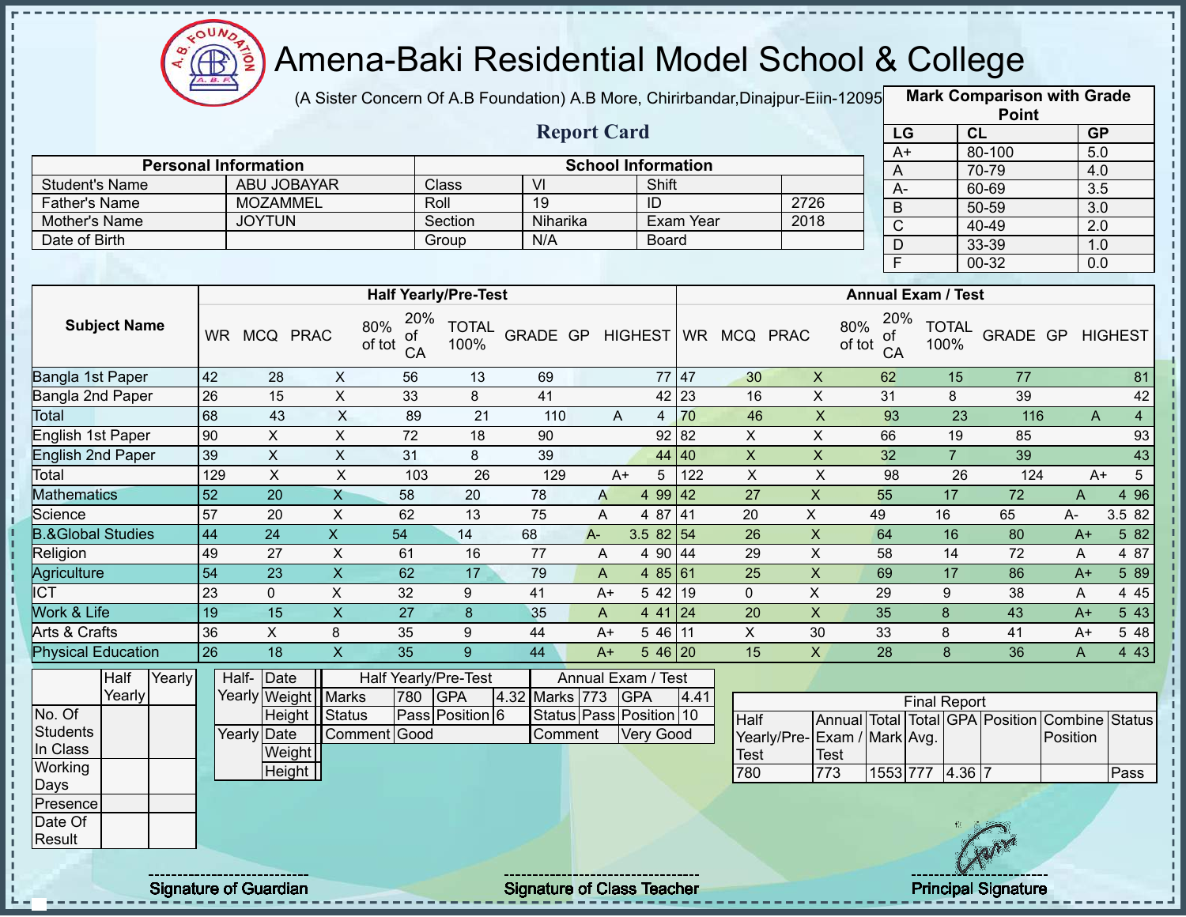# Amena-Baki Residential Model School & College

(A Sister Concern Of A.B Foundation) A.B More, Chirirbandar,Dinajpur-Eiin-120950

## Report Card

| Mark Comparison with Grade Point | | |
|---|---|---|
| LG | CL | GP |
| A+ | 80-100 | 5.0 |
| A | 70-79 | 4.0 |
| A- | 60-69 | 3.5 |
| B | 50-59 | 3.0 |
| C | 40-49 | 2.0 |
| D | 33-39 | 1.0 |
| F | 00-32 | 0.0 |

| Personal Information | | School Information | | | |
|---|---|---|---|---|---|
| Student's Name | ABU JOBAYAR | Class | VI | Shift | |
| Father's Name | MOZAMMEL | Roll | 19 | ID | 2726 |
| Mother's Name | JOYTUN | Section | Niharika | Exam Year | 2018 |
| Date of Birth | | Group | N/A | Board | |

| Subject Name | Half Yearly/Pre-Test | | | | | | | | | Annual Exam / Test | | | | | | | | |
|---|---|---|---|---|---|---|---|---|---|---|---|---|---|---|---|---|---|---|
| | WR | MCQ | PRAC | 80% of tot | 20% of CA | TOTAL 100% | GRADE | GP | HIGHEST | WR | MCQ | PRAC | 80% of tot | 20% of CA | TOTAL 100% | GRADE | GP | HIGHEST |
| Bangla 1st Paper | 42 | 28 | X | 56 | 13 | 69 | | | 77 | 47 | 30 | X | 62 | 15 | 77 | | | 81 |
| Bangla 2nd Paper | 26 | 15 | X | 33 | 8 | 41 | | | 42 | 23 | 16 | X | 31 | 8 | 39 | | | 42 |
| Total | 68 | 43 | X | 89 | 21 | 110 | A | 4 | | 70 | 46 | X | 93 | 23 | 116 | A | 4 | |
| English 1st Paper | 90 | X | X | 72 | 18 | 90 | | | 92 | 82 | X | X | 66 | 19 | 85 | | | 93 |
| English 2nd Paper | 39 | X | X | 31 | 8 | 39 | | | 44 | 40 | X | X | 32 | 7 | 39 | | | 43 |
| Total | 129 | X | X | 103 | 26 | 129 | A+ | 5 | | 122 | X | X | 98 | 26 | 124 | A+ | 5 | |
| Mathematics | 52 | 20 | X | 58 | 20 | 78 | A | 4 | 99 | 42 | 27 | X | 55 | 17 | 72 | A | 4 | 96 |
| Science | 57 | 20 | X | 62 | 13 | 75 | A | 4 | 87 | 41 | 20 | X | 49 | 16 | 65 | A- | 3.5 | 82 |
| B.&Global Studies | 44 | 24 | X | 54 | 14 | 68 | A- | 3.5 | 82 | 54 | 26 | X | 64 | 16 | 80 | A+ | 5 | 82 |
| Religion | 49 | 27 | X | 61 | 16 | 77 | A | 4 | 90 | 44 | 29 | X | 58 | 14 | 72 | A | 4 | 87 |
| Agriculture | 54 | 23 | X | 62 | 17 | 79 | A | 4 | 85 | 61 | 25 | X | 69 | 17 | 86 | A+ | 5 | 89 |
| ICT | 23 | 0 | X | 32 | 9 | 41 | A+ | 5 | 42 | 19 | 0 | X | 29 | 9 | 38 | A | 4 | 45 |
| Work & Life | 19 | 15 | X | 27 | 8 | 35 | A | 4 | 41 | 24 | 20 | X | 35 | 8 | 43 | A+ | 5 | 43 |
| Arts & Crafts | 36 | X | 8 | 35 | 9 | 44 | A+ | 5 | 46 | 11 | X | 30 | 33 | 8 | 41 | A+ | 5 | 48 |
| Physical Education | 26 | 18 | X | 35 | 9 | 44 | A+ | 5 | 46 | 20 | 15 | X | 28 | 8 | 36 | A | 4 | 43 |

| | Half Yearly | Yearly |
|---|---|---|
| No. Of Students In Class | | |
| Working Days | | |
| Presence | | |
| Date Of Result | | |

| | | |
|---|---|---|
| Half-Yearly | Date | |
| | Weight | |
| | Height | |
| Yearly | Date | |
| | Weight | |
| | Height | |

| Half Yearly/Pre-Test | | | | Annual Exam / Test | | | |
|---|---|---|---|---|---|---|---|
| Marks | 780 | GPA | 4.32 | Marks | 773 | GPA | 4.41 |
| Status | Pass | Position | 6 | Status | Pass | Position | 10 |
| Comment | Good | | | Comment | Very Good | | |

| Final Report | | | | | | | |
|---|---|---|---|---|---|---|---|
| Half Yearly/Pre-Test | Annual Exam / Test | Total Mark | Total Avg. | GPA | Position | Combine Position | Status |
| 780 | 773 | 1553 | 777 | 4.36 | 7 | | Pass |

Signature of Guardian

Signature of Class Teacher

Principal Signature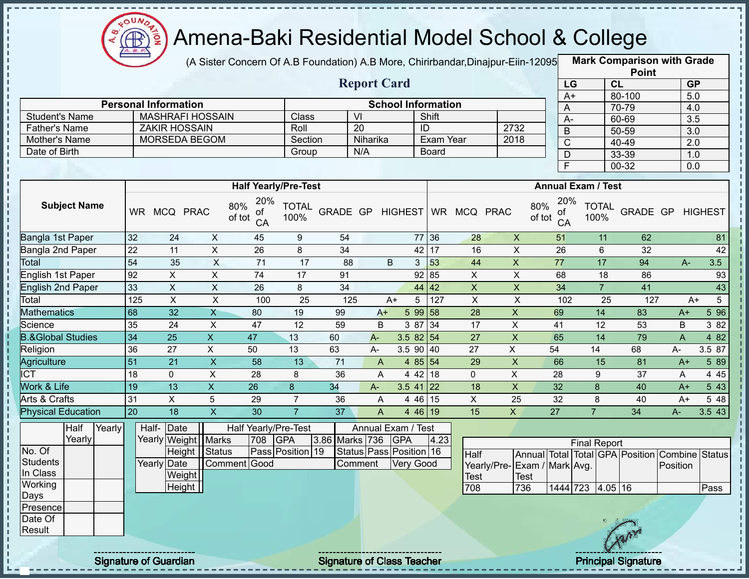# Amena-Baki Residential Model School & College

(A Sister Concern Of A.B Foundation) A.B More, Chirirbandar,Dinajpur-Eiin-120950

## Report Card

| Mark Comparison with Grade Point | | |
|---|---|---|
| LG | CL | GP |
| A+ | 80-100 | 5.0 |
| A | 70-79 | 4.0 |
| A- | 60-69 | 3.5 |
| B | 50-59 | 3.0 |
| C | 40-49 | 2.0 |
| D | 33-39 | 1.0 |
| F | 00-32 | 0.0 |

| Personal Information | | School Information | | | |
|---|---|---|---|---|---|
| Student's Name | MASHRAFI HOSSAIN | Class | VI | Shift | |
| Father's Name | ZAKIR HOSSAIN | Roll | 20 | ID | 2732 |
| Mother's Name | MORSEDA BEGOM | Section | Niharika | Exam Year | 2018 |
| Date of Birth | | Group | N/A | Board | |

| Subject Name | Half Yearly/Pre-Test | | | | | | | | | Annual Exam / Test | | | | | | | | |
|---|---|---|---|---|---|---|---|---|---|---|---|---|---|---|---|---|---|---|
| | WR | MCQ | PRAC | 80% of tot | 20% of CA | TOTAL 100% | GRADE | GP | HIGHEST | WR | MCQ | PRAC | 80% of tot | 20% of CA | TOTAL 100% | GRADE | GP | HIGHEST |
| Bangla 1st Paper | 32 | 24 | X | 45 | 9 | 54 | | | 77 | 36 | 28 | X | 51 | 11 | 62 | | | 81 |
| Bangla 2nd Paper | 22 | 11 | X | 26 | 8 | 34 | | | 42 | 17 | 16 | X | 26 | 6 | 32 | | | 42 |
| Total | 54 | 35 | X | 71 | 17 | 88 | B | 3 | | 53 | 44 | X | 77 | 17 | 94 | A- | 3.5 | |
| English 1st Paper | 92 | X | X | 74 | 17 | 91 | | | 92 | 85 | X | X | 68 | 18 | 86 | | | 93 |
| English 2nd Paper | 33 | X | X | 26 | 8 | 34 | | | 44 | 42 | X | X | 34 | 7 | 41 | | | 43 |
| Total | 125 | X | X | 100 | 25 | 125 | A+ | 5 | | 127 | X | X | 102 | 25 | 127 | A+ | 5 | |
| Mathematics | 68 | 32 | X | 80 | 19 | 99 | A+ | 5 | 99 | 58 | 28 | X | 69 | 14 | 83 | A+ | 5 | 96 |
| Science | 35 | 24 | X | 47 | 12 | 59 | B | 3 | 87 | 34 | 17 | X | 41 | 12 | 53 | B | 3 | 82 |
| B.&Global Studies | 34 | 25 | X | 47 | 13 | 60 | A- | 3.5 | 82 | 54 | 27 | X | 65 | 14 | 79 | A | 4 | 82 |
| Religion | 36 | 27 | X | 50 | 13 | 63 | A- | 3.5 | 90 | 40 | 27 | X | 54 | 14 | 68 | A- | 3.5 | 87 |
| Agriculture | 51 | 21 | X | 58 | 13 | 71 | A | 4 | 85 | 54 | 29 | X | 66 | 15 | 81 | A+ | 5 | 89 |
| ICT | 18 | 0 | X | 28 | 8 | 36 | A | 4 | 42 | 18 | 0 | X | 28 | 9 | 37 | A | 4 | 45 |
| Work & Life | 19 | 13 | X | 26 | 8 | 34 | A- | 3.5 | 41 | 22 | 18 | X | 32 | 8 | 40 | A+ | 5 | 43 |
| Arts & Crafts | 31 | X | 5 | 29 | 7 | 36 | A | 4 | 46 | 15 | X | 25 | 32 | 8 | 40 | A+ | 5 | 48 |
| Physical Education | 20 | 18 | X | 30 | 7 | 37 | A | 4 | 46 | 19 | 15 | X | 27 | 7 | 34 | A- | 3.5 | 43 |

| | Half Yearly | Yearly |
|---|---|---|
| No. Of Students In Class | | |
| Working Days | | |
| Presence | | |
| Date Of Result | | |

| | | |
|---|---|---|
| Half-Yearly | Date | |
| | Weight | |
| | Height | |
| Yearly | Date | |
| | Weight | |
| | Height | |

| Half Yearly/Pre-Test | | | | Annual Exam / Test | | | |
|---|---|---|---|---|---|---|---|
| Marks | 708 | GPA | 3.86 | Marks | 736 | GPA | 4.23 |
| Status | Pass | Position | 19 | Status | Pass | Position | 16 |
| Comment | Good | | | Comment | Very Good | | |

| Final Report | | | | | | | |
|---|---|---|---|---|---|---|---|
| Half Yearly/Pre-Test | Annual Exam / Test | Total Mark | Total Avg. | GPA | Position | Combine Position | Status |
| 708 | 736 | 1444 | 723 | 4.05 | 16 | | Pass |

Signature of Guardian — Signature of Class Teacher — Principal Signature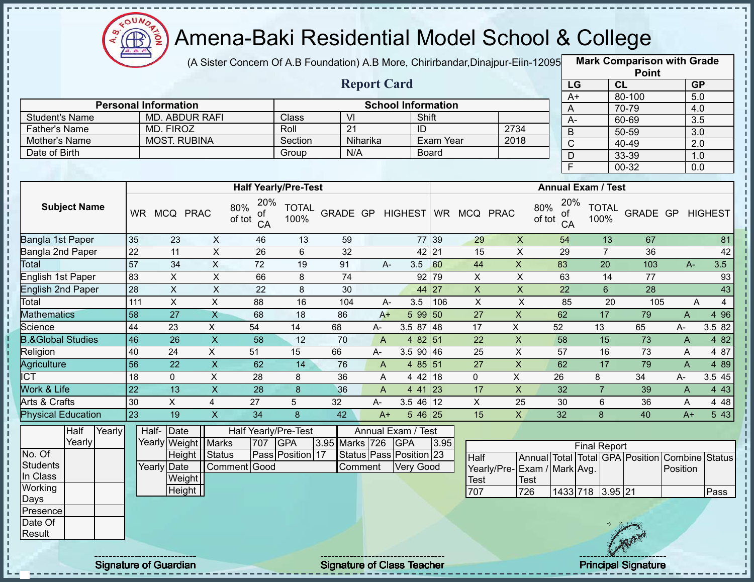# Amena-Baki Residential Model School & College

(A Sister Concern Of A.B Foundation) A.B More, Chirirbandar,Dinajpur-Eiin-120950

## Report Card

| Mark Comparison with Grade Point | | |
|---|---|---|
| LG | CL | GP |
| A+ | 80-100 | 5.0 |
| A | 70-79 | 4.0 |
| A- | 60-69 | 3.5 |
| B | 50-59 | 3.0 |
| C | 40-49 | 2.0 |
| D | 33-39 | 1.0 |
| F | 00-32 | 0.0 |

| Personal Information | | School Information | | | |
|---|---|---|---|---|---|
| Student's Name | MD. ABDUR RAFI | Class | VI | Shift | |
| Father's Name | MD. FIROZ | Roll | 21 | ID | 2734 |
| Mother's Name | MOST. RUBINA | Section | Niharika | Exam Year | 2018 |
| Date of Birth | | Group | N/A | Board | |

| Subject Name | Half Yearly/Pre-Test | | | | | | | | | Annual Exam / Test | | | | | | | | |
|---|---|---|---|---|---|---|---|---|---|---|---|---|---|---|---|---|---|---|
| | WR | MCQ | PRAC | 80% of tot | 20% of CA | TOTAL 100% | GRADE | GP | HIGHEST | WR | MCQ | PRAC | 80% of tot | 20% of CA | TOTAL 100% | GRADE | GP | HIGHEST |
| Bangla 1st Paper | 35 | 23 | X | 46 | 13 | 59 | | | 77 | 39 | 29 | X | 54 | 13 | 67 | | | 81 |
| Bangla 2nd Paper | 22 | 11 | X | 26 | 6 | 32 | | | 42 | 21 | 15 | X | 29 | 7 | 36 | | | 42 |
| Total | 57 | 34 | X | 72 | 19 | 91 | A- | 3.5 | | 60 | 44 | X | 83 | 20 | 103 | A- | 3.5 | |
| English 1st Paper | 83 | X | X | 66 | 8 | 74 | | | 92 | 79 | X | X | 63 | 14 | 77 | | | 93 |
| English 2nd Paper | 28 | X | X | 22 | 8 | 30 | | | 44 | 27 | X | X | 22 | 6 | 28 | | | 43 |
| Total | 111 | X | X | 88 | 16 | 104 | A- | 3.5 | | 106 | X | X | 85 | 20 | 105 | A | 4 | |
| Mathematics | 58 | 27 | X | 68 | 18 | 86 | A+ | 5 | 99 | 50 | 27 | X | 62 | 17 | 79 | A | 4 | 96 |
| Science | 44 | 23 | X | 54 | 14 | 68 | A- | 3.5 | 87 | 48 | 17 | X | 52 | 13 | 65 | A- | 3.5 | 82 |
| B.&Global Studies | 46 | 26 | X | 58 | 12 | 70 | A | 4 | 82 | 51 | 22 | X | 58 | 15 | 73 | A | 4 | 82 |
| Religion | 40 | 24 | X | 51 | 15 | 66 | A- | 3.5 | 90 | 46 | 25 | X | 57 | 16 | 73 | A | 4 | 87 |
| Agriculture | 56 | 22 | X | 62 | 14 | 76 | A | 4 | 85 | 51 | 27 | X | 62 | 17 | 79 | A | 4 | 89 |
| ICT | 18 | 0 | X | 28 | 8 | 36 | A | 4 | 42 | 18 | 0 | X | 26 | 8 | 34 | A- | 3.5 | 45 |
| Work & Life | 22 | 13 | X | 28 | 8 | 36 | A | 4 | 41 | 23 | 17 | X | 32 | 7 | 39 | A | 4 | 43 |
| Arts & Crafts | 30 | X | 4 | 27 | 5 | 32 | A- | 3.5 | 46 | 12 | X | 25 | 30 | 6 | 36 | A | 4 | 48 |
| Physical Education | 23 | 19 | X | 34 | 8 | 42 | A+ | 5 | 46 | 25 | 15 | X | 32 | 8 | 40 | A+ | 5 | 43 |

| | Half Yearly | Yearly |
|---|---|---|
| No. Of Students In Class | | |
| Working Days | | |
| Presence | | |
| Date Of Result | | |

| | | |
|---|---|---|
| Half-Yearly | Date | |
| | Weight | |
| | Height | |
| Yearly | Date | |
| | Weight | |
| | Height | |

| Half Yearly/Pre-Test | | | | Annual Exam / Test | | | |
|---|---|---|---|---|---|---|---|
| Marks | 707 | GPA | 3.95 | Marks | 726 | GPA | 3.95 |
| Status | Pass | Position | 17 | Status | Pass | Position | 23 |
| Comment | Good | | | Comment | Very Good | | |

| Final Report | | | | | | | |
|---|---|---|---|---|---|---|---|
| Half Yearly/Pre-Test | Annual Exam / Test | Total Mark | Total Avg. | GPA | Position | Combine Position | Status |
| 707 | 726 | 1433 | 718 | 3.95 | 21 | | Pass |

Signature of Guardian &nbsp;&nbsp;&nbsp; Signature of Class Teacher &nbsp;&nbsp;&nbsp; Principal Signature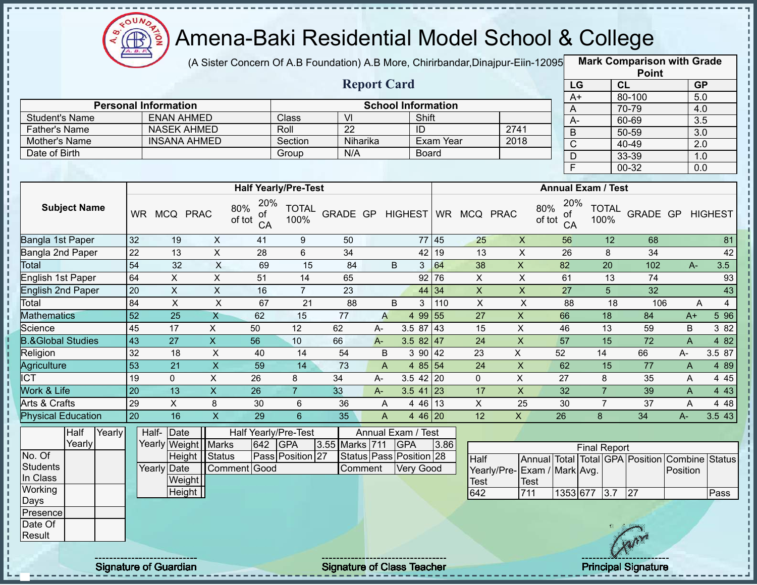# Amena-Baki Residential Model School & College

(A Sister Concern Of A.B Foundation) A.B More, Chirirbandar,Dinajpur-Eiin-120950

## Report Card

| Mark Comparison with Grade Point | | |
|---|---|---|
| LG | CL | GP |
| A+ | 80-100 | 5.0 |
| A | 70-79 | 4.0 |
| A- | 60-69 | 3.5 |
| B | 50-59 | 3.0 |
| C | 40-49 | 2.0 |
| D | 33-39 | 1.0 |
| F | 00-32 | 0.0 |

| Personal Information | | School Information | | | |
|---|---|---|---|---|---|
| Student's Name | ENAN AHMED | Class | VI | Shift | |
| Father's Name | NASEK AHMED | Roll | 22 | ID | 2741 |
| Mother's Name | INSANA AHMED | Section | Niharika | Exam Year | 2018 |
| Date of Birth | | Group | N/A | Board | |

| Subject Name | Half Yearly/Pre-Test | | | | | | | | | Annual Exam / Test | | | | | | | | |
|---|---|---|---|---|---|---|---|---|---|---|---|---|---|---|---|---|---|---|
| | WR | MCQ | PRAC | 80% of tot | 20% of CA | TOTAL 100% | GRADE | GP | HIGHEST | WR | MCQ | PRAC | 80% of tot | 20% of CA | TOTAL 100% | GRADE | GP | HIGHEST |
| Bangla 1st Paper | 32 | 19 | X | 41 | 9 | 50 | | | 77 | 45 | 25 | X | 56 | 12 | 68 | | | 81 |
| Bangla 2nd Paper | 22 | 13 | X | 28 | 6 | 34 | | | 42 | 19 | 13 | X | 26 | 8 | 34 | | | 42 |
| Total | 54 | 32 | X | 69 | 15 | 84 | B | 3 | | 64 | 38 | X | 82 | 20 | 102 | A- | 3.5 | |
| English 1st Paper | 64 | X | X | 51 | 14 | 65 | | | 92 | 76 | X | X | 61 | 13 | 74 | | | 93 |
| English 2nd Paper | 20 | X | X | 16 | 7 | 23 | | | 44 | 34 | X | X | 27 | 5 | 32 | | | 43 |
| Total | 84 | X | X | 67 | 21 | 88 | B | 3 | | 110 | X | X | 88 | 18 | 106 | A | 4 | |
| Mathematics | 52 | 25 | X | 62 | 15 | 77 | A | 4 | 99 | 55 | 27 | X | 66 | 18 | 84 | A+ | 5 | 96 |
| Science | 45 | 17 | X | 50 | 12 | 62 | A- | 3.5 | 87 | 43 | 15 | X | 46 | 13 | 59 | B | 3 | 82 |
| B.&Global Studies | 43 | 27 | X | 56 | 10 | 66 | A- | 3.5 | 82 | 47 | 24 | X | 57 | 15 | 72 | A | 4 | 82 |
| Religion | 32 | 18 | X | 40 | 14 | 54 | B | 3 | 90 | 42 | 23 | X | 52 | 14 | 66 | A- | 3.5 | 87 |
| Agriculture | 53 | 21 | X | 59 | 14 | 73 | A | 4 | 85 | 54 | 24 | X | 62 | 15 | 77 | A | 4 | 89 |
| ICT | 19 | 0 | X | 26 | 8 | 34 | A- | 3.5 | 42 | 20 | 0 | X | 27 | 8 | 35 | A | 4 | 45 |
| Work & Life | 20 | 13 | X | 26 | 7 | 33 | A- | 3.5 | 41 | 23 | 17 | X | 32 | 7 | 39 | A | 4 | 43 |
| Arts & Crafts | 29 | X | 8 | 30 | 6 | 36 | A | 4 | 46 | 13 | X | 25 | 30 | 7 | 37 | A | 4 | 48 |
| Physical Education | 20 | 16 | X | 29 | 6 | 35 | A | 4 | 46 | 20 | 12 | X | 26 | 8 | 34 | A- | 3.5 | 43 |

| | Half Yearly | Yearly |
|---|---|---|
| No. Of Students In Class | | |
| Working Days | | |
| Presence | | |
| Date Of Result | | |

| Half-Yearly | Date | |
|---|---|---|
| | Weight | |
| | Height | |
| Yearly | Date | |
| | Weight | |
| | Height | |

| Half Yearly/Pre-Test | | | | Annual Exam / Test | | | |
|---|---|---|---|---|---|---|---|
| Marks | 642 | GPA | 3.55 | Marks | 711 | GPA | 3.86 |
| Status | Pass | Position | 27 | Status | Pass | Position | 28 |
| Comment | Good | | | Comment | Very Good | | |

| Final Report | | | | | | | |
|---|---|---|---|---|---|---|---|
| Half Yearly/Pre-Test | Annual Exam / Test | Total Mark | Total Avg. | GPA | Position | Combine Position | Status |
| 642 | 711 | 1353 | 677 | 3.7 | 27 | | Pass |

Signature of Guardian

Signature of Class Teacher

Principal Signature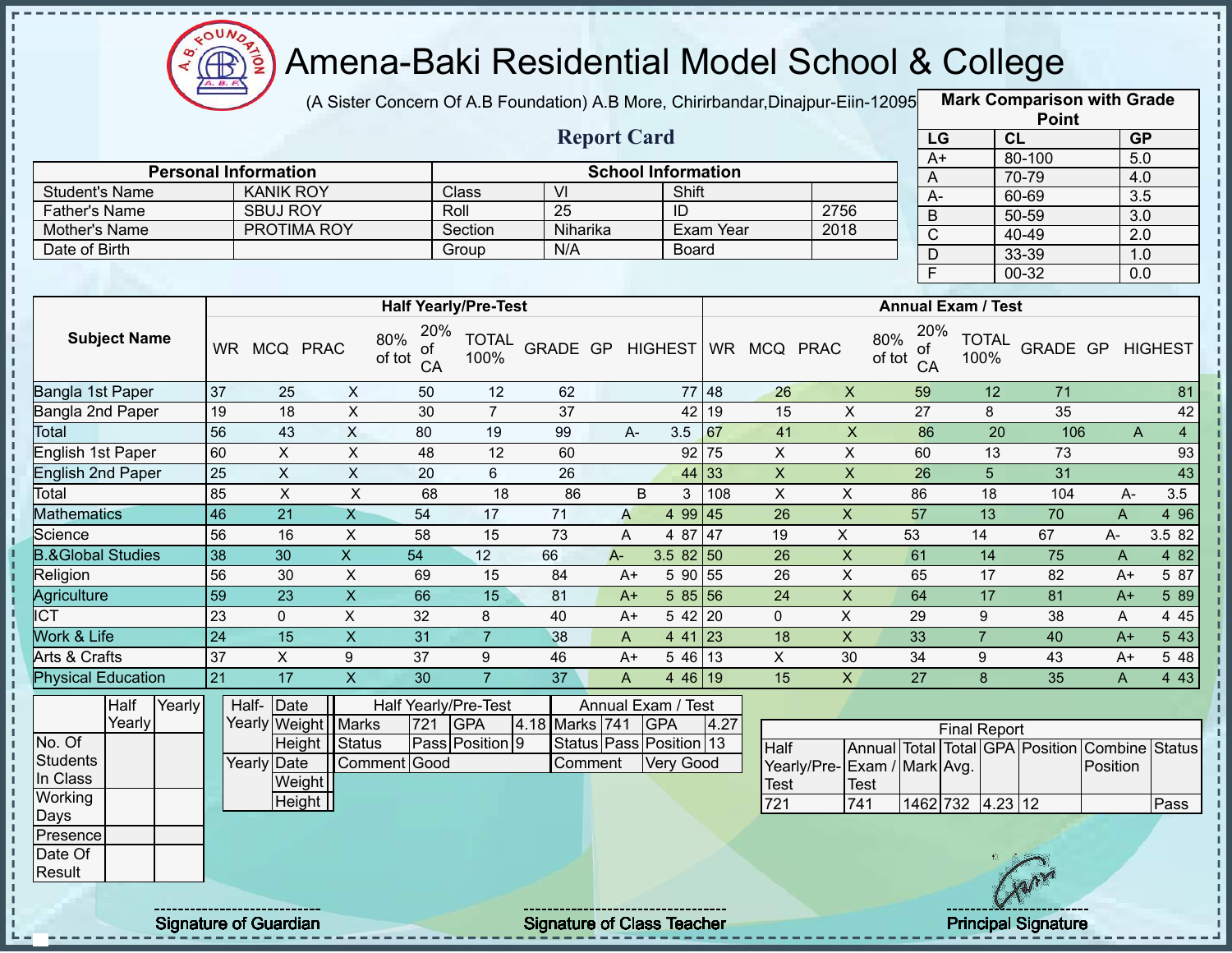# Amena-Baki Residential Model School & College

(A Sister Concern Of A.B Foundation) A.B More, Chirirbandar,Dinajpur-Eiin-120950

## Report Card

| Mark Comparison with Grade Point | | |
|---|---|---|
| LG | CL | GP |
| A+ | 80-100 | 5.0 |
| A | 70-79 | 4.0 |
| A- | 60-69 | 3.5 |
| B | 50-59 | 3.0 |
| C | 40-49 | 2.0 |
| D | 33-39 | 1.0 |
| F | 00-32 | 0.0 |

| Personal Information | | School Information | | | |
|---|---|---|---|---|---|
| Student's Name | KANIK ROY | Class | VI | Shift | |
| Father's Name | SBUJ ROY | Roll | 25 | ID | 2756 |
| Mother's Name | PROTIMA ROY | Section | Niharika | Exam Year | 2018 |
| Date of Birth | | Group | N/A | Board | |

| Subject Name | Half Yearly/Pre-Test | | | | | | | | | Annual Exam / Test | | | | | | | | |
|---|---|---|---|---|---|---|---|---|---|---|---|---|---|---|---|---|---|---|
| | WR | MCQ | PRAC | 80% of tot | 20% of CA | TOTAL 100% | GRADE | GP | HIGHEST | WR | MCQ | PRAC | 80% of tot | 20% of CA | TOTAL 100% | GRADE | GP | HIGHEST |
| Bangla 1st Paper | 37 | 25 | X | 50 | 12 | 62 | | | 77 | 48 | 26 | X | 59 | 12 | 71 | | | 81 |
| Bangla 2nd Paper | 19 | 18 | X | 30 | 7 | 37 | | | 42 | 19 | 15 | X | 27 | 8 | 35 | | | 42 |
| Total | 56 | 43 | X | 80 | 19 | 99 | A- | 3.5 | | 67 | 41 | X | 86 | 20 | 106 | A | 4 | |
| English 1st Paper | 60 | X | X | 48 | 12 | 60 | | | 92 | 75 | X | X | 60 | 13 | 73 | | | 93 |
| English 2nd Paper | 25 | X | X | 20 | 6 | 26 | | | 44 | 33 | X | X | 26 | 5 | 31 | | | 43 |
| Total | 85 | X | X | 68 | 18 | 86 | B | 3 | | 108 | X | X | 86 | 18 | 104 | A- | 3.5 | |
| Mathematics | 46 | 21 | X | 54 | 17 | 71 | A | 4 | 99 | 45 | 26 | X | 57 | 13 | 70 | A | 4 | 96 |
| Science | 56 | 16 | X | 58 | 15 | 73 | A | 4 | 87 | 47 | 19 | X | 53 | 14 | 67 | A- | 3.5 | 82 |
| B.&Global Studies | 38 | 30 | X | 54 | 12 | 66 | A- | 3.5 | 82 | 50 | 26 | X | 61 | 14 | 75 | A | 4 | 82 |
| Religion | 56 | 30 | X | 69 | 15 | 84 | A+ | 5 | 90 | 55 | 26 | X | 65 | 17 | 82 | A+ | 5 | 87 |
| Agriculture | 59 | 23 | X | 66 | 15 | 81 | A+ | 5 | 85 | 56 | 24 | X | 64 | 17 | 81 | A+ | 5 | 89 |
| ICT | 23 | 0 | X | 32 | 8 | 40 | A+ | 5 | 42 | 20 | 0 | X | 29 | 9 | 38 | A | 4 | 45 |
| Work & Life | 24 | 15 | X | 31 | 7 | 38 | A | 4 | 41 | 23 | 18 | X | 33 | 7 | 40 | A+ | 5 | 43 |
| Arts & Crafts | 37 | X | 9 | 37 | 9 | 46 | A+ | 5 | 46 | 13 | X | 30 | 34 | 9 | 43 | A+ | 5 | 48 |
| Physical Education | 21 | 17 | X | 30 | 7 | 37 | A | 4 | 46 | 19 | 15 | X | 27 | 8 | 35 | A | 4 | 43 |

| | Half Yearly | Yearly |
|---|---|---|
| No. Of Students In Class | | |
| Working Days | | |
| Presence | | |
| Date Of Result | | |

| | | |
|---|---|---|
| Half-Yearly | Date | |
| | Weight | |
| | Height | |
| Yearly | Date | |
| | Weight | |
| | Height | |

| Half Yearly/Pre-Test | | | | Annual Exam / Test | | | |
|---|---|---|---|---|---|---|---|
| Marks | 721 | GPA | 4.18 | Marks | 741 | GPA | 4.27 |
| Status | Pass | Position | 9 | Status | Pass | Position | 13 |
| Comment | Good | | | Comment | Very Good | | |

| Final Report | | | | | | | |
|---|---|---|---|---|---|---|---|
| Half Yearly/Pre-Test | Annual Exam / Test | Total Mark | Total Avg. | GPA | Position | Combine Position | Status |
| 721 | 741 | 1462 | 732 | 4.23 | 12 | | Pass |

Signature of Guardian

Signature of Class Teacher

Principal Signature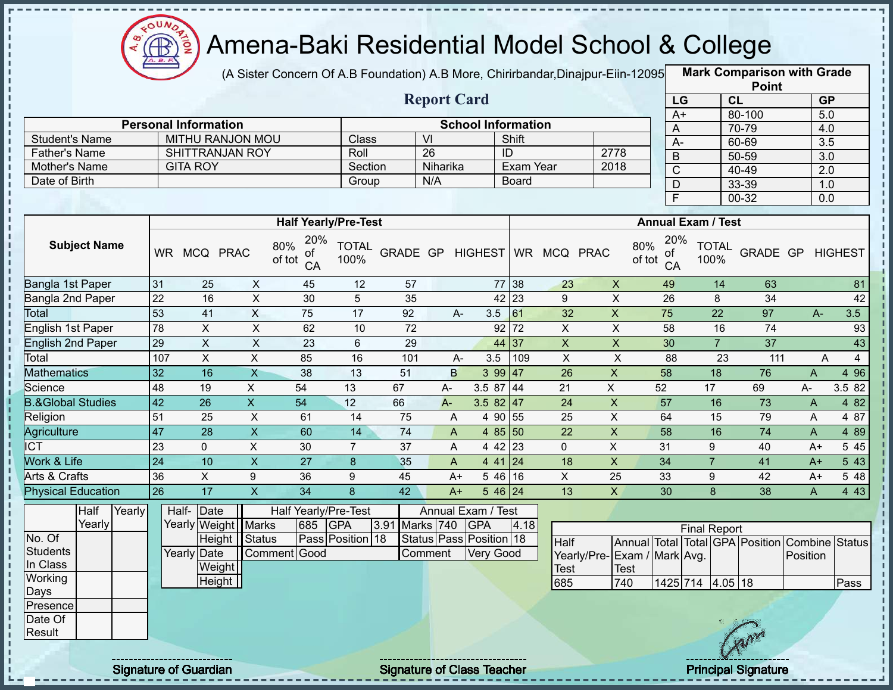# Amena-Baki Residential Model School & College

(A Sister Concern Of A.B Foundation) A.B More, Chirirbandar,Dinajpur-Eiin-120950

## Report Card

| Mark Comparison with Grade Point | | |
|---|---|---|
| LG | CL | GP |
| A+ | 80-100 | 5.0 |
| A | 70-79 | 4.0 |
| A- | 60-69 | 3.5 |
| B | 50-59 | 3.0 |
| C | 40-49 | 2.0 |
| D | 33-39 | 1.0 |
| F | 00-32 | 0.0 |

| Personal Information | | School Information | | | |
|---|---|---|---|---|---|
| Student's Name | MITHU RANJON MOU | Class | VI | Shift | |
| Father's Name | SHITTRANJAN ROY | Roll | 26 | ID | 2778 |
| Mother's Name | GITA ROY | Section | Niharika | Exam Year | 2018 |
| Date of Birth | | Group | N/A | Board | |

| Subject Name | Half Yearly/Pre-Test | | | | | | | | | Annual Exam / Test | | | | | | | | |
|---|---|---|---|---|---|---|---|---|---|---|---|---|---|---|---|---|---|---|
| | WR | MCQ | PRAC | 80% of tot | 20% of CA | TOTAL 100% | GRADE | GP | HIGHEST | WR | MCQ | PRAC | 80% of tot | 20% of CA | TOTAL 100% | GRADE | GP | HIGHEST |
| Bangla 1st Paper | 31 | 25 | X | 45 | 12 | 57 | | | 77 | 38 | 23 | X | 49 | 14 | 63 | | | 81 |
| Bangla 2nd Paper | 22 | 16 | X | 30 | 5 | 35 | | | 42 | 23 | 9 | X | 26 | 8 | 34 | | | 42 |
| Total | 53 | 41 | X | 75 | 17 | 92 | A- | 3.5 | | 61 | 32 | X | 75 | 22 | 97 | A- | 3.5 | |
| English 1st Paper | 78 | X | X | 62 | 10 | 72 | | | 92 | 72 | X | X | 58 | 16 | 74 | | | 93 |
| English 2nd Paper | 29 | X | X | 23 | 6 | 29 | | | 44 | 37 | X | X | 30 | 7 | 37 | | | 43 |
| Total | 107 | X | X | 85 | 16 | 101 | A- | 3.5 | | 109 | X | X | 88 | 23 | 111 | A | 4 | |
| Mathematics | 32 | 16 | X | 38 | 13 | 51 | B | 3 | 99 | 47 | 26 | X | 58 | 18 | 76 | A | 4 | 96 |
| Science | 48 | 19 | X | 54 | 13 | 67 | A- | 3.5 | 87 | 44 | 21 | X | 52 | 17 | 69 | A- | 3.5 | 82 |
| B.&Global Studies | 42 | 26 | X | 54 | 12 | 66 | A- | 3.5 | 82 | 47 | 24 | X | 57 | 16 | 73 | A | 4 | 82 |
| Religion | 51 | 25 | X | 61 | 14 | 75 | A | 4 | 90 | 55 | 25 | X | 64 | 15 | 79 | A | 4 | 87 |
| Agriculture | 47 | 28 | X | 60 | 14 | 74 | A | 4 | 85 | 50 | 22 | X | 58 | 16 | 74 | A | 4 | 89 |
| ICT | 23 | 0 | X | 30 | 7 | 37 | A | 4 | 42 | 23 | 0 | X | 31 | 9 | 40 | A+ | 5 | 45 |
| Work & Life | 24 | 10 | X | 27 | 8 | 35 | A | 4 | 41 | 24 | 18 | X | 34 | 7 | 41 | A+ | 5 | 43 |
| Arts & Crafts | 36 | X | 9 | 36 | 9 | 45 | A+ | 5 | 46 | 16 | X | 25 | 33 | 9 | 42 | A+ | 5 | 48 |
| Physical Education | 26 | 17 | X | 34 | 8 | 42 | A+ | 5 | 46 | 24 | 13 | X | 30 | 8 | 38 | A | 4 | 43 |

| | Half Yearly | Yearly |
|---|---|---|
| No. Of Students In Class | | |
| Working Days | | |
| Presence | | |
| Date Of Result | | |

| | | |
|---|---|---|
| Half-Yearly | Date | |
| | Weight | |
| | Height | |
| Yearly | Date | |
| | Weight | |
| | Height | |

| Half Yearly/Pre-Test | | | | Annual Exam / Test | | | |
|---|---|---|---|---|---|---|---|
| Marks | 685 | GPA | 3.91 | Marks | 740 | GPA | 4.18 |
| Status | Pass | Position | 18 | Status | Pass | Position | 18 |
| Comment | Good | | | Comment | Very Good | | |

| Final Report | | | | | | | |
|---|---|---|---|---|---|---|---|
| Half Yearly/Pre-Test | Annual Exam / Test | Total Mark | Total Avg. | GPA | Position | Combine Position | Status |
| 685 | 740 | 1425 | 714 | 4.05 | 18 | | Pass |

Signature of Guardian    Signature of Class Teacher    Principal Signature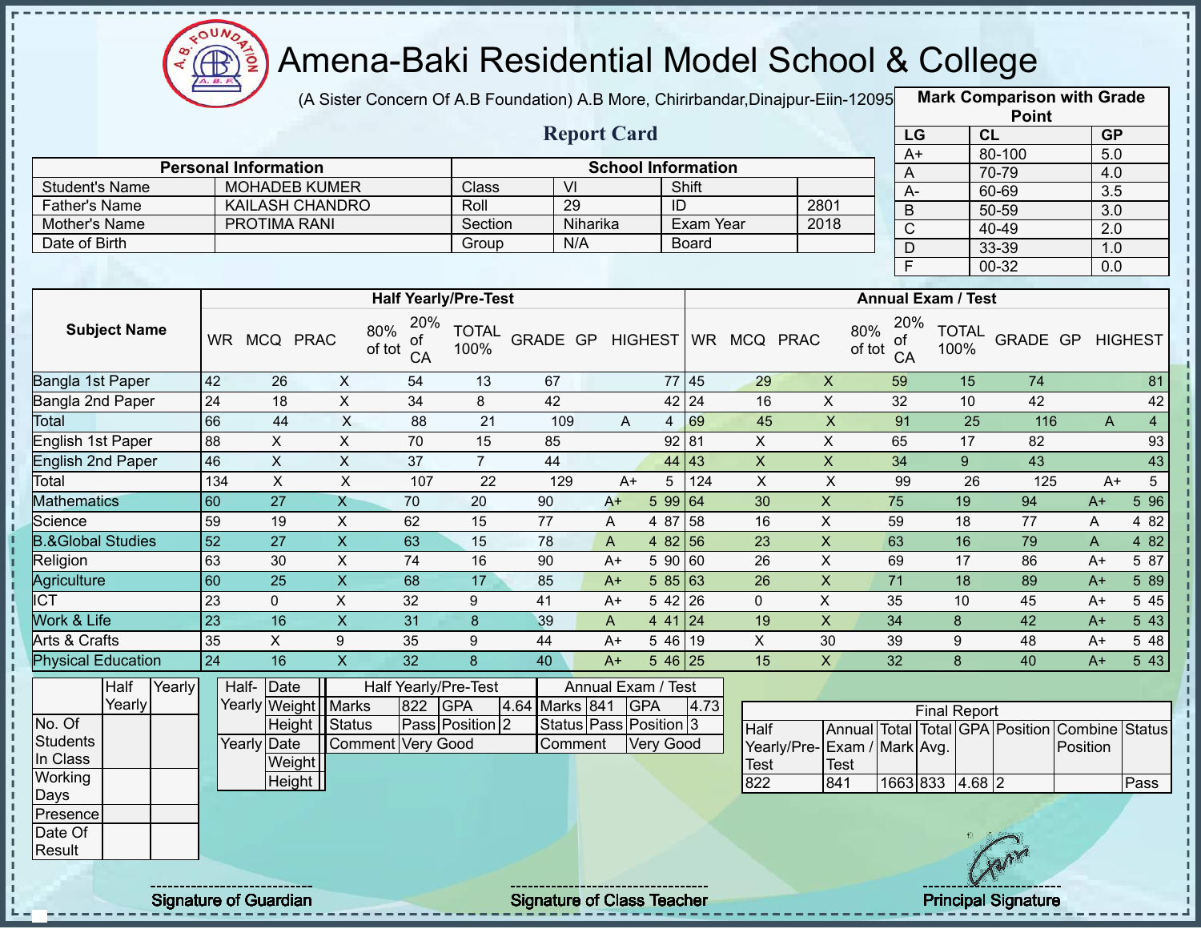# Amena-Baki Residential Model School & College

(A Sister Concern Of A.B Foundation) A.B More, Chirirbandar,Dinajpur-Eiin-120950

## Report Card

| Mark Comparison with Grade Point | | |
|---|---|---|
| LG | CL | GP |
| A+ | 80-100 | 5.0 |
| A | 70-79 | 4.0 |
| A- | 60-69 | 3.5 |
| B | 50-59 | 3.0 |
| C | 40-49 | 2.0 |
| D | 33-39 | 1.0 |
| F | 00-32 | 0.0 |

| Personal Information | | School Information | | | |
|---|---|---|---|---|---|
| Student's Name | MOHADEB KUMER | Class | VI | Shift | |
| Father's Name | KAILASH CHANDRO | Roll | 29 | ID | 2801 |
| Mother's Name | PROTIMA RANI | Section | Niharika | Exam Year | 2018 |
| Date of Birth | | Group | N/A | Board | |

| Subject Name | Half Yearly/Pre-Test | | | | | | | | | Annual Exam / Test | | | | | | | | |
|---|---|---|---|---|---|---|---|---|---|---|---|---|---|---|---|---|---|---|
| | WR | MCQ | PRAC | 80% of tot | 20% of CA | TOTAL 100% | GRADE | GP | HIGHEST | WR | MCQ | PRAC | 80% of tot | 20% of CA | TOTAL 100% | GRADE | GP | HIGHEST |
| Bangla 1st Paper | 42 | 26 | X | 54 | 13 | 67 | | | 77 | 45 | 29 | X | 59 | 15 | 74 | | | 81 |
| Bangla 2nd Paper | 24 | 18 | X | 34 | 8 | 42 | | | 42 | 24 | 16 | X | 32 | 10 | 42 | | | 42 |
| Total | 66 | 44 | X | 88 | 21 | 109 | A | 4 | | 69 | 45 | X | 91 | 25 | 116 | A | 4 | |
| English 1st Paper | 88 | X | X | 70 | 15 | 85 | | | 92 | 81 | X | X | 65 | 17 | 82 | | | 93 |
| English 2nd Paper | 46 | X | X | 37 | 7 | 44 | | | 44 | 43 | X | X | 34 | 9 | 43 | | | 43 |
| Total | 134 | X | X | 107 | 22 | 129 | A+ | 5 | | 124 | X | X | 99 | 26 | 125 | A+ | 5 | |
| Mathematics | 60 | 27 | X | 70 | 20 | 90 | A+ | 5 | 99 | 64 | 30 | X | 75 | 19 | 94 | A+ | 5 | 96 |
| Science | 59 | 19 | X | 62 | 15 | 77 | A | 4 | 87 | 58 | 16 | X | 59 | 18 | 77 | A | 4 | 82 |
| B.&Global Studies | 52 | 27 | X | 63 | 15 | 78 | A | 4 | 82 | 56 | 23 | X | 63 | 16 | 79 | A | 4 | 82 |
| Religion | 63 | 30 | X | 74 | 16 | 90 | A+ | 5 | 90 | 60 | 26 | X | 69 | 17 | 86 | A+ | 5 | 87 |
| Agriculture | 60 | 25 | X | 68 | 17 | 85 | A+ | 5 | 85 | 63 | 26 | X | 71 | 18 | 89 | A+ | 5 | 89 |
| ICT | 23 | 0 | X | 32 | 9 | 41 | A+ | 5 | 42 | 26 | 0 | X | 35 | 10 | 45 | A+ | 5 | 45 |
| Work & Life | 23 | 16 | X | 31 | 8 | 39 | A | 4 | 41 | 24 | 19 | X | 34 | 8 | 42 | A+ | 5 | 43 |
| Arts & Crafts | 35 | X | 9 | 35 | 9 | 44 | A+ | 5 | 46 | 19 | X | 30 | 39 | 9 | 48 | A+ | 5 | 48 |
| Physical Education | 24 | 16 | X | 32 | 8 | 40 | A+ | 5 | 46 | 25 | 15 | X | 32 | 8 | 40 | A+ | 5 | 43 |

| | Half Yearly | Yearly |
|---|---|---|
| No. Of Students In Class | | |
| Working Days | | |
| Presence | | |
| Date Of Result | | |

| | | |
|---|---|---|
| Half-Yearly | Date | |
| | Weight | |
| | Height | |
| Yearly | Date | |
| | Weight | |
| | Height | |

| Half Yearly/Pre-Test | | | | Annual Exam / Test | | | |
|---|---|---|---|---|---|---|---|
| Marks | 822 | GPA | 4.64 | Marks | 841 | GPA | 4.73 |
| Status | Pass | Position | 2 | Status | Pass | Position | 3 |
| Comment | Very Good | | | Comment | Very Good | | |

| Final Report | | | | | | | |
|---|---|---|---|---|---|---|---|
| Half Yearly/Pre-Test | Annual Exam / Test | Total Mark | Total Avg. | GPA | Position | Combine Position | Status |
| 822 | 841 | 1663 | 833 | 4.68 | 2 | | Pass |

Signature of Guardian

Signature of Class Teacher

Principal Signature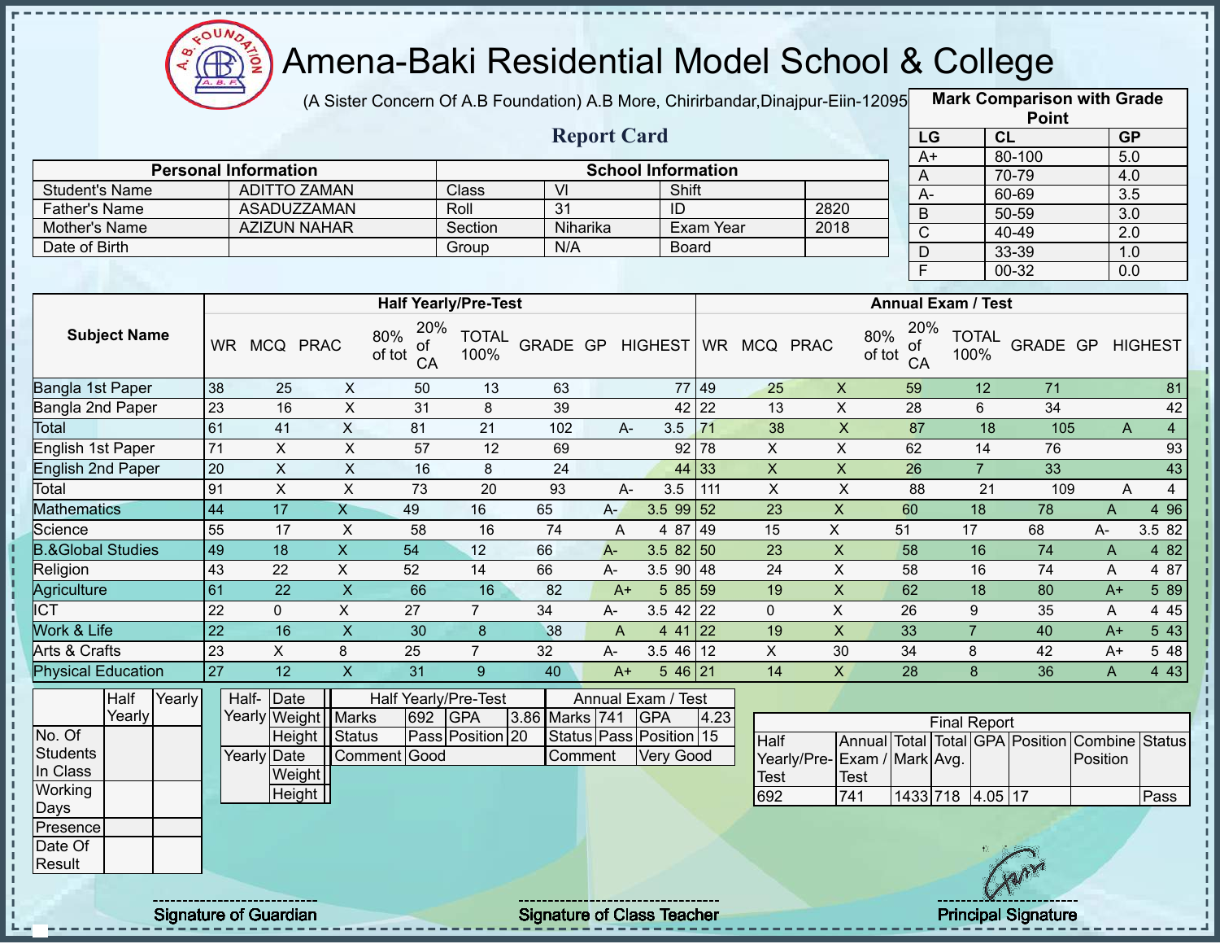# Amena-Baki Residential Model School & College

(A Sister Concern Of A.B Foundation) A.B More, Chirirbandar,Dinajpur-Eiin-120950

## Report Card

| Mark Comparison with Grade Point | | |
|---|---|---|
| LG | CL | GP |
| A+ | 80-100 | 5.0 |
| A | 70-79 | 4.0 |
| A- | 60-69 | 3.5 |
| B | 50-59 | 3.0 |
| C | 40-49 | 2.0 |
| D | 33-39 | 1.0 |
| F | 00-32 | 0.0 |

| Personal Information | | School Information | | | |
|---|---|---|---|---|---|
| Student's Name | ADITTO ZAMAN | Class | VI | Shift | |
| Father's Name | ASADUZZAMAN | Roll | 31 | ID | 2820 |
| Mother's Name | AZIZUN NAHAR | Section | Niharika | Exam Year | 2018 |
| Date of Birth | | Group | N/A | Board | |

| Subject Name | Half Yearly/Pre-Test | | | | | | | | | Annual Exam / Test | | | | | | | | |
|---|---|---|---|---|---|---|---|---|---|---|---|---|---|---|---|---|---|---|
| | WR | MCQ | PRAC | 80% of tot | 20% of CA | TOTAL 100% | GRADE | GP | HIGHEST | WR | MCQ | PRAC | 80% of tot | 20% of CA | TOTAL 100% | GRADE | GP | HIGHEST |
| Bangla 1st Paper | 38 | 25 | X | 50 | 13 | 63 | | | 77 | 49 | 25 | X | 59 | 12 | 71 | | | 81 |
| Bangla 2nd Paper | 23 | 16 | X | 31 | 8 | 39 | | | 42 | 22 | 13 | X | 28 | 6 | 34 | | | 42 |
| Total | 61 | 41 | X | 81 | 21 | 102 | A- | 3.5 | | 71 | 38 | X | 87 | 18 | 105 | A | 4 | |
| English 1st Paper | 71 | X | X | 57 | 12 | 69 | | | 92 | 78 | X | X | 62 | 14 | 76 | | | 93 |
| English 2nd Paper | 20 | X | X | 16 | 8 | 24 | | | 44 | 33 | X | X | 26 | 7 | 33 | | | 43 |
| Total | 91 | X | X | 73 | 20 | 93 | A- | 3.5 | | 111 | X | X | 88 | 21 | 109 | A | 4 | |
| Mathematics | 44 | 17 | X | 49 | 16 | 65 | A- | 3.5 | 99 | 52 | 23 | X | 60 | 18 | 78 | A | 4 | 96 |
| Science | 55 | 17 | X | 58 | 16 | 74 | A | 4 | 87 | 49 | 15 | X | 51 | 17 | 68 | A- | 3.5 | 82 |
| B.&Global Studies | 49 | 18 | X | 54 | 12 | 66 | A- | 3.5 | 82 | 50 | 23 | X | 58 | 16 | 74 | A | 4 | 82 |
| Religion | 43 | 22 | X | 52 | 14 | 66 | A- | 3.5 | 90 | 48 | 24 | X | 58 | 16 | 74 | A | 4 | 87 |
| Agriculture | 61 | 22 | X | 66 | 16 | 82 | A+ | 5 | 85 | 59 | 19 | X | 62 | 18 | 80 | A+ | 5 | 89 |
| ICT | 22 | 0 | X | 27 | 7 | 34 | A- | 3.5 | 42 | 22 | 0 | X | 26 | 9 | 35 | A | 4 | 45 |
| Work & Life | 22 | 16 | X | 30 | 8 | 38 | A | 4 | 41 | 22 | 19 | X | 33 | 7 | 40 | A+ | 5 | 43 |
| Arts & Crafts | 23 | X | 8 | 25 | 7 | 32 | A- | 3.5 | 46 | 12 | X | 30 | 34 | 8 | 42 | A+ | 5 | 48 |
| Physical Education | 27 | 12 | X | 31 | 9 | 40 | A+ | 5 | 46 | 21 | 14 | X | 28 | 8 | 36 | A | 4 | 43 |

| | Half Yearly | Yearly |
|---|---|---|
| No. Of Students In Class | | |
| Working Days | | |
| Presence | | |
| Date Of Result | | |

| | | |
|---|---|---|
| Half-Yearly | Date | |
| | Weight | |
| | Height | |
| Yearly | Date | |
| | Weight | |
| | Height | |

| Half Yearly/Pre-Test | | | | Annual Exam / Test | | | |
|---|---|---|---|---|---|---|---|
| Marks | 692 | GPA | 3.86 | Marks | 741 | GPA | 4.23 |
| Status | Pass | Position | 20 | Status | Pass | Position | 15 |
| Comment | Good | | | Comment | Very Good | | |

| Final Report | | | | | | | |
|---|---|---|---|---|---|---|---|
| Half Yearly/Pre-Test | Annual Exam / Test | Total Mark | Total Avg. | GPA | Position | Combine Position | Status |
| 692 | 741 | 1433 | 718 | 4.05 | 17 | | Pass |

Signature of Guardian | Signature of Class Teacher | Principal Signature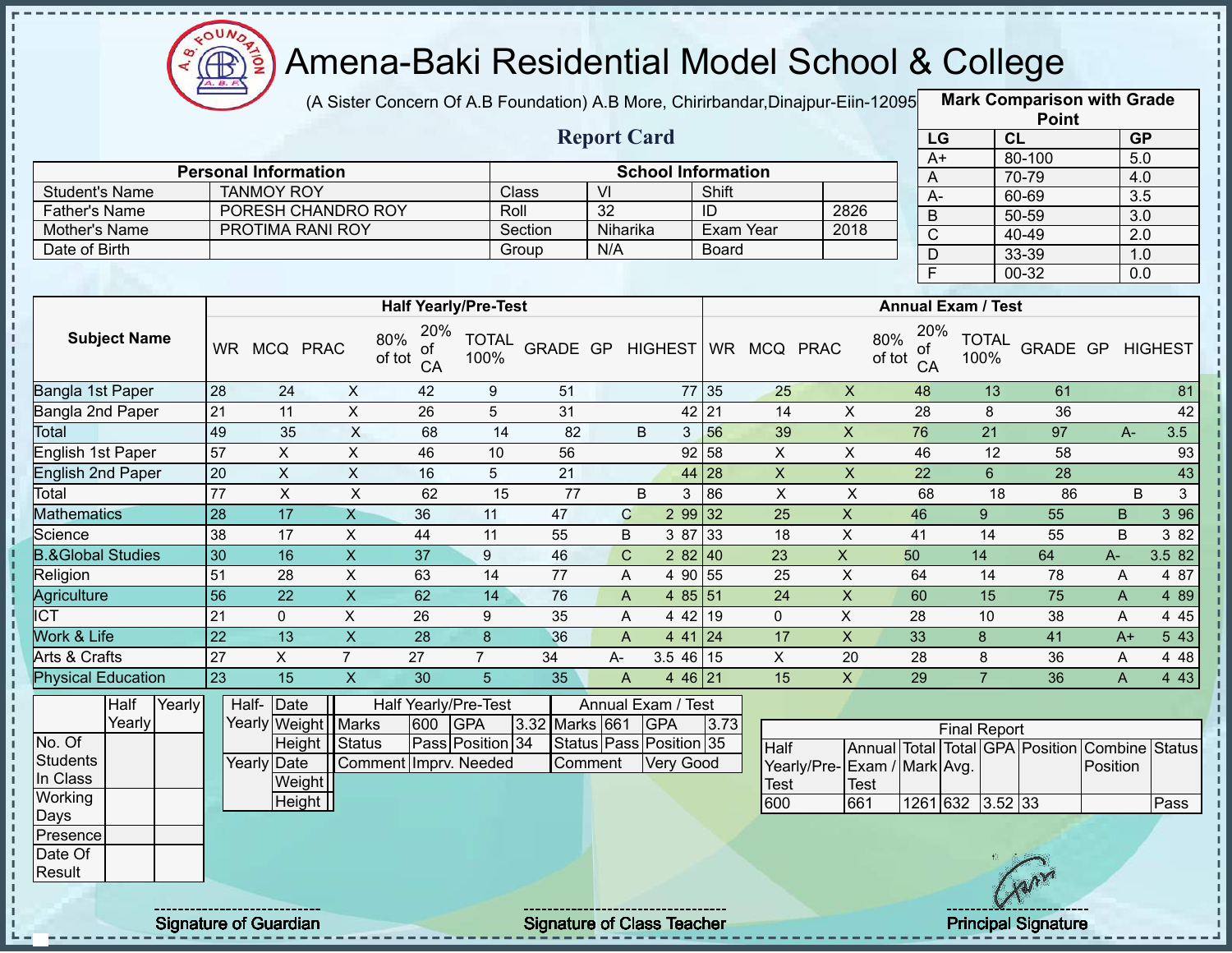# Amena-Baki Residential Model School & College

(A Sister Concern Of A.B Foundation) A.B More, Chirirbandar,Dinajpur-Eiin-120950

## Report Card

| Mark Comparison with Grade Point | | |
|---|---|---|
| LG | CL | GP |
| A+ | 80-100 | 5.0 |
| A | 70-79 | 4.0 |
| A- | 60-69 | 3.5 |
| B | 50-59 | 3.0 |
| C | 40-49 | 2.0 |
| D | 33-39 | 1.0 |
| F | 00-32 | 0.0 |

| Personal Information | | School Information | | | |
|---|---|---|---|---|---|
| Student's Name | TANMOY ROY | Class | VI | Shift | |
| Father's Name | PORESH CHANDRO ROY | Roll | 32 | ID | 2826 |
| Mother's Name | PROTIMA RANI ROY | Section | Niharika | Exam Year | 2018 |
| Date of Birth | | Group | N/A | Board | |

| Subject Name | Half Yearly/Pre-Test | | | | | | | | | Annual Exam / Test | | | | | | | | |
|---|---|---|---|---|---|---|---|---|---|---|---|---|---|---|---|---|---|---|
| | WR | MCQ | PRAC | 80% of tot | 20% of CA | TOTAL 100% | GRADE | GP | HIGHEST | WR | MCQ | PRAC | 80% of tot | 20% of CA | TOTAL 100% | GRADE | GP | HIGHEST |
| Bangla 1st Paper | 28 | 24 | X | 42 | 9 | 51 | | | 77 | 35 | 25 | X | 48 | 13 | 61 | | | 81 |
| Bangla 2nd Paper | 21 | 11 | X | 26 | 5 | 31 | | | 42 | 21 | 14 | X | 28 | 8 | 36 | | | 42 |
| Total | 49 | 35 | X | 68 | 14 | 82 | B | 3 | | 56 | 39 | X | 76 | 21 | 97 | A- | 3.5 | |
| English 1st Paper | 57 | X | X | 46 | 10 | 56 | | | 92 | 58 | X | X | 46 | 12 | 58 | | | 93 |
| English 2nd Paper | 20 | X | X | 16 | 5 | 21 | | | 44 | 28 | X | X | 22 | 6 | 28 | | | 43 |
| Total | 77 | X | X | 62 | 15 | 77 | B | 3 | | 86 | X | X | 68 | 18 | 86 | B | 3 | |
| Mathematics | 28 | 17 | X | 36 | 11 | 47 | C | 2 | 99 | 32 | 25 | X | 46 | 9 | 55 | B | 3 | 96 |
| Science | 38 | 17 | X | 44 | 11 | 55 | B | 3 | 87 | 33 | 18 | X | 41 | 14 | 55 | B | 3 | 82 |
| B.&Global Studies | 30 | 16 | X | 37 | 9 | 46 | C | 2 | 82 | 40 | 23 | X | 50 | 14 | 64 | A- | 3.5 | 82 |
| Religion | 51 | 28 | X | 63 | 14 | 77 | A | 4 | 90 | 55 | 25 | X | 64 | 14 | 78 | A | 4 | 87 |
| Agriculture | 56 | 22 | X | 62 | 14 | 76 | A | 4 | 85 | 51 | 24 | X | 60 | 15 | 75 | A | 4 | 89 |
| ICT | 21 | 0 | X | 26 | 9 | 35 | A | 4 | 42 | 19 | 0 | X | 28 | 10 | 38 | A | 4 | 45 |
| Work & Life | 22 | 13 | X | 28 | 8 | 36 | A | 4 | 41 | 24 | 17 | X | 33 | 8 | 41 | A+ | 5 | 43 |
| Arts & Crafts | 27 | X | 7 | 27 | 7 | 34 | A- | 3.5 | 46 | 15 | X | 20 | 28 | 8 | 36 | A | 4 | 48 |
| Physical Education | 23 | 15 | X | 30 | 5 | 35 | A | 4 | 46 | 21 | 15 | X | 29 | 7 | 36 | A | 4 | 43 |

| | Half Yearly | Yearly |
|---|---|---|
| No. Of Students In Class | | |
| Working Days | | |
| Presence | | |
| Date Of Result | | |

| | | |
|---|---|---|
| Half-Yearly | Date | |
| | Weight | |
| | Height | |
| Yearly | Date | |
| | Weight | |
| | Height | |

| Half Yearly/Pre-Test | | | | Annual Exam / Test | | | |
|---|---|---|---|---|---|---|---|
| Marks | 600 | GPA | 3.32 | Marks | 661 | GPA | 3.73 |
| Status | Pass | Position | 34 | Status | Pass | Position | 35 |
| Comment | Imprv. Needed | | | Comment | Very Good | | |

| Final Report | | | | | | | |
|---|---|---|---|---|---|---|---|
| Half Yearly/Pre-Test | Annual Exam / Test | Total Mark | Total Avg. | GPA | Position | Combine Position | Status |
| 600 | 661 | 1261 | 632 | 3.52 | 33 | | Pass |

Signature of Guardian | Signature of Class Teacher | Principal Signature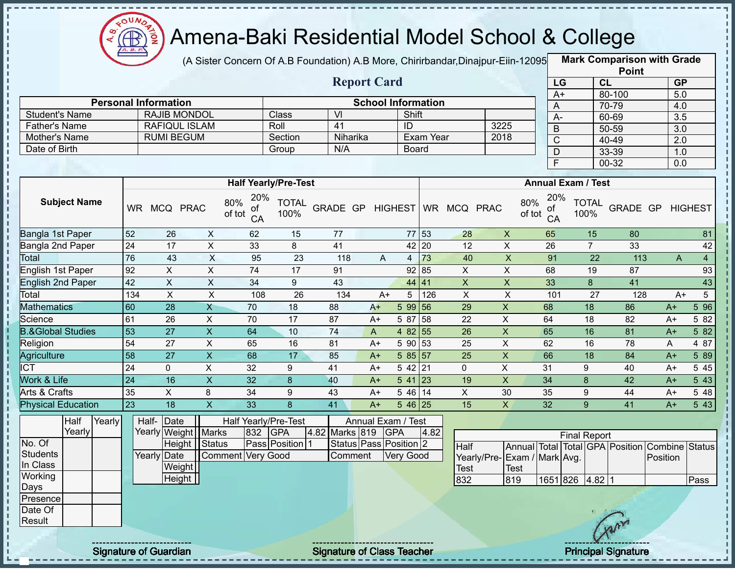# Amena-Baki Residential Model School & College

(A Sister Concern Of A.B Foundation) A.B More, Chirirbandar,Dinajpur-Eiin-120950

## Report Card

| Mark Comparison with Grade Point | | |
|---|---|---|
| LG | CL | GP |
| A+ | 80-100 | 5.0 |
| A | 70-79 | 4.0 |
| A- | 60-69 | 3.5 |
| B | 50-59 | 3.0 |
| C | 40-49 | 2.0 |
| D | 33-39 | 1.0 |
| F | 00-32 | 0.0 |

| Personal Information | | School Information | | | |
|---|---|---|---|---|---|
| Student's Name | RAJIB MONDOL | Class | VI | Shift | |
| Father's Name | RAFIQUL ISLAM | Roll | 41 | ID | 3225 |
| Mother's Name | RUMI BEGUM | Section | Niharika | Exam Year | 2018 |
| Date of Birth | | Group | N/A | Board | |

| Subject Name | Half Yearly/Pre-Test | | | | | | | | | Annual Exam / Test | | | | | | | | |
|---|---|---|---|---|---|---|---|---|---|---|---|---|---|---|---|---|---|---|
| | WR | MCQ | PRAC | 80% of tot | 20% of CA | TOTAL 100% | GRADE | GP | HIGHEST | WR | MCQ | PRAC | 80% of tot | 20% of CA | TOTAL 100% | GRADE | GP | HIGHEST |
| Bangla 1st Paper | 52 | 26 | X | 62 | 15 | 77 | | | 77 | 53 | 28 | X | 65 | 15 | 80 | | | 81 |
| Bangla 2nd Paper | 24 | 17 | X | 33 | 8 | 41 | | | 42 | 20 | 12 | X | 26 | 7 | 33 | | | 42 |
| Total | 76 | 43 | X | 95 | 23 | 118 | A | 4 | | 73 | 40 | X | 91 | 22 | 113 | A | 4 | |
| English 1st Paper | 92 | X | X | 74 | 17 | 91 | | | 92 | 85 | X | X | 68 | 19 | 87 | | | 93 |
| English 2nd Paper | 42 | X | X | 34 | 9 | 43 | | | 44 | 41 | X | X | 33 | 8 | 41 | | | 43 |
| Total | 134 | X | X | 108 | 26 | 134 | A+ | 5 | | 126 | X | X | 101 | 27 | 128 | A+ | 5 | |
| Mathematics | 60 | 28 | X | 70 | 18 | 88 | A+ | 5 | 99 | 56 | 29 | X | 68 | 18 | 86 | A+ | 5 | 96 |
| Science | 61 | 26 | X | 70 | 17 | 87 | A+ | 5 | 87 | 58 | 22 | X | 64 | 18 | 82 | A+ | 5 | 82 |
| B.&Global Studies | 53 | 27 | X | 64 | 10 | 74 | A | 4 | 82 | 55 | 26 | X | 65 | 16 | 81 | A+ | 5 | 82 |
| Religion | 54 | 27 | X | 65 | 16 | 81 | A+ | 5 | 90 | 53 | 25 | X | 62 | 16 | 78 | A | 4 | 87 |
| Agriculture | 58 | 27 | X | 68 | 17 | 85 | A+ | 5 | 85 | 57 | 25 | X | 66 | 18 | 84 | A+ | 5 | 89 |
| ICT | 24 | 0 | X | 32 | 9 | 41 | A+ | 5 | 42 | 21 | 0 | X | 31 | 9 | 40 | A+ | 5 | 45 |
| Work & Life | 24 | 16 | X | 32 | 8 | 40 | A+ | 5 | 41 | 23 | 19 | X | 34 | 8 | 42 | A+ | 5 | 43 |
| Arts & Crafts | 35 | X | 8 | 34 | 9 | 43 | A+ | 5 | 46 | 14 | X | 30 | 35 | 9 | 44 | A+ | 5 | 48 |
| Physical Education | 23 | 18 | X | 33 | 8 | 41 | A+ | 5 | 46 | 25 | 15 | X | 32 | 9 | 41 | A+ | 5 | 43 |

| | Half Yearly | Yearly |
|---|---|---|
| No. Of Students In Class | | |
| Working Days | | |
| Presence | | |
| Date Of Result | | |

| | | |
|---|---|---|
| Half-Yearly | Date | |
| | Weight | |
| | Height | |
| Yearly | Date | |
| | Weight | |
| | Height | |

| Half Yearly/Pre-Test | | | | Annual Exam / Test | | | |
|---|---|---|---|---|---|---|---|
| Marks | 832 | GPA | 4.82 | Marks | 819 | GPA | 4.82 |
| Status | Pass | Position | 1 | Status | Pass | Position | 2 |
| Comment | Very Good | | | Comment | Very Good | | |

| Final Report | | | | | | | |
|---|---|---|---|---|---|---|---|
| Half Yearly/Pre-Test | Annual Exam / Test | Total Mark | Total Avg. | GPA | Position | Combine Position | Status |
| 832 | 819 | 1651 | 826 | 4.82 | 1 | | Pass |

Signature of Guardian | Signature of Class Teacher | Principal Signature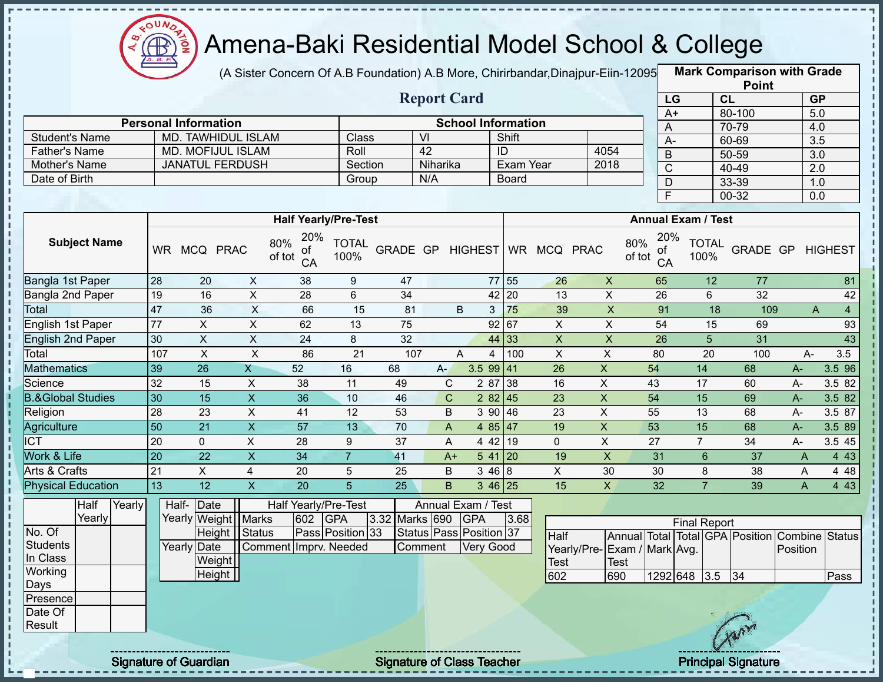# Amena-Baki Residential Model School & College

(A Sister Concern Of A.B Foundation) A.B More, Chirirbandar,Dinajpur-Eiin-120950

## Report Card

| Mark Comparison with Grade Point | | |
|---|---|---|
| LG | CL | GP |
| A+ | 80-100 | 5.0 |
| A | 70-79 | 4.0 |
| A- | 60-69 | 3.5 |
| B | 50-59 | 3.0 |
| C | 40-49 | 2.0 |
| D | 33-39 | 1.0 |
| F | 00-32 | 0.0 |

| Personal Information | | School Information | | | |
|---|---|---|---|---|---|
| Student's Name | MD. TAWHIDUL ISLAM | Class | VI | Shift | |
| Father's Name | MD. MOFIJUL ISLAM | Roll | 42 | ID | 4054 |
| Mother's Name | JANATUL FERDUSH | Section | Niharika | Exam Year | 2018 |
| Date of Birth | | Group | N/A | Board | |

| Subject Name | Half Yearly/Pre-Test | | | | | | | | | Annual Exam / Test | | | | | | | | |
|---|---|---|---|---|---|---|---|---|---|---|---|---|---|---|---|---|---|---|
| | WR | MCQ | PRAC | 80% of tot | 20% of CA | TOTAL 100% | GRADE | GP | HIGHEST | WR | MCQ | PRAC | 80% of tot | 20% of CA | TOTAL 100% | GRADE | GP | HIGHEST |
| Bangla 1st Paper | 28 | 20 | X | 38 | 9 | 47 | | | 77 | 55 | 26 | X | 65 | 12 | 77 | | | 81 |
| Bangla 2nd Paper | 19 | 16 | X | 28 | 6 | 34 | | | 42 | 20 | 13 | X | 26 | 6 | 32 | | | 42 |
| Total | 47 | 36 | X | 66 | 15 | 81 | B | 3 | | 75 | 39 | X | 91 | 18 | 109 | A | 4 | |
| English 1st Paper | 77 | X | X | 62 | 13 | 75 | | | 92 | 67 | X | X | 54 | 15 | 69 | | | 93 |
| English 2nd Paper | 30 | X | X | 24 | 8 | 32 | | | 44 | 33 | X | X | 26 | 5 | 31 | | | 43 |
| Total | 107 | X | X | 86 | 21 | 107 | A | 4 | | 100 | X | X | 80 | 20 | 100 | A- | 3.5 | |
| Mathematics | 39 | 26 | X | 52 | 16 | 68 | A- | 3.5 | 99 | 41 | 26 | X | 54 | 14 | 68 | A- | 3.5 | 96 |
| Science | 32 | 15 | X | 38 | 11 | 49 | C | 2 | 87 | 38 | 16 | X | 43 | 17 | 60 | A- | 3.5 | 82 |
| B.&Global Studies | 30 | 15 | X | 36 | 10 | 46 | C | 2 | 82 | 45 | 23 | X | 54 | 15 | 69 | A- | 3.5 | 82 |
| Religion | 28 | 23 | X | 41 | 12 | 53 | B | 3 | 90 | 46 | 23 | X | 55 | 13 | 68 | A- | 3.5 | 87 |
| Agriculture | 50 | 21 | X | 57 | 13 | 70 | A | 4 | 85 | 47 | 19 | X | 53 | 15 | 68 | A- | 3.5 | 89 |
| ICT | 20 | 0 | X | 28 | 9 | 37 | A | 4 | 42 | 19 | 0 | X | 27 | 7 | 34 | A- | 3.5 | 45 |
| Work & Life | 20 | 22 | X | 34 | 7 | 41 | A+ | 5 | 41 | 20 | 19 | X | 31 | 6 | 37 | A | 4 | 43 |
| Arts & Crafts | 21 | X | 4 | 20 | 5 | 25 | B | 3 | 46 | 8 | X | 30 | 30 | 8 | 38 | A | 4 | 48 |
| Physical Education | 13 | 12 | X | 20 | 5 | 25 | B | 3 | 46 | 25 | 15 | X | 32 | 7 | 39 | A | 4 | 43 |

| | Half Yearly | Yearly |
|---|---|---|
| No. Of Students In Class | | |
| Working Days | | |
| Presence | | |
| Date Of Result | | |

| | | |
|---|---|---|
| Half-Yearly | Date | |
| | Weight | |
| | Height | |
| Yearly | Date | |
| | Weight | |
| | Height | |

| Half Yearly/Pre-Test | | | | Annual Exam / Test | | | |
|---|---|---|---|---|---|---|---|
| Marks | 602 | GPA | 3.32 | Marks | 690 | GPA | 3.68 |
| Status | Pass | Position | 33 | Status | Pass | Position | 37 |
| Comment | Imprv. Needed | | | Comment | Very Good | | |

| Final Report | | | | | | | |
|---|---|---|---|---|---|---|---|
| Half Yearly/Pre-Test | Annual Exam / Test | Total Mark | Total Avg. | GPA | Position | Combine Position | Status |
| 602 | 690 | 1292 | 648 | 3.5 | 34 | | Pass |

Signature of Guardian | Signature of Class Teacher | Principal Signature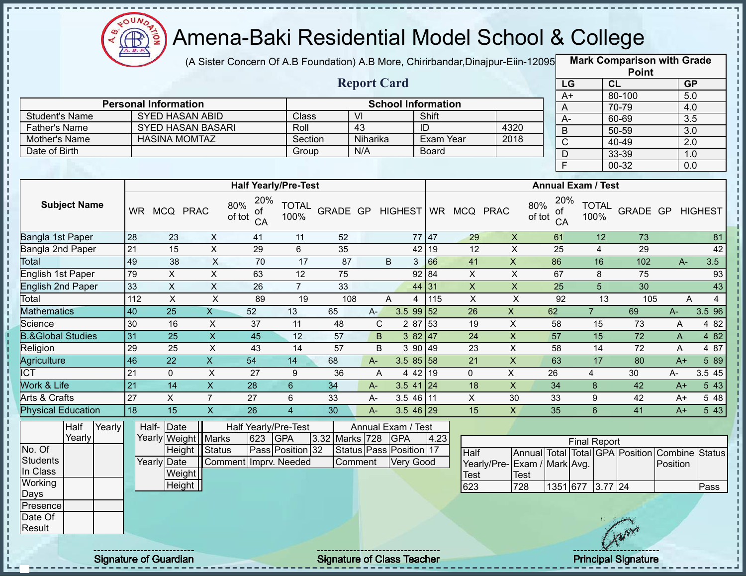# Amena-Baki Residential Model School & College

(A Sister Concern Of A.B Foundation) A.B More, Chirirbandar,Dinajpur-Eiin-120950

## Report Card

| Mark Comparison with Grade Point | | |
|---|---|---|
| LG | CL | GP |
| A+ | 80-100 | 5.0 |
| A | 70-79 | 4.0 |
| A- | 60-69 | 3.5 |
| B | 50-59 | 3.0 |
| C | 40-49 | 2.0 |
| D | 33-39 | 1.0 |
| F | 00-32 | 0.0 |

| Personal Information | | School Information | | | |
|---|---|---|---|---|---|
| Student's Name | SYED HASAN ABID | Class | VI | Shift | |
| Father's Name | SYED HASAN BASARI | Roll | 43 | ID | 4320 |
| Mother's Name | HASINA MOMTAZ | Section | Niharika | Exam Year | 2018 |
| Date of Birth | | Group | N/A | Board | |

| Subject Name | Half Yearly/Pre-Test | | | | | | | | | Annual Exam / Test | | | | | | | | |
|---|---|---|---|---|---|---|---|---|---|---|---|---|---|---|---|---|---|---|
| | WR | MCQ | PRAC | 80% of tot | 20% of CA | TOTAL 100% | GRADE | GP | HIGHEST | WR | MCQ | PRAC | 80% of tot | 20% of CA | TOTAL 100% | GRADE | GP | HIGHEST |
| Bangla 1st Paper | 28 | 23 | X | 41 | 11 | 52 | | | 77 | 47 | 29 | X | 61 | 12 | 73 | | | 81 |
| Bangla 2nd Paper | 21 | 15 | X | 29 | 6 | 35 | | | 42 | 19 | 12 | X | 25 | 4 | 29 | | | 42 |
| Total | 49 | 38 | X | 70 | 17 | 87 | B | 3 | | 66 | 41 | X | 86 | 16 | 102 | A- | 3.5 | |
| English 1st Paper | 79 | X | X | 63 | 12 | 75 | | | 92 | 84 | X | X | 67 | 8 | 75 | | | 93 |
| English 2nd Paper | 33 | X | X | 26 | 7 | 33 | | | 44 | 31 | X | X | 25 | 5 | 30 | | | 43 |
| Total | 112 | X | X | 89 | 19 | 108 | A | 4 | | 115 | X | X | 92 | 13 | 105 | A | 4 | |
| Mathematics | 40 | 25 | X | 52 | 13 | 65 | A- | 3.5 | 99 | 52 | 26 | X | 62 | 7 | 69 | A- | 3.5 | 96 |
| Science | 30 | 16 | X | 37 | 11 | 48 | C | 2 | 87 | 53 | 19 | X | 58 | 15 | 73 | A | 4 | 82 |
| B.&Global Studies | 31 | 25 | X | 45 | 12 | 57 | B | 3 | 82 | 47 | 24 | X | 57 | 15 | 72 | A | 4 | 82 |
| Religion | 29 | 25 | X | 43 | 14 | 57 | B | 3 | 90 | 49 | 23 | X | 58 | 14 | 72 | A | 4 | 87 |
| Agriculture | 46 | 22 | X | 54 | 14 | 68 | A- | 3.5 | 85 | 58 | 21 | X | 63 | 17 | 80 | A+ | 5 | 89 |
| ICT | 21 | 0 | X | 27 | 9 | 36 | A | 4 | 42 | 19 | 0 | X | 26 | 4 | 30 | A- | 3.5 | 45 |
| Work & Life | 21 | 14 | X | 28 | 6 | 34 | A- | 3.5 | 41 | 24 | 18 | X | 34 | 8 | 42 | A+ | 5 | 43 |
| Arts & Crafts | 27 | X | 7 | 27 | 6 | 33 | A- | 3.5 | 46 | 11 | X | 30 | 33 | 9 | 42 | A+ | 5 | 48 |
| Physical Education | 18 | 15 | X | 26 | 4 | 30 | A- | 3.5 | 46 | 29 | 15 | X | 35 | 6 | 41 | A+ | 5 | 43 |

| | Half Yearly | Yearly |
|---|---|---|
| No. Of Students In Class | | |
| Working Days | | |
| Presence | | |
| Date Of Result | | |

| | | |
|---|---|---|
| Half-Yearly | Date | |
| | Weight | |
| | Height | |
| Yearly | Date | |
| | Weight | |
| | Height | |

| Half Yearly/Pre-Test | | | | Annual Exam / Test | | | |
|---|---|---|---|---|---|---|---|
| Marks | 623 | GPA | 3.32 | Marks | 728 | GPA | 4.23 |
| Status | Pass | Position | 32 | Status | Pass | Position | 17 |
| Comment | Imprv. Needed | | | Comment | Very Good | | |

| Final Report | | | | | | | |
|---|---|---|---|---|---|---|---|
| Half Yearly/Pre-Test | Annual Exam / Test | Total Mark | Total Avg. | GPA | Position | Combine Position | Status |
| 623 | 728 | 1351 | 677 | 3.77 | 24 | | Pass |

Signature of Guardian

Signature of Class Teacher

Principal Signature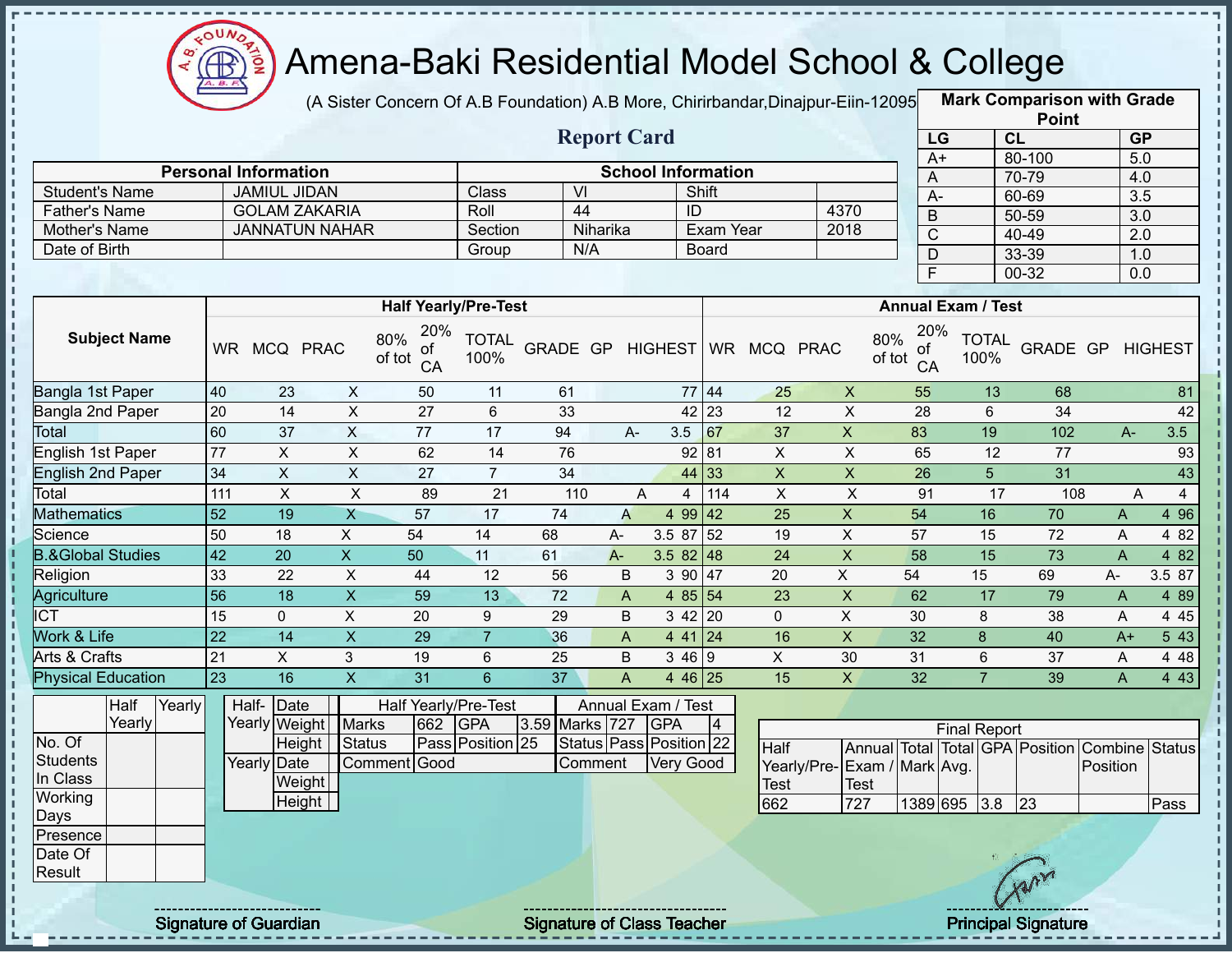# Amena-Baki Residential Model School & College

(A Sister Concern Of A.B Foundation) A.B More, Chirirbandar,Dinajpur-Eiin-120950

## Report Card

| Mark Comparison with Grade Point | | |
|---|---|---|
| LG | CL | GP |
| A+ | 80-100 | 5.0 |
| A | 70-79 | 4.0 |
| A- | 60-69 | 3.5 |
| B | 50-59 | 3.0 |
| C | 40-49 | 2.0 |
| D | 33-39 | 1.0 |
| F | 00-32 | 0.0 |

| Personal Information | | School Information | | | |
|---|---|---|---|---|---|
| Student's Name | JAMIUL JIDAN | Class | VI | Shift | |
| Father's Name | GOLAM ZAKARIA | Roll | 44 | ID | 4370 |
| Mother's Name | JANNATUN NAHAR | Section | Niharika | Exam Year | 2018 |
| Date of Birth | | Group | N/A | Board | |

| Subject Name | Half Yearly/Pre-Test | | | | | | | | | Annual Exam / Test | | | | | | | | |
|---|---|---|---|---|---|---|---|---|---|---|---|---|---|---|---|---|---|---|
| | WR | MCQ | PRAC | 80% of tot | 20% of CA | TOTAL 100% | GRADE | GP | HIGHEST | WR | MCQ | PRAC | 80% of tot | 20% of CA | TOTAL 100% | GRADE | GP | HIGHEST |
| Bangla 1st Paper | 40 | 23 | X | 50 | 11 | 61 | | | 77 | 44 | 25 | X | 55 | 13 | 68 | | | 81 |
| Bangla 2nd Paper | 20 | 14 | X | 27 | 6 | 33 | | | 42 | 23 | 12 | X | 28 | 6 | 34 | | | 42 |
| Total | 60 | 37 | X | 77 | 17 | 94 | A- | 3.5 | | 67 | 37 | X | 83 | 19 | 102 | A- | 3.5 | |
| English 1st Paper | 77 | X | X | 62 | 14 | 76 | | | 92 | 81 | X | X | 65 | 12 | 77 | | | 93 |
| English 2nd Paper | 34 | X | X | 27 | 7 | 34 | | | 44 | 33 | X | X | 26 | 5 | 31 | | | 43 |
| Total | 111 | X | X | 89 | 21 | 110 | A | 4 | | 114 | X | X | 91 | 17 | 108 | A | 4 | |
| Mathematics | 52 | 19 | X | 57 | 17 | 74 | A | 4 | 99 | 42 | 25 | X | 54 | 16 | 70 | A | 4 | 96 |
| Science | 50 | 18 | X | 54 | 14 | 68 | A- | 3.5 | 87 | 52 | 19 | X | 57 | 15 | 72 | A | 4 | 82 |
| B.&Global Studies | 42 | 20 | X | 50 | 11 | 61 | A- | 3.5 | 82 | 48 | 24 | X | 58 | 15 | 73 | A | 4 | 82 |
| Religion | 33 | 22 | X | 44 | 12 | 56 | B | 3 | 90 | 47 | 20 | X | 54 | 15 | 69 | A- | 3.5 | 87 |
| Agriculture | 56 | 18 | X | 59 | 13 | 72 | A | 4 | 85 | 54 | 23 | X | 62 | 17 | 79 | A | 4 | 89 |
| ICT | 15 | 0 | X | 20 | 9 | 29 | B | 3 | 42 | 20 | 0 | X | 30 | 8 | 38 | A | 4 | 45 |
| Work & Life | 22 | 14 | X | 29 | 7 | 36 | A | 4 | 41 | 24 | 16 | X | 32 | 8 | 40 | A+ | 5 | 43 |
| Arts & Crafts | 21 | X | 3 | 19 | 6 | 25 | B | 3 | 46 | 9 | X | 30 | 31 | 6 | 37 | A | 4 | 48 |
| Physical Education | 23 | 16 | X | 31 | 6 | 37 | A | 4 | 46 | 25 | 15 | X | 32 | 7 | 39 | A | 4 | 43 |

| | Half Yearly | Yearly |
|---|---|---|
| No. Of Students In Class | | |
| Working Days | | |
| Presence | | |
| Date Of Result | | |

| | | |
|---|---|---|
| Half-Yearly | Date | |
| | Weight | |
| | Height | |
| Yearly | Date | |
| | Weight | |
| | Height | |

| Half Yearly/Pre-Test | | | | Annual Exam / Test | | | |
|---|---|---|---|---|---|---|---|
| Marks | 662 | GPA | 3.59 | Marks | 727 | GPA | 4 |
| Status | Pass | Position | 25 | Status | Pass | Position | 22 |
| Comment | Good | | | Comment | Very Good | | |

| Final Report | | | | | | | |
|---|---|---|---|---|---|---|---|
| Half Yearly/Pre-Test | Annual Exam / Test | Total Mark | Total Avg. | GPA | Position | Combine Position | Status |
| 662 | 727 | 1389 | 695 | 3.8 | 23 | | Pass |

Signature of Guardian

Signature of Class Teacher

Principal Signature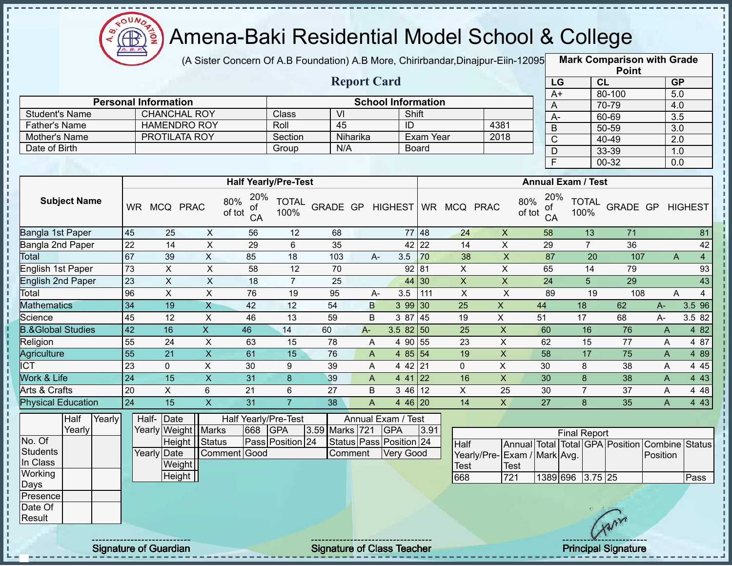# Amena-Baki Residential Model School & College

(A Sister Concern Of A.B Foundation) A.B More, Chirirbandar,Dinajpur-Eiin-120950

## Report Card

| Mark Comparison with Grade Point | | |
|---|---|---|
| LG | CL | GP |
| A+ | 80-100 | 5.0 |
| A | 70-79 | 4.0 |
| A- | 60-69 | 3.5 |
| B | 50-59 | 3.0 |
| C | 40-49 | 2.0 |
| D | 33-39 | 1.0 |
| F | 00-32 | 0.0 |

| Personal Information | | School Information | | | |
|---|---|---|---|---|---|
| Student's Name | CHANCHAL ROY | Class | VI | Shift | |
| Father's Name | HAMENDRO ROY | Roll | 45 | ID | 4381 |
| Mother's Name | PROTILATA ROY | Section | Niharika | Exam Year | 2018 |
| Date of Birth | | Group | N/A | Board | |

| Subject Name | Half Yearly/Pre-Test | | | | | | | | | Annual Exam / Test | | | | | | | | |
|---|---|---|---|---|---|---|---|---|---|---|---|---|---|---|---|---|---|---|
| | WR | MCQ | PRAC | 80% of tot | 20% of CA | TOTAL 100% | GRADE | GP | HIGHEST | WR | MCQ | PRAC | 80% of tot | 20% of CA | TOTAL 100% | GRADE | GP | HIGHEST |
| Bangla 1st Paper | 45 | 25 | X | 56 | 12 | 68 | | | 77 | 48 | 24 | X | 58 | 13 | 71 | | | 81 |
| Bangla 2nd Paper | 22 | 14 | X | 29 | 6 | 35 | | | 42 | 22 | 14 | X | 29 | 7 | 36 | | | 42 |
| Total | 67 | 39 | X | 85 | 18 | 103 | A- | 3.5 | | 70 | 38 | X | 87 | 20 | 107 | A | 4 | |
| English 1st Paper | 73 | X | X | 58 | 12 | 70 | | | 92 | 81 | X | X | 65 | 14 | 79 | | | 93 |
| English 2nd Paper | 23 | X | X | 18 | 7 | 25 | | | 44 | 30 | X | X | 24 | 5 | 29 | | | 43 |
| Total | 96 | X | X | 76 | 19 | 95 | A- | 3.5 | | 111 | X | X | 89 | 19 | 108 | A | 4 | |
| Mathematics | 34 | 19 | X | 42 | 12 | 54 | B | 3 | 99 | 30 | 25 | X | 44 | 18 | 62 | A- | 3.5 | 96 |
| Science | 45 | 12 | X | 46 | 13 | 59 | B | 3 | 87 | 45 | 19 | X | 51 | 17 | 68 | A- | 3.5 | 82 |
| B.&Global Studies | 42 | 16 | X | 46 | 14 | 60 | A- | 3.5 | 82 | 50 | 25 | X | 60 | 16 | 76 | A | 4 | 82 |
| Religion | 55 | 24 | X | 63 | 15 | 78 | A | 4 | 90 | 55 | 23 | X | 62 | 15 | 77 | A | 4 | 87 |
| Agriculture | 55 | 21 | X | 61 | 15 | 76 | A | 4 | 85 | 54 | 19 | X | 58 | 17 | 75 | A | 4 | 89 |
| ICT | 23 | 0 | X | 30 | 9 | 39 | A | 4 | 42 | 21 | 0 | X | 30 | 8 | 38 | A | 4 | 45 |
| Work & Life | 24 | 15 | X | 31 | 8 | 39 | A | 4 | 41 | 22 | 16 | X | 30 | 8 | 38 | A | 4 | 43 |
| Arts & Crafts | 20 | X | 6 | 21 | 6 | 27 | B | 3 | 46 | 12 | X | 25 | 30 | 7 | 37 | A | 4 | 48 |
| Physical Education | 24 | 15 | X | 31 | 7 | 38 | A | 4 | 46 | 20 | 14 | X | 27 | 8 | 35 | A | 4 | 43 |

| | Half Yearly | Yearly |
|---|---|---|
| No. Of Students In Class | | |
| Working Days | | |
| Presence | | |
| Date Of Result | | |

| | | |
|---|---|---|
| Half-Yearly | Date | |
| | Weight | |
| | Height | |
| Yearly | Date | |
| | Weight | |
| | Height | |

| Half Yearly/Pre-Test | | | | Annual Exam / Test | | | |
|---|---|---|---|---|---|---|---|
| Marks | 668 | GPA | 3.59 | Marks | 721 | GPA | 3.91 |
| Status | Pass | Position | 24 | Status | Pass | Position | 24 |
| Comment | Good | | | Comment | Very Good | | |

| Final Report | | | | | | | |
|---|---|---|---|---|---|---|---|
| Half Yearly/Pre-Test | Annual Exam / Test | Total Mark | Total Avg. | GPA | Position | Combine Position | Status |
| 668 | 721 | 1389 | 696 | 3.75 | 25 | | Pass |

Signature of Guardian

Signature of Class Teacher

Principal Signature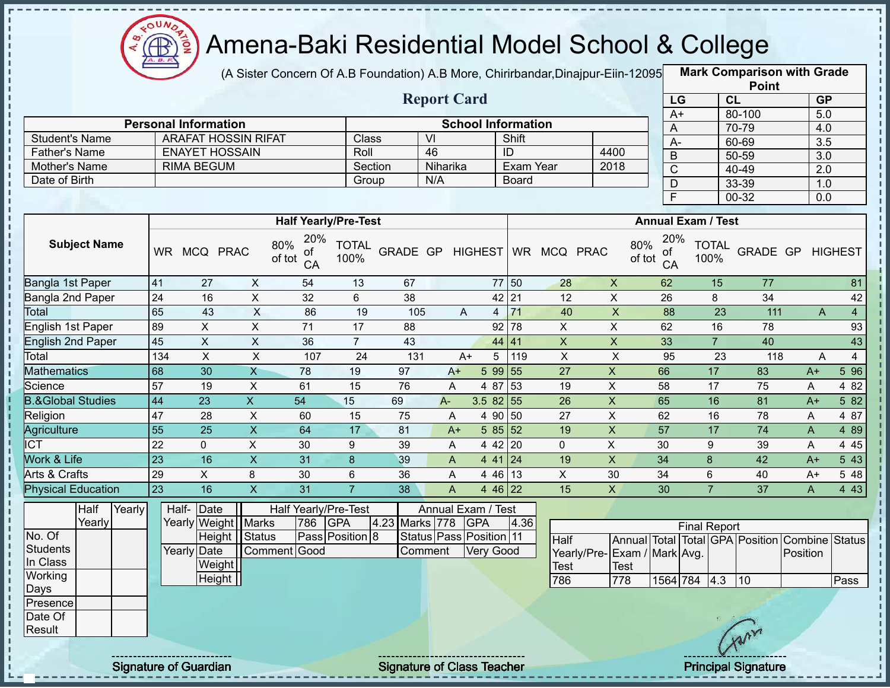# Amena-Baki Residential Model School & College

(A Sister Concern Of A.B Foundation) A.B More, Chirirbandar,Dinajpur-Eiin-120950

## Report Card

| Mark Comparison with Grade Point | | |
|---|---|---|
| LG | CL | GP |
| A+ | 80-100 | 5.0 |
| A | 70-79 | 4.0 |
| A- | 60-69 | 3.5 |
| B | 50-59 | 3.0 |
| C | 40-49 | 2.0 |
| D | 33-39 | 1.0 |
| F | 00-32 | 0.0 |

| Personal Information | | School Information | | | |
|---|---|---|---|---|---|
| Student's Name | ARAFAT HOSSIN RIFAT | Class | VI | Shift | |
| Father's Name | ENAYET HOSSAIN | Roll | 46 | ID | 4400 |
| Mother's Name | RIMA BEGUM | Section | Niharika | Exam Year | 2018 |
| Date of Birth | | Group | N/A | Board | |

| Subject Name | Half Yearly/Pre-Test | | | | | | | | | Annual Exam / Test | | | | | | | | |
|---|---|---|---|---|---|---|---|---|---|---|---|---|---|---|---|---|---|---|
| | WR | MCQ | PRAC | 80% of tot | 20% of CA | TOTAL 100% | GRADE | GP | HIGHEST | WR | MCQ | PRAC | 80% of tot | 20% of CA | TOTAL 100% | GRADE | GP | HIGHEST |
| Bangla 1st Paper | 41 | 27 | X | 54 | 13 | 67 | | | 77 | 50 | 28 | X | 62 | 15 | 77 | | | 81 |
| Bangla 2nd Paper | 24 | 16 | X | 32 | 6 | 38 | | | 42 | 21 | 12 | X | 26 | 8 | 34 | | | 42 |
| Total | 65 | 43 | X | 86 | 19 | 105 | A | 4 | | 71 | 40 | X | 88 | 23 | 111 | A | 4 | |
| English 1st Paper | 89 | X | X | 71 | 17 | 88 | | | 92 | 78 | X | X | 62 | 16 | 78 | | | 93 |
| English 2nd Paper | 45 | X | X | 36 | 7 | 43 | | | 44 | 41 | X | X | 33 | 7 | 40 | | | 43 |
| Total | 134 | X | X | 107 | 24 | 131 | A+ | 5 | | 119 | X | X | 95 | 23 | 118 | A | 4 | |
| Mathematics | 68 | 30 | X | 78 | 19 | 97 | A+ | 5 | 99 | 55 | 27 | X | 66 | 17 | 83 | A+ | 5 | 96 |
| Science | 57 | 19 | X | 61 | 15 | 76 | A | 4 | 87 | 53 | 19 | X | 58 | 17 | 75 | A | 4 | 82 |
| B.&Global Studies | 44 | 23 | X | 54 | 15 | 69 | A- | 3.5 | 82 | 55 | 26 | X | 65 | 16 | 81 | A+ | 5 | 82 |
| Religion | 47 | 28 | X | 60 | 15 | 75 | A | 4 | 90 | 50 | 27 | X | 62 | 16 | 78 | A | 4 | 87 |
| Agriculture | 55 | 25 | X | 64 | 17 | 81 | A+ | 5 | 85 | 52 | 19 | X | 57 | 17 | 74 | A | 4 | 89 |
| ICT | 22 | 0 | X | 30 | 9 | 39 | A | 4 | 42 | 20 | 0 | X | 30 | 9 | 39 | A | 4 | 45 |
| Work & Life | 23 | 16 | X | 31 | 8 | 39 | A | 4 | 41 | 24 | 19 | X | 34 | 8 | 42 | A+ | 5 | 43 |
| Arts & Crafts | 29 | X | 8 | 30 | 6 | 36 | A | 4 | 46 | 13 | X | 30 | 34 | 6 | 40 | A+ | 5 | 48 |
| Physical Education | 23 | 16 | X | 31 | 7 | 38 | A | 4 | 46 | 22 | 15 | X | 30 | 7 | 37 | A | 4 | 43 |

| | Half Yearly | Yearly |
|---|---|---|
| No. Of Students In Class | | |
| Working Days | | |
| Presence | | |
| Date Of Result | | |

| | | |
|---|---|---|
| Half-Yearly | Date | |
| | Weight | |
| | Height | |
| Yearly | Date | |
| | Weight | |
| | Height | |

| Half Yearly/Pre-Test | | | | Annual Exam / Test | | | |
|---|---|---|---|---|---|---|---|
| Marks | 786 | GPA | 4.23 | Marks | 778 | GPA | 4.36 |
| Status | Pass | Position | 8 | Status | Pass | Position | 11 |
| Comment | Good | | | Comment | Very Good | | |

| Final Report | | | | | | | |
|---|---|---|---|---|---|---|---|
| Half Yearly/Pre-Test | Annual Exam / Test | Total Mark | Total Avg. | GPA | Position | Combine Position | Status |
| 786 | 778 | 1564 | 784 | 4.3 | 10 | | Pass |

Signature of Guardian　　Signature of Class Teacher　　Principal Signature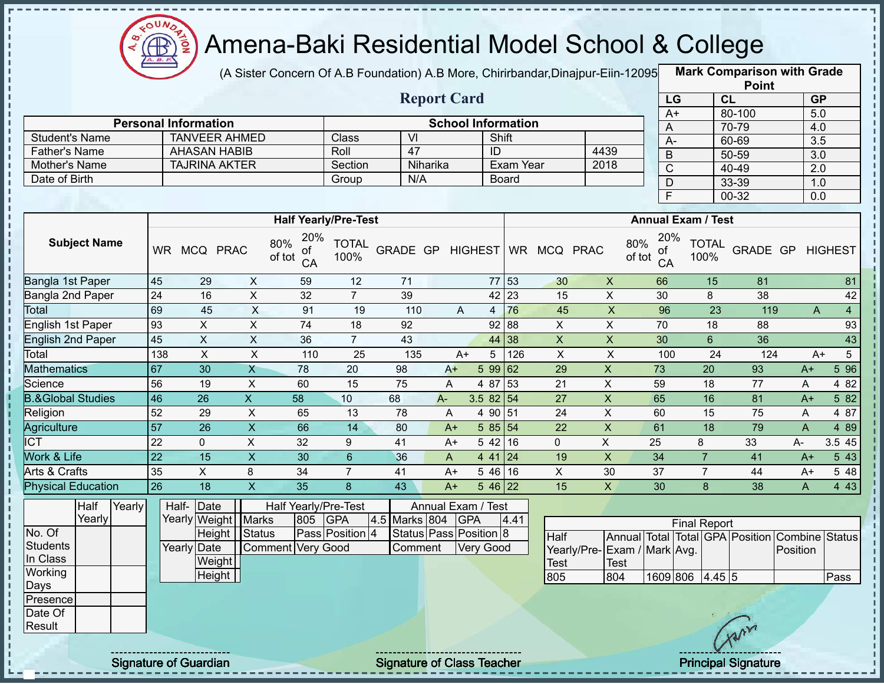# Amena-Baki Residential Model School & College

(A Sister Concern Of A.B Foundation) A.B More, Chirirbandar,Dinajpur-Eiin-120950

**Report Card**

| Mark Comparison with Grade Point | | |
|---|---|---|
| LG | CL | GP |
| A+ | 80-100 | 5.0 |
| A | 70-79 | 4.0 |
| A- | 60-69 | 3.5 |
| B | 50-59 | 3.0 |
| C | 40-49 | 2.0 |
| D | 33-39 | 1.0 |
| F | 00-32 | 0.0 |

| Personal Information | | School Information | | | |
|---|---|---|---|---|---|
| Student's Name | TANVEER AHMED | Class | VI | Shift | |
| Father's Name | AHASAN HABIB | Roll | 47 | ID | 4439 |
| Mother's Name | TAJRINA AKTER | Section | Niharika | Exam Year | 2018 |
| Date of Birth | | Group | N/A | Board | |

| Subject Name | Half Yearly/Pre-Test | | | | | | | | | Annual Exam / Test | | | | | | | | |
|---|---|---|---|---|---|---|---|---|---|---|---|---|---|---|---|---|---|---|
| | WR | MCQ | PRAC | 80% of tot | 20% of CA | TOTAL 100% | GRADE | GP | HIGHEST | WR | MCQ | PRAC | 80% of tot | 20% of CA | TOTAL 100% | GRADE | GP | HIGHEST |
| Bangla 1st Paper | 45 | 29 | X | 59 | 12 | 71 | | | 77 | 53 | 30 | X | 66 | 15 | 81 | | | 81 |
| Bangla 2nd Paper | 24 | 16 | X | 32 | 7 | 39 | | | 42 | 23 | 15 | X | 30 | 8 | 38 | | | 42 |
| Total | 69 | 45 | X | 91 | 19 | 110 | A | 4 | | 76 | 45 | X | 96 | 23 | 119 | A | 4 | |
| English 1st Paper | 93 | X | X | 74 | 18 | 92 | | | 92 | 88 | X | X | 70 | 18 | 88 | | | 93 |
| English 2nd Paper | 45 | X | X | 36 | 7 | 43 | | | 44 | 38 | X | X | 30 | 6 | 36 | | | 43 |
| Total | 138 | X | X | 110 | 25 | 135 | A+ | 5 | | 126 | X | X | 100 | 24 | 124 | A+ | 5 | |
| Mathematics | 67 | 30 | X | 78 | 20 | 98 | A+ | 5 | 99 | 62 | 29 | X | 73 | 20 | 93 | A+ | 5 | 96 |
| Science | 56 | 19 | X | 60 | 15 | 75 | A | 4 | 87 | 53 | 21 | X | 59 | 18 | 77 | A | 4 | 82 |
| B.&Global Studies | 46 | 26 | X | 58 | 10 | 68 | A- | 3.5 | 82 | 54 | 27 | X | 65 | 16 | 81 | A+ | 5 | 82 |
| Religion | 52 | 29 | X | 65 | 13 | 78 | A | 4 | 90 | 51 | 24 | X | 60 | 15 | 75 | A | 4 | 87 |
| Agriculture | 57 | 26 | X | 66 | 14 | 80 | A+ | 5 | 85 | 54 | 22 | X | 61 | 18 | 79 | A | 4 | 89 |
| ICT | 22 | 0 | X | 32 | 9 | 41 | A+ | 5 | 42 | 16 | 0 | X | 25 | 8 | 33 | A- | 3.5 | 45 |
| Work & Life | 22 | 15 | X | 30 | 6 | 36 | A | 4 | 41 | 24 | 19 | X | 34 | 7 | 41 | A+ | 5 | 43 |
| Arts & Crafts | 35 | X | 8 | 34 | 7 | 41 | A+ | 5 | 46 | 16 | X | 30 | 37 | 7 | 44 | A+ | 5 | 48 |
| Physical Education | 26 | 18 | X | 35 | 8 | 43 | A+ | 5 | 46 | 22 | 15 | X | 30 | 8 | 38 | A | 4 | 43 |

| | Half Yearly | Yearly |
|---|---|---|
| No. Of Students In Class | | |
| Working Days | | |
| Presence | | |
| Date Of Result | | |

| | | |
|---|---|---|
| Half-Yearly | Date | |
| | Weight | |
| | Height | |
| Yearly | Date | |
| | Weight | |
| | Height | |

| Half Yearly/Pre-Test | | | | Annual Exam / Test | | | |
|---|---|---|---|---|---|---|---|
| Marks | 805 | GPA | 4.5 | Marks | 804 | GPA | 4.41 |
| Status | Pass | Position | 4 | Status | Pass | Position | 8 |
| Comment | Very Good | | | Comment | Very Good | | |

| Final Report | | | | | | | |
|---|---|---|---|---|---|---|---|
| Half Yearly/Pre-Test | Annual Exam / Test | Total Mark | Total Avg. | GPA | Position | Combine Position | Status |
| 805 | 804 | 1609 | 806 | 4.45 | 5 | | Pass |

Signature of Guardian

Signature of Class Teacher

Principal Signature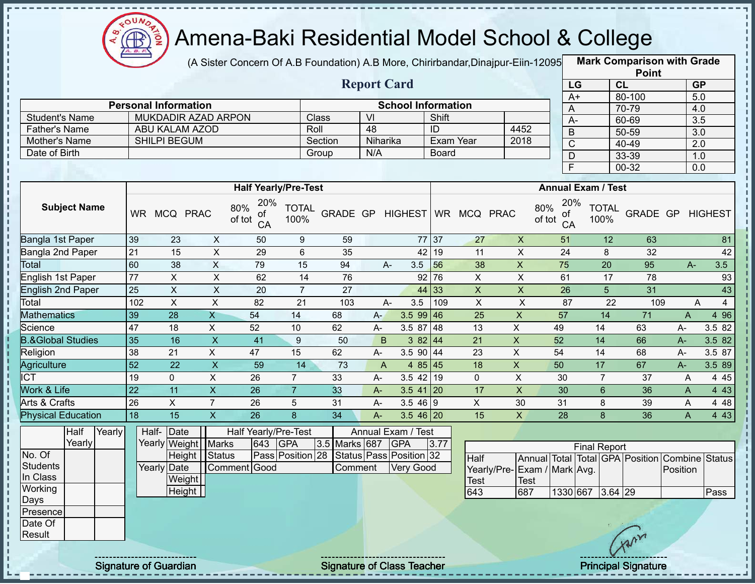# Amena-Baki Residential Model School & College

(A Sister Concern Of A.B Foundation) A.B More, Chirirbandar,Dinajpur-Eiin-120950

## Report Card

| Mark Comparison with Grade Point | | |
|---|---|---|
| LG | CL | GP |
| A+ | 80-100 | 5.0 |
| A | 70-79 | 4.0 |
| A- | 60-69 | 3.5 |
| B | 50-59 | 3.0 |
| C | 40-49 | 2.0 |
| D | 33-39 | 1.0 |
| F | 00-32 | 0.0 |

| Personal Information | | School Information | | | |
|---|---|---|---|---|---|
| Student's Name | MUKDADIR AZAD ARPON | Class | VI | Shift | |
| Father's Name | ABU KALAM AZOD | Roll | 48 | ID | 4452 |
| Mother's Name | SHILPI BEGUM | Section | Niharika | Exam Year | 2018 |
| Date of Birth | | Group | N/A | Board | |

| Subject Name | Half Yearly/Pre-Test | | | | | | | | | Annual Exam / Test | | | | | | | | |
|---|---|---|---|---|---|---|---|---|---|---|---|---|---|---|---|---|---|---|
| | WR | MCQ | PRAC | 80% of tot | 20% of CA | TOTAL 100% | GRADE | GP | HIGHEST | WR | MCQ | PRAC | 80% of tot | 20% of CA | TOTAL 100% | GRADE | GP | HIGHEST |
| Bangla 1st Paper | 39 | 23 | X | 50 | 9 | 59 | | | 77 | 37 | 27 | X | 51 | 12 | 63 | | | 81 |
| Bangla 2nd Paper | 21 | 15 | X | 29 | 6 | 35 | | | 42 | 19 | 11 | X | 24 | 8 | 32 | | | 42 |
| Total | 60 | 38 | X | 79 | 15 | 94 | A- | 3.5 | | 56 | 38 | X | 75 | 20 | 95 | A- | 3.5 | |
| English 1st Paper | 77 | X | X | 62 | 14 | 76 | | | 92 | 76 | X | X | 61 | 17 | 78 | | | 93 |
| English 2nd Paper | 25 | X | X | 20 | 7 | 27 | | | 44 | 33 | X | X | 26 | 5 | 31 | | | 43 |
| Total | 102 | X | X | 82 | 21 | 103 | A- | 3.5 | | 109 | X | X | 87 | 22 | 109 | A | 4 | |
| Mathematics | 39 | 28 | X | 54 | 14 | 68 | A- | 3.5 | 99 | 46 | 25 | X | 57 | 14 | 71 | A | 4 | 96 |
| Science | 47 | 18 | X | 52 | 10 | 62 | A- | 3.5 | 87 | 48 | 13 | X | 49 | 14 | 63 | A- | 3.5 | 82 |
| B.&Global Studies | 35 | 16 | X | 41 | 9 | 50 | B | 3 | 82 | 44 | 21 | X | 52 | 14 | 66 | A- | 3.5 | 82 |
| Religion | 38 | 21 | X | 47 | 15 | 62 | A- | 3.5 | 90 | 44 | 23 | X | 54 | 14 | 68 | A- | 3.5 | 87 |
| Agriculture | 52 | 22 | X | 59 | 14 | 73 | A | 4 | 85 | 45 | 18 | X | 50 | 17 | 67 | A- | 3.5 | 89 |
| ICT | 19 | 0 | X | 26 | 7 | 33 | A- | 3.5 | 42 | 19 | 0 | X | 30 | 7 | 37 | A | 4 | 45 |
| Work & Life | 22 | 11 | X | 26 | 7 | 33 | A- | 3.5 | 41 | 20 | 17 | X | 30 | 6 | 36 | A | 4 | 43 |
| Arts & Crafts | 26 | X | 7 | 26 | 5 | 31 | A- | 3.5 | 46 | 9 | X | 30 | 31 | 8 | 39 | A | 4 | 48 |
| Physical Education | 18 | 15 | X | 26 | 8 | 34 | A- | 3.5 | 46 | 20 | 15 | X | 28 | 8 | 36 | A | 4 | 43 |

| | Half Yearly | Yearly |
|---|---|---|
| No. Of Students In Class | | |
| Working Days | | |
| Presence | | |
| Date Of Result | | |

| | | |
|---|---|---|
| Half-Yearly | Date | |
| | Weight | |
| | Height | |
| Yearly | Date | |
| | Weight | |
| | Height | |

| Half Yearly/Pre-Test | | | | Annual Exam / Test | | | |
|---|---|---|---|---|---|---|---|
| Marks | 643 | GPA | 3.5 | Marks | 687 | GPA | 3.77 |
| Status | Pass | Position | 28 | Status | Pass | Position | 32 |
| Comment | Good | | | Comment | Very Good | | |

| Final Report | | | | | | | |
|---|---|---|---|---|---|---|---|
| Half Yearly/Pre-Test | Annual Exam / Test | Total Mark | Total Avg. | GPA | Position | Combine Position | Status |
| 643 | 687 | 1330 | 667 | 3.64 | 29 | | Pass |

Signature of Guardian | Signature of Class Teacher | Principal Signature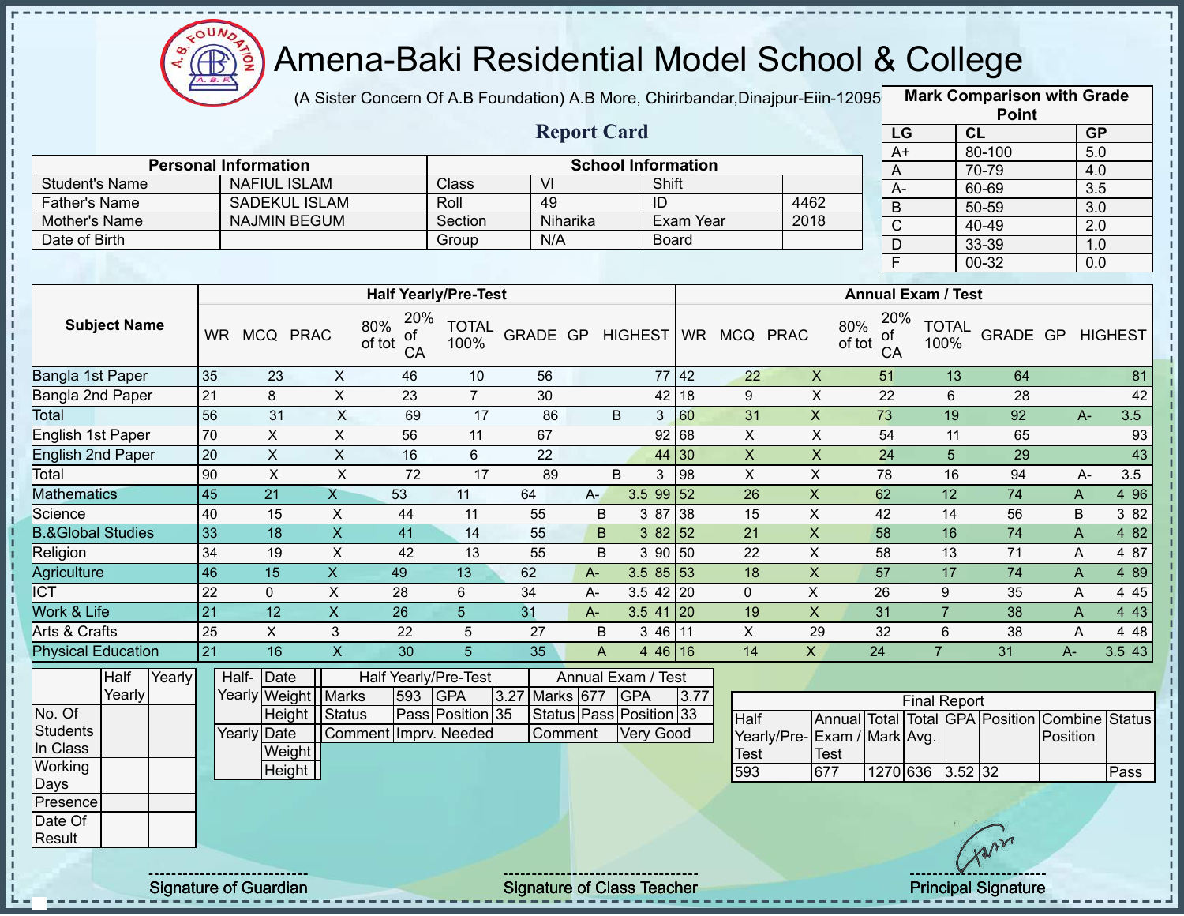# Amena-Baki Residential Model School & College

(A Sister Concern Of A.B Foundation) A.B More, Chirirbandar,Dinajpur-Eiin-120950

## Report Card

| Mark Comparison with Grade Point | | |
|---|---|---|
| LG | CL | GP |
| A+ | 80-100 | 5.0 |
| A | 70-79 | 4.0 |
| A- | 60-69 | 3.5 |
| B | 50-59 | 3.0 |
| C | 40-49 | 2.0 |
| D | 33-39 | 1.0 |
| F | 00-32 | 0.0 |

| Personal Information | | School Information | | | |
|---|---|---|---|---|---|
| Student's Name | NAFIUL ISLAM | Class | VI | Shift | |
| Father's Name | SADEKUL ISLAM | Roll | 49 | ID | 4462 |
| Mother's Name | NAJMIN BEGUM | Section | Niharika | Exam Year | 2018 |
| Date of Birth | | Group | N/A | Board | |

| Subject Name | Half Yearly/Pre-Test | | | | | | | | | Annual Exam / Test | | | | | | | | |
|---|---|---|---|---|---|---|---|---|---|---|---|---|---|---|---|---|---|---|
| | WR | MCQ | PRAC | 80% of tot | 20% of CA | TOTAL 100% | GRADE | GP | HIGHEST | WR | MCQ | PRAC | 80% of tot | 20% of CA | TOTAL 100% | GRADE | GP | HIGHEST |
| Bangla 1st Paper | 35 | 23 | X | 46 | 10 | 56 | | | 77 | 42 | 22 | X | 51 | 13 | 64 | | | 81 |
| Bangla 2nd Paper | 21 | 8 | X | 23 | 7 | 30 | | | 42 | 18 | 9 | X | 22 | 6 | 28 | | | 42 |
| Total | 56 | 31 | X | 69 | 17 | 86 | B | 3 | | 60 | 31 | X | 73 | 19 | 92 | A- | 3.5 | |
| English 1st Paper | 70 | X | X | 56 | 11 | 67 | | | 92 | 68 | X | X | 54 | 11 | 65 | | | 93 |
| English 2nd Paper | 20 | X | X | 16 | 6 | 22 | | | 44 | 30 | X | X | 24 | 5 | 29 | | | 43 |
| Total | 90 | X | X | 72 | 17 | 89 | B | 3 | | 98 | X | X | 78 | 16 | 94 | A- | 3.5 | |
| Mathematics | 45 | 21 | X | 53 | 11 | 64 | A- | 3.5 | 99 | 52 | 26 | X | 62 | 12 | 74 | A | 4 | 96 |
| Science | 40 | 15 | X | 44 | 11 | 55 | B | 3 | 87 | 38 | 15 | X | 42 | 14 | 56 | B | 3 | 82 |
| B.&Global Studies | 33 | 18 | X | 41 | 14 | 55 | B | 3 | 82 | 52 | 21 | X | 58 | 16 | 74 | A | 4 | 82 |
| Religion | 34 | 19 | X | 42 | 13 | 55 | B | 3 | 90 | 50 | 22 | X | 58 | 13 | 71 | A | 4 | 87 |
| Agriculture | 46 | 15 | X | 49 | 13 | 62 | A- | 3.5 | 85 | 53 | 18 | X | 57 | 17 | 74 | A | 4 | 89 |
| ICT | 22 | 0 | X | 28 | 6 | 34 | A- | 3.5 | 42 | 20 | 0 | X | 26 | 9 | 35 | A | 4 | 45 |
| Work & Life | 21 | 12 | X | 26 | 5 | 31 | A- | 3.5 | 41 | 20 | 19 | X | 31 | 7 | 38 | A | 4 | 43 |
| Arts & Crafts | 25 | X | 3 | 22 | 5 | 27 | B | 3 | 46 | 11 | X | 29 | 32 | 6 | 38 | A | 4 | 48 |
| Physical Education | 21 | 16 | X | 30 | 5 | 35 | A | 4 | 46 | 16 | 14 | X | 24 | 7 | 31 | A- | 3.5 | 43 |

| | Half Yearly | Yearly |
|---|---|---|
| No. Of Students In Class | | |
| Working Days | | |
| Presence | | |
| Date Of Result | | |

| | | |
|---|---|---|
| Half-Yearly | Date | |
| | Weight | |
| | Height | |
| Yearly | Date | |
| | Weight | |
| | Height | |

| Half Yearly/Pre-Test | | | | Annual Exam / Test | | | |
|---|---|---|---|---|---|---|---|
| Marks | 593 | GPA | 3.27 | Marks | 677 | GPA | 3.77 |
| Status | Pass | Position | 35 | Status | Pass | Position | 33 |
| Comment | Imprv. Needed | | | Comment | Very Good | | |

| Final Report | | | | | | | |
|---|---|---|---|---|---|---|---|
| Half Yearly/Pre-Test | Annual Exam / Test | Total Mark | Total Avg. | GPA | Position | Combine Position | Status |
| 593 | 677 | 1270 | 636 | 3.52 | 32 | | Pass |

Signature of Guardian

Signature of Class Teacher

Principal Signature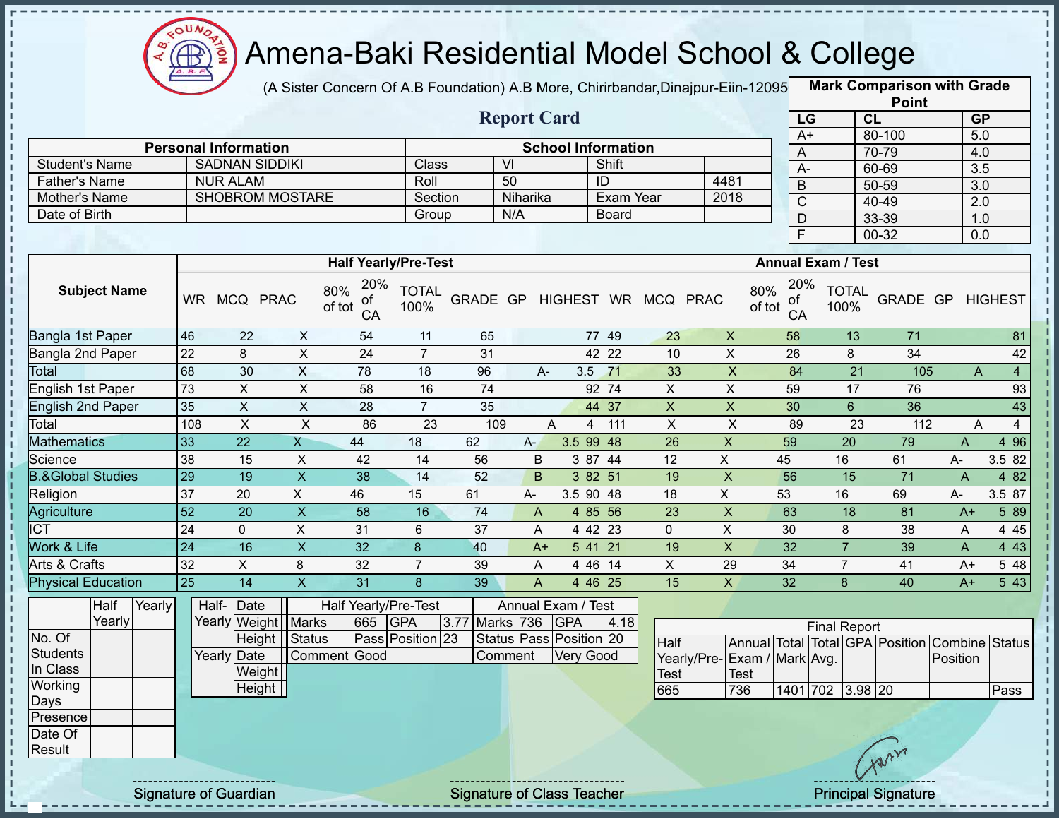# Amena-Baki Residential Model School & College

(A Sister Concern Of A.B Foundation) A.B More, Chirirbandar,Dinajpur-Eiin-120950

## Report Card

| Mark Comparison with Grade Point | | |
|---|---|---|
| LG | CL | GP |
| A+ | 80-100 | 5.0 |
| A | 70-79 | 4.0 |
| A- | 60-69 | 3.5 |
| B | 50-59 | 3.0 |
| C | 40-49 | 2.0 |
| D | 33-39 | 1.0 |
| F | 00-32 | 0.0 |

| Personal Information | | School Information | | | |
|---|---|---|---|---|---|
| Student's Name | SADNAN SIDDIKI | Class | VI | Shift | |
| Father's Name | NUR ALAM | Roll | 50 | ID | 4481 |
| Mother's Name | SHOBROM MOSTARE | Section | Niharika | Exam Year | 2018 |
| Date of Birth | | Group | N/A | Board | |

| Subject Name | Half Yearly/Pre-Test | | | | | | | | | Annual Exam / Test | | | | | | | | |
|---|---|---|---|---|---|---|---|---|---|---|---|---|---|---|---|---|---|---|
| | WR | MCQ | PRAC | 80% of tot | 20% of CA | TOTAL 100% | GRADE | GP | HIGHEST | WR | MCQ | PRAC | 80% of tot | 20% of CA | TOTAL 100% | GRADE | GP | HIGHEST |
| Bangla 1st Paper | 46 | 22 | X | 54 | 11 | 65 | | | 77 | 49 | 23 | X | 58 | 13 | 71 | | | 81 |
| Bangla 2nd Paper | 22 | 8 | X | 24 | 7 | 31 | | | 42 | 22 | 10 | X | 26 | 8 | 34 | | | 42 |
| Total | 68 | 30 | X | 78 | 18 | 96 | A- | 3.5 | | 71 | 33 | X | 84 | 21 | 105 | A | 4 | |
| English 1st Paper | 73 | X | X | 58 | 16 | 74 | | | 92 | 74 | X | X | 59 | 17 | 76 | | | 93 |
| English 2nd Paper | 35 | X | X | 28 | 7 | 35 | | | 44 | 37 | X | X | 30 | 6 | 36 | | | 43 |
| Total | 108 | X | X | 86 | 23 | 109 | A | 4 | | 111 | X | X | 89 | 23 | 112 | A | 4 | |
| Mathematics | 33 | 22 | X | 44 | 18 | 62 | A- | 3.5 | 99 | 48 | 26 | X | 59 | 20 | 79 | A | 4 | 96 |
| Science | 38 | 15 | X | 42 | 14 | 56 | B | 3 | 87 | 44 | 12 | X | 45 | 16 | 61 | A- | 3.5 | 82 |
| B.&Global Studies | 29 | 19 | X | 38 | 14 | 52 | B | 3 | 82 | 51 | 19 | X | 56 | 15 | 71 | A | 4 | 82 |
| Religion | 37 | 20 | X | 46 | 15 | 61 | A- | 3.5 | 90 | 48 | 18 | X | 53 | 16 | 69 | A- | 3.5 | 87 |
| Agriculture | 52 | 20 | X | 58 | 16 | 74 | A | 4 | 85 | 56 | 23 | X | 63 | 18 | 81 | A+ | 5 | 89 |
| ICT | 24 | 0 | X | 31 | 6 | 37 | A | 4 | 42 | 23 | 0 | X | 30 | 8 | 38 | A | 4 | 45 |
| Work & Life | 24 | 16 | X | 32 | 8 | 40 | A+ | 5 | 41 | 21 | 19 | X | 32 | 7 | 39 | A | 4 | 43 |
| Arts & Crafts | 32 | X | 8 | 32 | 7 | 39 | A | 4 | 46 | 14 | X | 29 | 34 | 7 | 41 | A+ | 5 | 48 |
| Physical Education | 25 | 14 | X | 31 | 8 | 39 | A | 4 | 46 | 25 | 15 | X | 32 | 8 | 40 | A+ | 5 | 43 |

| | Half Yearly | Yearly |
|---|---|---|
| No. Of Students In Class | | |
| Working Days | | |
| Presence | | |
| Date Of Result | | |

| | | |
|---|---|---|
| Half-Yearly | Date | |
| | Weight | |
| | Height | |
| Yearly | Date | |
| | Weight | |
| | Height | |

| Half Yearly/Pre-Test | | | | Annual Exam / Test | | | |
|---|---|---|---|---|---|---|---|
| Marks | 665 | GPA | 3.77 | Marks | 736 | GPA | 4.18 |
| Status | Pass | Position | 23 | Status | Pass | Position | 20 |
| Comment | Good | | | Comment | Very Good | | |

| Final Report | | | | | | | |
|---|---|---|---|---|---|---|---|
| Half Yearly/Pre-Test | Annual Exam / Test | Total Mark | Total Avg. | GPA | Position | Combine Position | Status |
| 665 | 736 | 1401 | 702 | 3.98 | 20 | | Pass |

Signature of Guardian | Signature of Class Teacher | Principal Signature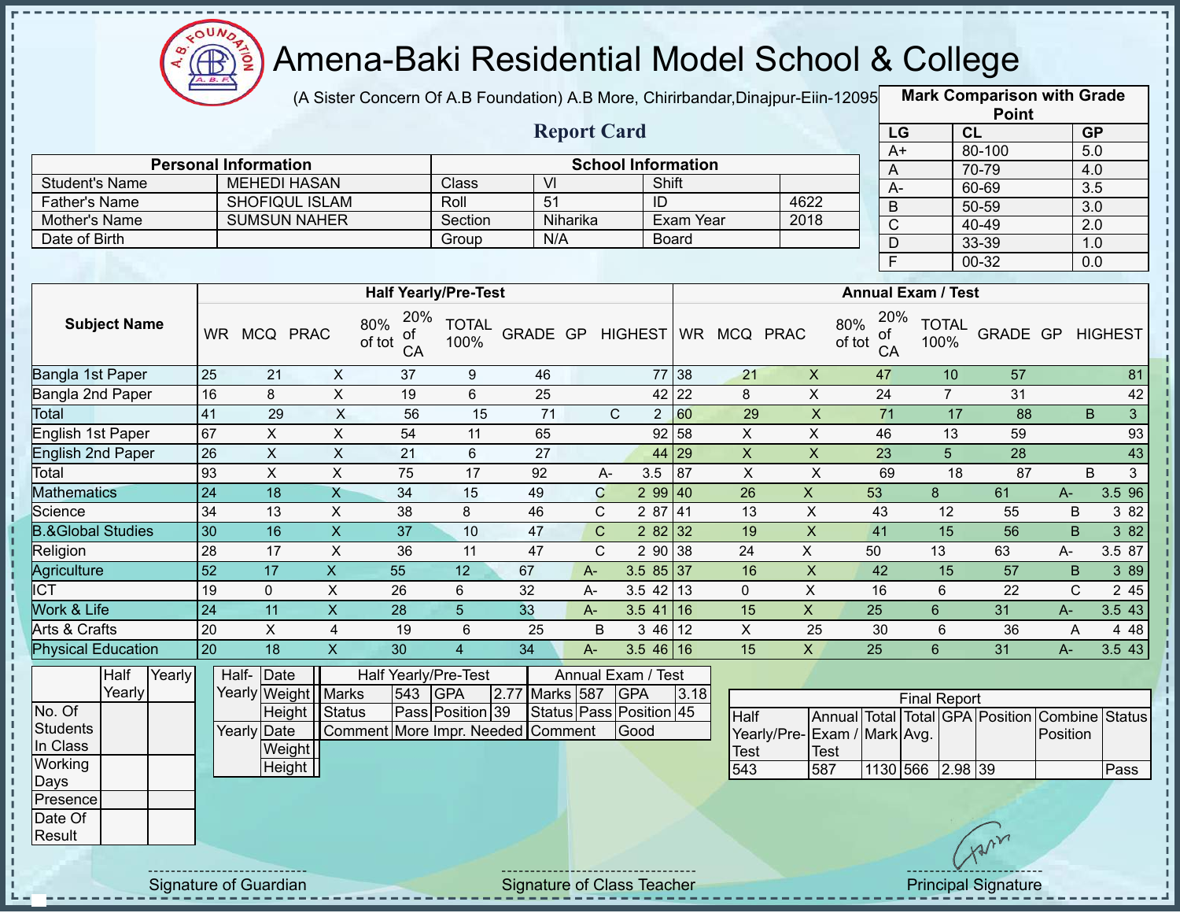# Amena-Baki Residential Model School & College

(A Sister Concern Of A.B Foundation) A.B More, Chirirbandar,Dinajpur-Eiin-120950

## Report Card

| Mark Comparison with Grade Point | | |
|---|---|---|
| LG | CL | GP |
| A+ | 80-100 | 5.0 |
| A | 70-79 | 4.0 |
| A- | 60-69 | 3.5 |
| B | 50-59 | 3.0 |
| C | 40-49 | 2.0 |
| D | 33-39 | 1.0 |
| F | 00-32 | 0.0 |

| Personal Information | | School Information | | | |
|---|---|---|---|---|---|
| Student's Name | MEHEDI HASAN | Class | VI | Shift | |
| Father's Name | SHOFIQUL ISLAM | Roll | 51 | ID | 4622 |
| Mother's Name | SUMSUN NAHER | Section | Niharika | Exam Year | 2018 |
| Date of Birth | | Group | N/A | Board | |

| Subject Name | Half Yearly/Pre-Test | | | | | | | | | Annual Exam / Test | | | | | | | | |
|---|---|---|---|---|---|---|---|---|---|---|---|---|---|---|---|---|---|---|
| | WR | MCQ | PRAC | 80% of tot | 20% of CA | TOTAL 100% | GRADE | GP | HIGHEST | WR | MCQ | PRAC | 80% of tot | 20% of CA | TOTAL 100% | GRADE | GP | HIGHEST |
| Bangla 1st Paper | 25 | 21 | X | 37 | 9 | 46 | | | 77 | 38 | 21 | X | 47 | 10 | 57 | | | 81 |
| Bangla 2nd Paper | 16 | 8 | X | 19 | 6 | 25 | | | 42 | 22 | 8 | X | 24 | 7 | 31 | | | 42 |
| Total | 41 | 29 | X | 56 | 15 | 71 | C | 2 | | 60 | 29 | X | 71 | 17 | 88 | B | 3 | |
| English 1st Paper | 67 | X | X | 54 | 11 | 65 | | | 92 | 58 | X | X | 46 | 13 | 59 | | | 93 |
| English 2nd Paper | 26 | X | X | 21 | 6 | 27 | | | 44 | 29 | X | X | 23 | 5 | 28 | | | 43 |
| Total | 93 | X | X | 75 | 17 | 92 | A- | 3.5 | | 87 | X | X | 69 | 18 | 87 | B | 3 | |
| Mathematics | 24 | 18 | X | 34 | 15 | 49 | C | 2 | 99 | 40 | 26 | X | 53 | 8 | 61 | A- | 3.5 | 96 |
| Science | 34 | 13 | X | 38 | 8 | 46 | C | 2 | 87 | 41 | 13 | X | 43 | 12 | 55 | B | 3 | 82 |
| B.&Global Studies | 30 | 16 | X | 37 | 10 | 47 | C | 2 | 82 | 32 | 19 | X | 41 | 15 | 56 | B | 3 | 82 |
| Religion | 28 | 17 | X | 36 | 11 | 47 | C | 2 | 90 | 38 | 24 | X | 50 | 13 | 63 | A- | 3.5 | 87 |
| Agriculture | 52 | 17 | X | 55 | 12 | 67 | A- | 3.5 | 85 | 37 | 16 | X | 42 | 15 | 57 | B | 3 | 89 |
| ICT | 19 | 0 | X | 26 | 6 | 32 | A- | 3.5 | 42 | 13 | 0 | X | 16 | 6 | 22 | C | 2 | 45 |
| Work & Life | 24 | 11 | X | 28 | 5 | 33 | A- | 3.5 | 41 | 16 | 15 | X | 25 | 6 | 31 | A- | 3.5 | 43 |
| Arts & Crafts | 20 | X | 4 | 19 | 6 | 25 | B | 3 | 46 | 12 | X | 25 | 30 | 6 | 36 | A | 4 | 48 |
| Physical Education | 20 | 18 | X | 30 | 4 | 34 | A- | 3.5 | 46 | 16 | 15 | X | 25 | 6 | 31 | A- | 3.5 | 43 |

| | Half Yearly | Yearly |
|---|---|---|
| No. Of Students In Class | | |
| Working Days | | |
| Presence | | |
| Date Of Result | | |

| | | |
|---|---|---|
| Half-Yearly | Date | |
| | Weight | |
| | Height | |
| Yearly | Date | |
| | Weight | |
| | Height | |

| Half Yearly/Pre-Test | | | | Annual Exam / Test | | | |
|---|---|---|---|---|---|---|---|
| Marks | 543 | GPA | 2.77 | Marks | 587 | GPA | 3.18 |
| Status | Pass | Position | 39 | Status | Pass | Position | 45 |
| Comment | More Impr. Needed | | | Comment | Good | | |

| Final Report | | | | | | | |
|---|---|---|---|---|---|---|---|
| Half Yearly/Pre-Test | Annual Exam / Test | Total Mark | Total Avg. | GPA | Position | Combine Position | Status |
| 543 | 587 | 1130 | 566 | 2.98 | 39 | | Pass |

Signature of Guardian

Signature of Class Teacher

Principal Signature